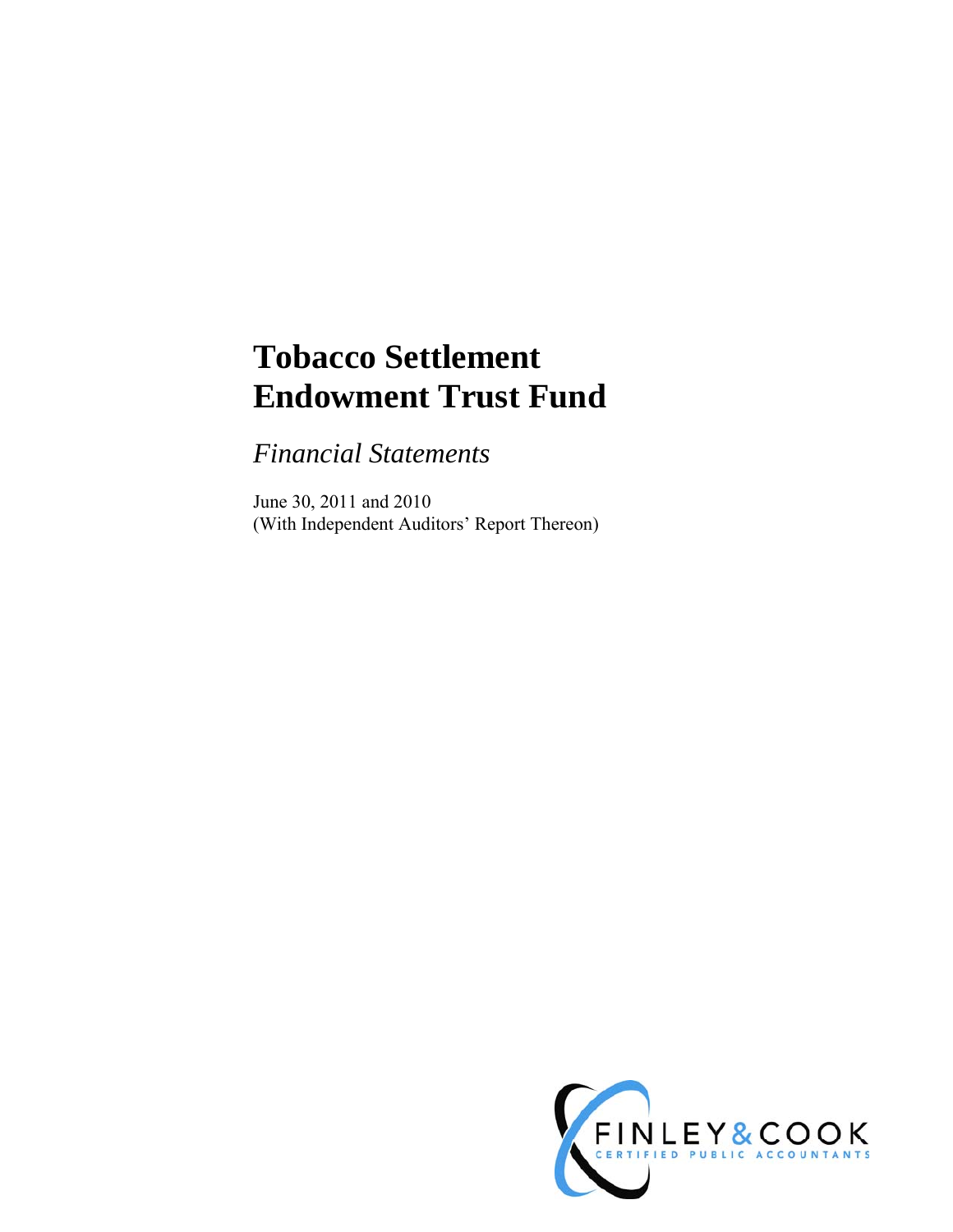# Tobacco Settlement Endowment Trust Fund

*Financial Statements*

June 30, 2011 and 2010
(With Independent Auditors' Report Thereon)

FINLEY & COOK
CERTIFIED PUBLIC ACCOUNTANTS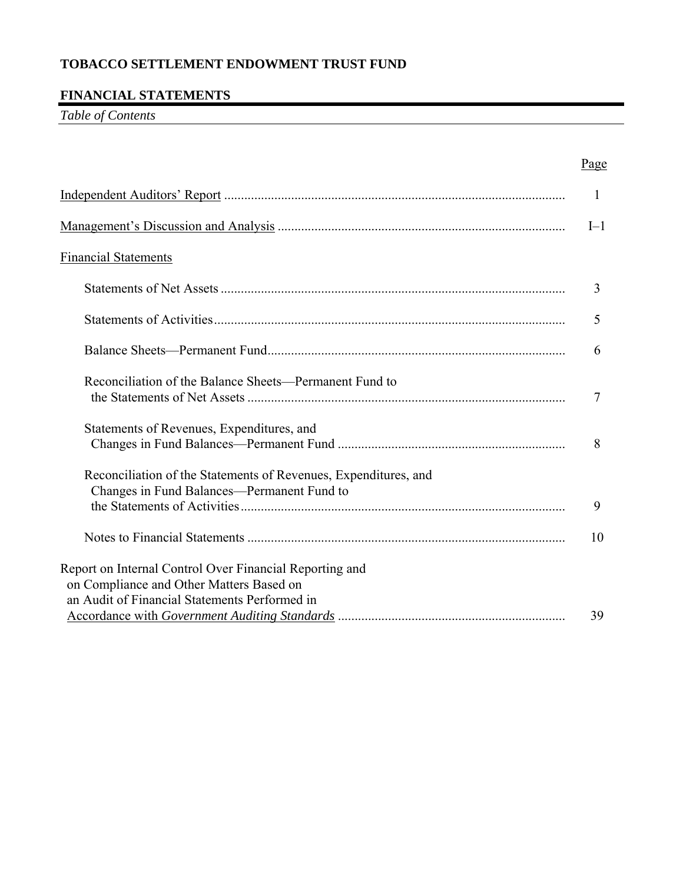# TOBACCO SETTLEMENT ENDOWMENT TRUST FUND

## FINANCIAL STATEMENTS

*Table of Contents*

| | Page |
|---|---|
| Independent Auditors' Report | 1 |
| Management's Discussion and Analysis | I–1 |
| Financial Statements | |
| Statements of Net Assets | 3 |
| Statements of Activities | 5 |
| Balance Sheets—Permanent Fund | 6 |
| Reconciliation of the Balance Sheets—Permanent Fund to the Statements of Net Assets | 7 |
| Statements of Revenues, Expenditures, and Changes in Fund Balances—Permanent Fund | 8 |
| Reconciliation of the Statements of Revenues, Expenditures, and Changes in Fund Balances—Permanent Fund to the Statements of Activities | 9 |
| Notes to Financial Statements | 10 |
| Report on Internal Control Over Financial Reporting and on Compliance and Other Matters Based on an Audit of Financial Statements Performed in Accordance with *Government Auditing Standards* | 39 |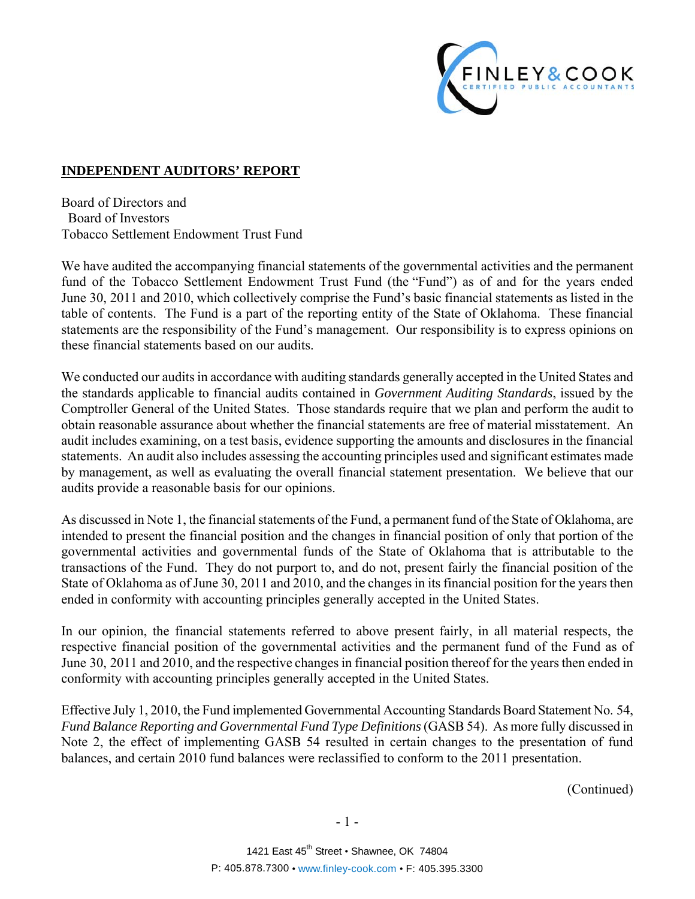## INDEPENDENT AUDITORS' REPORT

Board of Directors and
Board of Investors
Tobacco Settlement Endowment Trust Fund

We have audited the accompanying financial statements of the governmental activities and the permanent fund of the Tobacco Settlement Endowment Trust Fund (the "Fund") as of and for the years ended June 30, 2011 and 2010, which collectively comprise the Fund's basic financial statements as listed in the table of contents. The Fund is a part of the reporting entity of the State of Oklahoma. These financial statements are the responsibility of the Fund's management. Our responsibility is to express opinions on these financial statements based on our audits.

We conducted our audits in accordance with auditing standards generally accepted in the United States and the standards applicable to financial audits contained in *Government Auditing Standards*, issued by the Comptroller General of the United States. Those standards require that we plan and perform the audit to obtain reasonable assurance about whether the financial statements are free of material misstatement. An audit includes examining, on a test basis, evidence supporting the amounts and disclosures in the financial statements. An audit also includes assessing the accounting principles used and significant estimates made by management, as well as evaluating the overall financial statement presentation. We believe that our audits provide a reasonable basis for our opinions.

As discussed in Note 1, the financial statements of the Fund, a permanent fund of the State of Oklahoma, are intended to present the financial position and the changes in financial position of only that portion of the governmental activities and governmental funds of the State of Oklahoma that is attributable to the transactions of the Fund. They do not purport to, and do not, present fairly the financial position of the State of Oklahoma as of June 30, 2011 and 2010, and the changes in its financial position for the years then ended in conformity with accounting principles generally accepted in the United States.

In our opinion, the financial statements referred to above present fairly, in all material respects, the respective financial position of the governmental activities and the permanent fund of the Fund as of June 30, 2011 and 2010, and the respective changes in financial position thereof for the years then ended in conformity with accounting principles generally accepted in the United States.

Effective July 1, 2010, the Fund implemented Governmental Accounting Standards Board Statement No. 54, *Fund Balance Reporting and Governmental Fund Type Definitions* (GASB 54). As more fully discussed in Note 2, the effect of implementing GASB 54 resulted in certain changes to the presentation of fund balances, and certain 2010 fund balances were reclassified to conform to the 2011 presentation.

(Continued)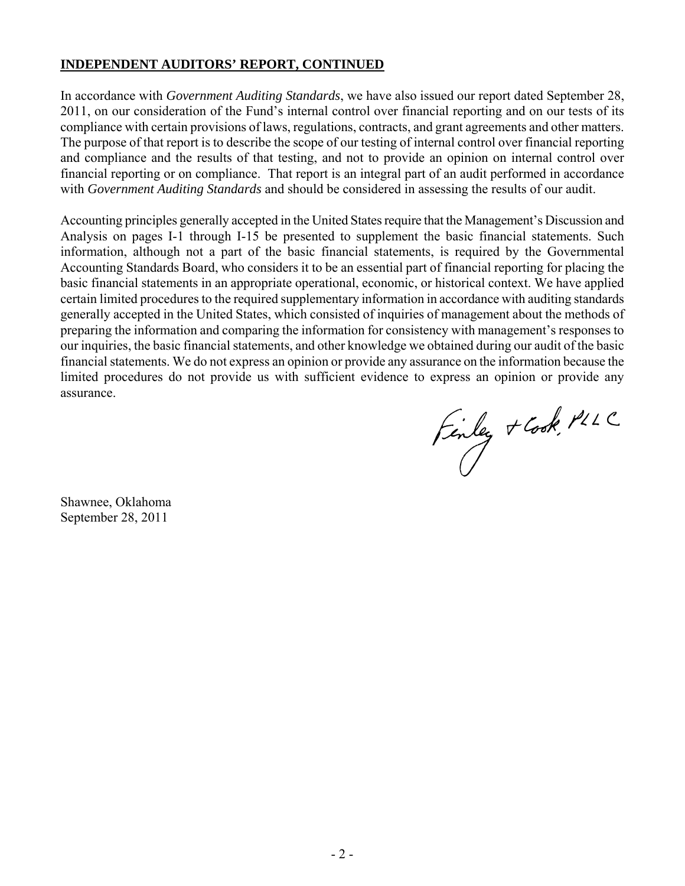## INDEPENDENT AUDITORS' REPORT, CONTINUED

In accordance with *Government Auditing Standards*, we have also issued our report dated September 28, 2011, on our consideration of the Fund's internal control over financial reporting and on our tests of its compliance with certain provisions of laws, regulations, contracts, and grant agreements and other matters. The purpose of that report is to describe the scope of our testing of internal control over financial reporting and compliance and the results of that testing, and not to provide an opinion on internal control over financial reporting or on compliance. That report is an integral part of an audit performed in accordance with *Government Auditing Standards* and should be considered in assessing the results of our audit.

Accounting principles generally accepted in the United States require that the Management's Discussion and Analysis on pages I-1 through I-15 be presented to supplement the basic financial statements. Such information, although not a part of the basic financial statements, is required by the Governmental Accounting Standards Board, who considers it to be an essential part of financial reporting for placing the basic financial statements in an appropriate operational, economic, or historical context. We have applied certain limited procedures to the required supplementary information in accordance with auditing standards generally accepted in the United States, which consisted of inquiries of management about the methods of preparing the information and comparing the information for consistency with management's responses to our inquiries, the basic financial statements, and other knowledge we obtained during our audit of the basic financial statements. We do not express an opinion or provide any assurance on the information because the limited procedures do not provide us with sufficient evidence to express an opinion or provide any assurance.

Finley & Cook, PLLC

Shawnee, Oklahoma
September 28, 2011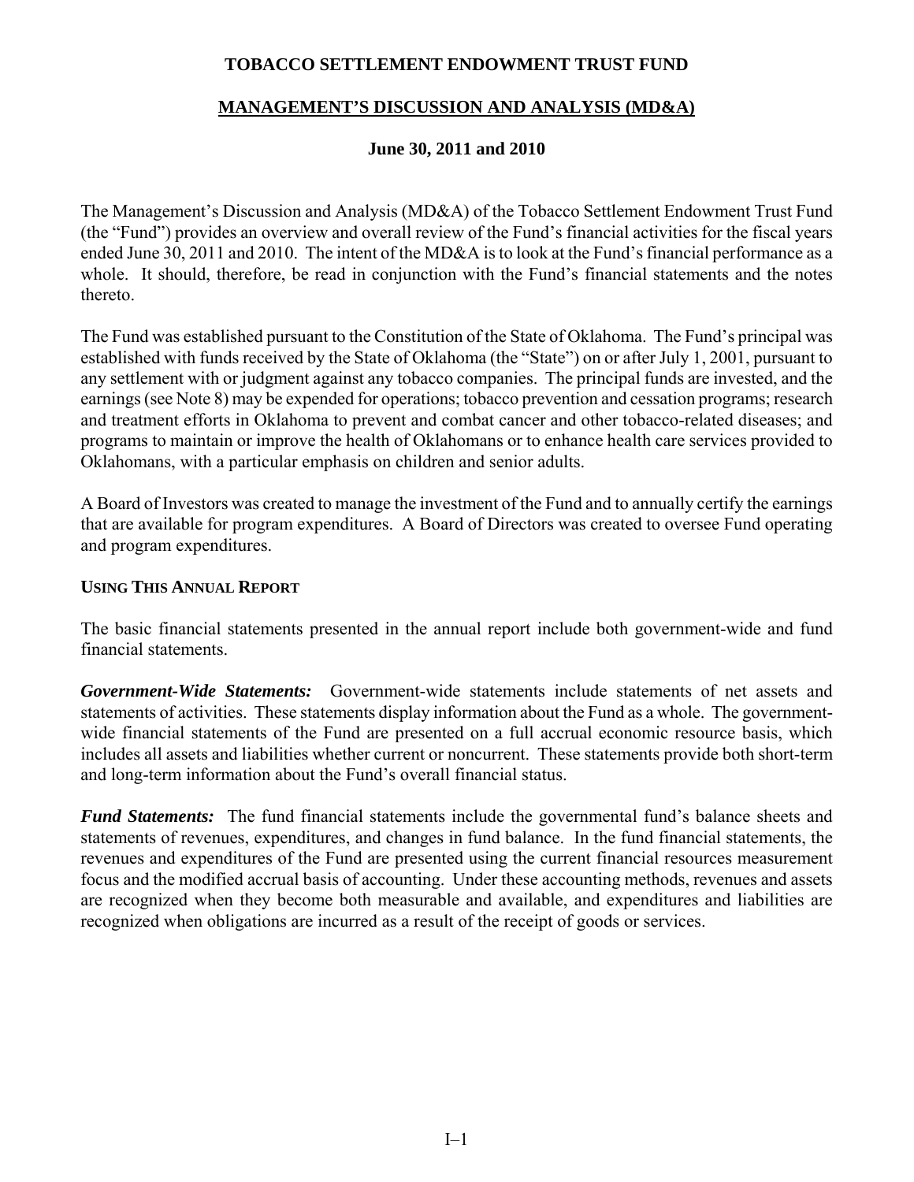# TOBACCO SETTLEMENT ENDOWMENT TRUST FUND

## MANAGEMENT'S DISCUSSION AND ANALYSIS (MD&A)

### June 30, 2011 and 2010

The Management's Discussion and Analysis (MD&A) of the Tobacco Settlement Endowment Trust Fund (the "Fund") provides an overview and overall review of the Fund's financial activities for the fiscal years ended June 30, 2011 and 2010. The intent of the MD&A is to look at the Fund's financial performance as a whole. It should, therefore, be read in conjunction with the Fund's financial statements and the notes thereto.

The Fund was established pursuant to the Constitution of the State of Oklahoma. The Fund's principal was established with funds received by the State of Oklahoma (the "State") on or after July 1, 2001, pursuant to any settlement with or judgment against any tobacco companies. The principal funds are invested, and the earnings (see Note 8) may be expended for operations; tobacco prevention and cessation programs; research and treatment efforts in Oklahoma to prevent and combat cancer and other tobacco-related diseases; and programs to maintain or improve the health of Oklahomans or to enhance health care services provided to Oklahomans, with a particular emphasis on children and senior adults.

A Board of Investors was created to manage the investment of the Fund and to annually certify the earnings that are available for program expenditures. A Board of Directors was created to oversee Fund operating and program expenditures.

**USING THIS ANNUAL REPORT**

The basic financial statements presented in the annual report include both government-wide and fund financial statements.

***Government-Wide Statements:*** Government-wide statements include statements of net assets and statements of activities. These statements display information about the Fund as a whole. The government-wide financial statements of the Fund are presented on a full accrual economic resource basis, which includes all assets and liabilities whether current or noncurrent. These statements provide both short-term and long-term information about the Fund's overall financial status.

***Fund Statements:*** The fund financial statements include the governmental fund's balance sheets and statements of revenues, expenditures, and changes in fund balance. In the fund financial statements, the revenues and expenditures of the Fund are presented using the current financial resources measurement focus and the modified accrual basis of accounting. Under these accounting methods, revenues and assets are recognized when they become both measurable and available, and expenditures and liabilities are recognized when obligations are incurred as a result of the receipt of goods or services.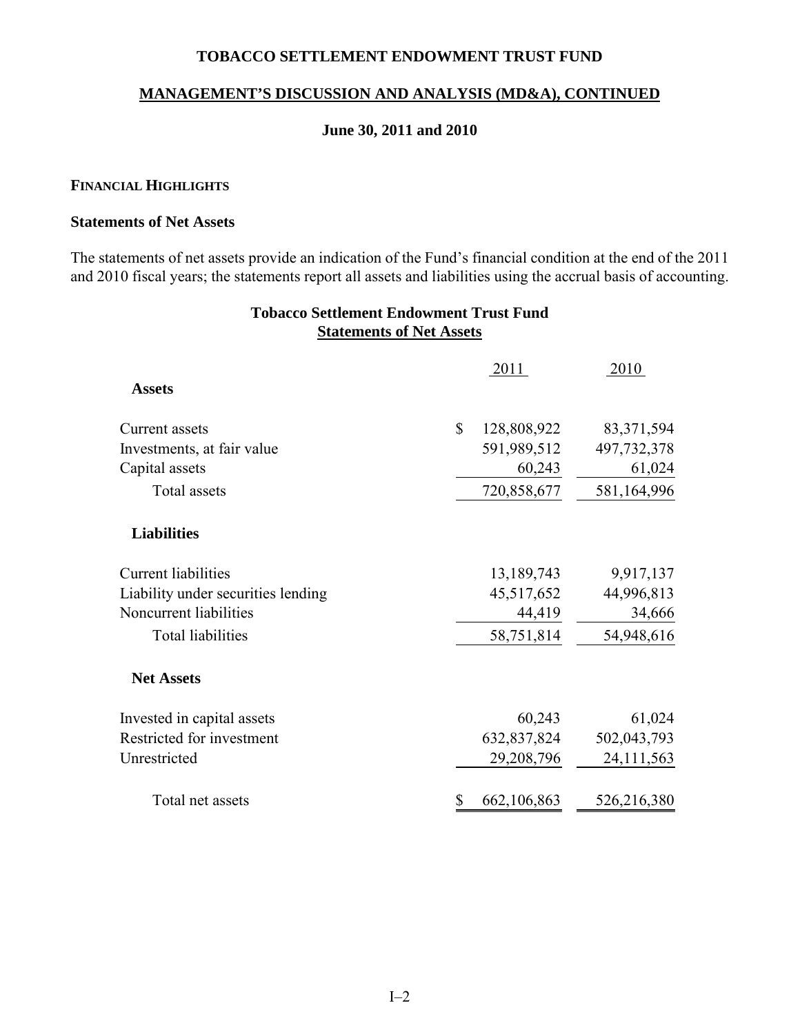# TOBACCO SETTLEMENT ENDOWMENT TRUST FUND

## MANAGEMENT'S DISCUSSION AND ANALYSIS (MD&A), CONTINUED

### June 30, 2011 and 2010

**FINANCIAL HIGHLIGHTS**

**Statements of Net Assets**

The statements of net assets provide an indication of the Fund's financial condition at the end of the 2011 and 2010 fiscal years; the statements report all assets and liabilities using the accrual basis of accounting.

**Tobacco Settlement Endowment Trust Fund**
**Statements of Net Assets**

| | 2011 | 2010 |
|---|---|---|
| **Assets** | | |
| Current assets | $ 128,808,922 | 83,371,594 |
| Investments, at fair value | 591,989,512 | 497,732,378 |
| Capital assets | 60,243 | 61,024 |
| Total assets | 720,858,677 | 581,164,996 |
| **Liabilities** | | |
| Current liabilities | 13,189,743 | 9,917,137 |
| Liability under securities lending | 45,517,652 | 44,996,813 |
| Noncurrent liabilities | 44,419 | 34,666 |
| Total liabilities | 58,751,814 | 54,948,616 |
| **Net Assets** | | |
| Invested in capital assets | 60,243 | 61,024 |
| Restricted for investment | 632,837,824 | 502,043,793 |
| Unrestricted | 29,208,796 | 24,111,563 |
| Total net assets | $ 662,106,863 | 526,216,380 |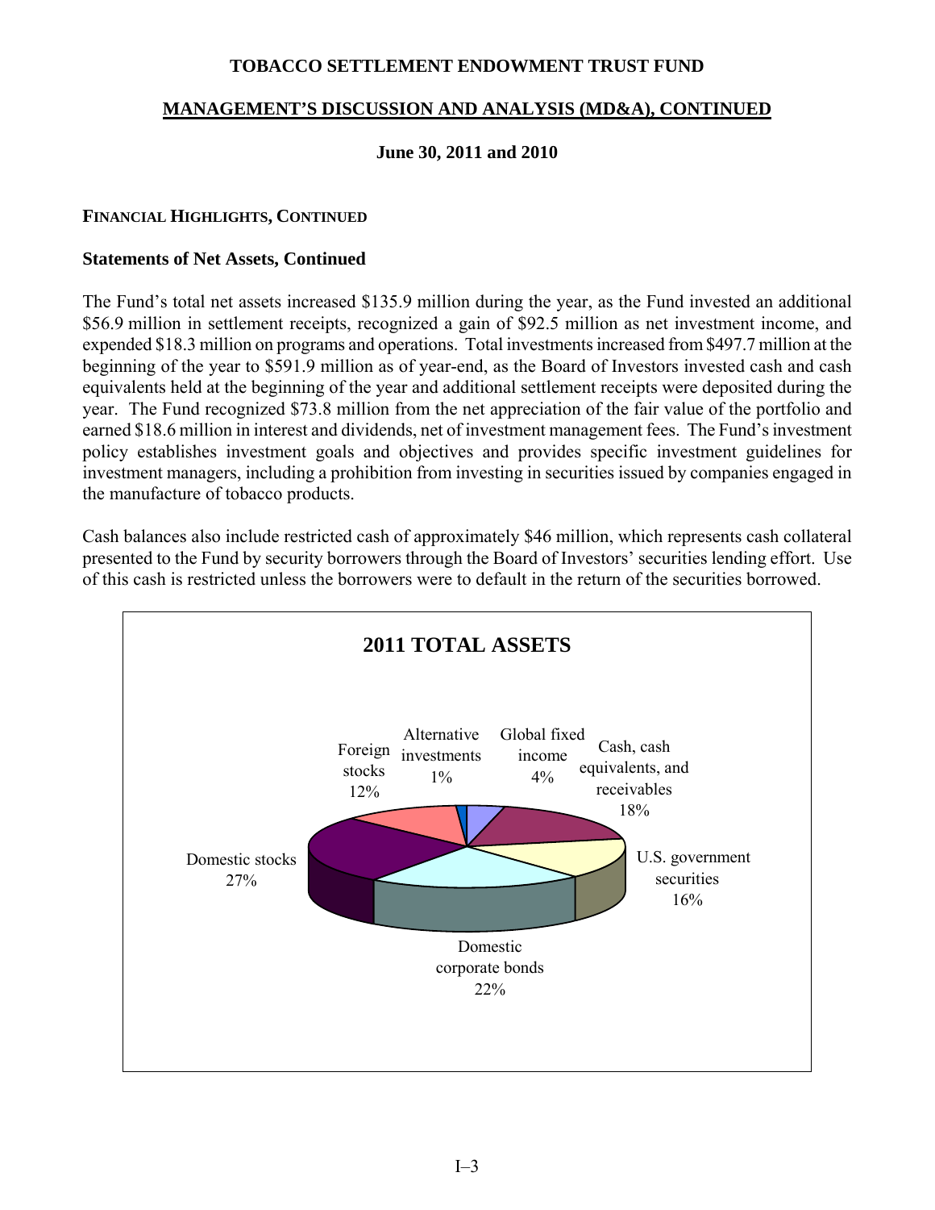# TOBACCO SETTLEMENT ENDOWMENT TRUST FUND

## MANAGEMENT'S DISCUSSION AND ANALYSIS (MD&A), CONTINUED

**June 30, 2011 and 2010**

### FINANCIAL HIGHLIGHTS, CONTINUED

**Statements of Net Assets, Continued**

The Fund's total net assets increased $135.9 million during the year, as the Fund invested an additional $56.9 million in settlement receipts, recognized a gain of $92.5 million as net investment income, and expended $18.3 million on programs and operations. Total investments increased from $497.7 million at the beginning of the year to $591.9 million as of year-end, as the Board of Investors invested cash and cash equivalents held at the beginning of the year and additional settlement receipts were deposited during the year. The Fund recognized $73.8 million from the net appreciation of the fair value of the portfolio and earned $18.6 million in interest and dividends, net of investment management fees. The Fund's investment policy establishes investment goals and objectives and provides specific investment guidelines for investment managers, including a prohibition from investing in securities issued by companies engaged in the manufacture of tobacco products.

Cash balances also include restricted cash of approximately $46 million, which represents cash collateral presented to the Fund by security borrowers through the Board of Investors' securities lending effort. Use of this cash is restricted unless the borrowers were to default in the return of the securities borrowed.

**2011 TOTAL ASSETS**

| Category | Percentage |
|---|---|
| Domestic stocks | 27% |
| Domestic corporate bonds | 22% |
| Cash, cash equivalents, and receivables | 18% |
| U.S. government securities | 16% |
| Foreign stocks | 12% |
| Global fixed income | 4% |
| Alternative investments | 1% |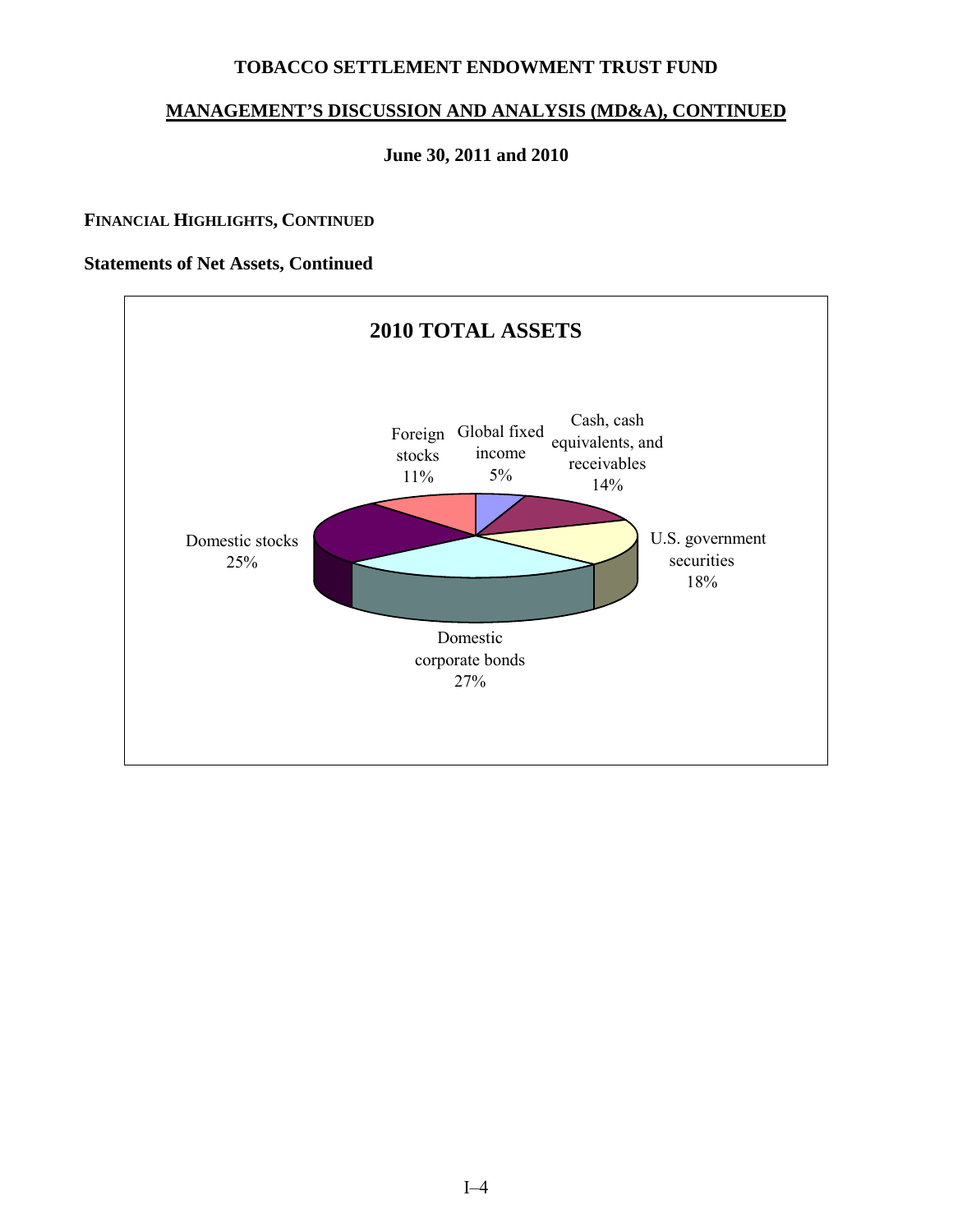# TOBACCO SETTLEMENT ENDOWMENT TRUST FUND

## MANAGEMENT'S DISCUSSION AND ANALYSIS (MD&A), CONTINUED

### June 30, 2011 and 2010

**FINANCIAL HIGHLIGHTS, CONTINUED**

**Statements of Net Assets, Continued**

**2010 TOTAL ASSETS**

Foreign stocks 11%

Global fixed income 5%

Cash, cash equivalents, and receivables 14%

U.S. government securities 18%

Domestic corporate bonds 27%

Domestic stocks 25%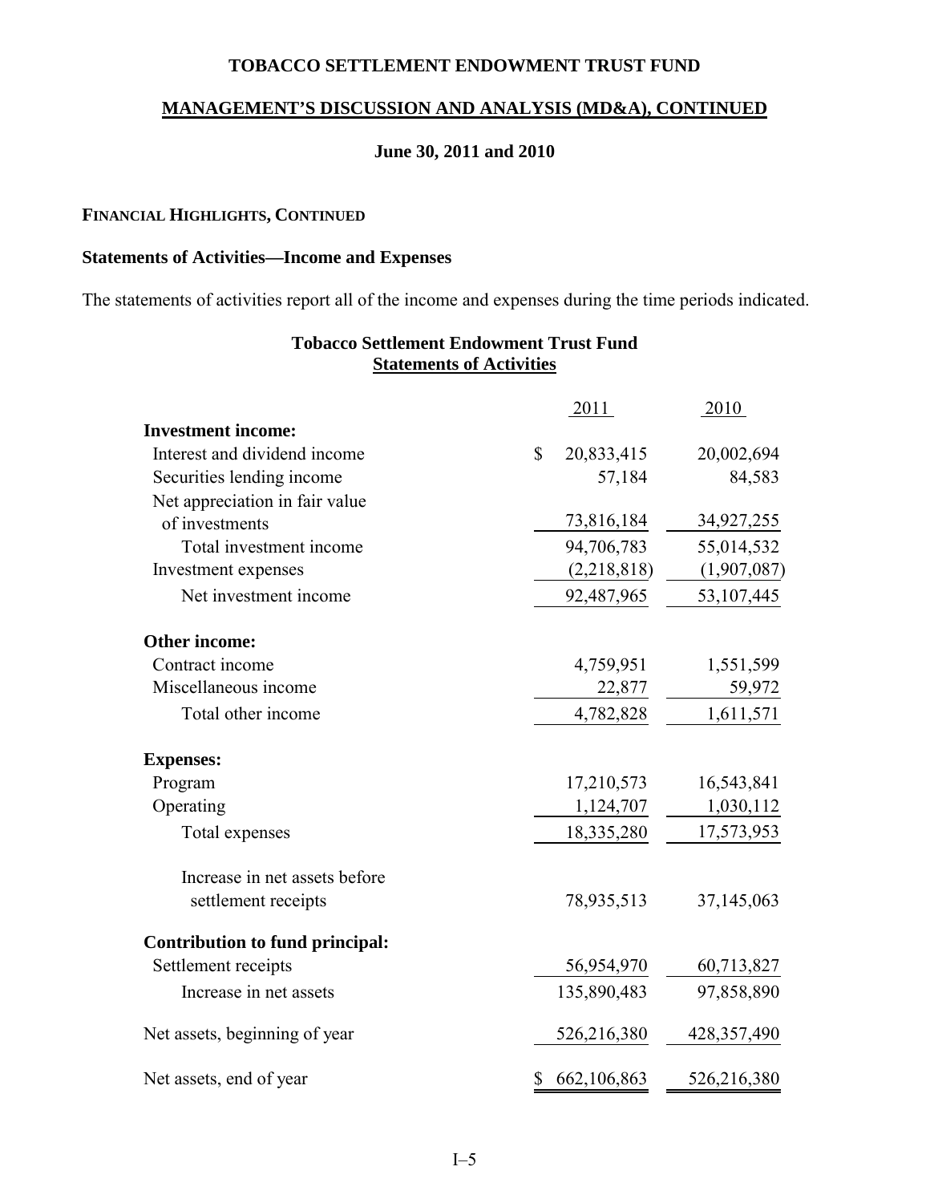# TOBACCO SETTLEMENT ENDOWMENT TRUST FUND

## MANAGEMENT'S DISCUSSION AND ANALYSIS (MD&A), CONTINUED

### June 30, 2011 and 2010

**FINANCIAL HIGHLIGHTS, CONTINUED**

**Statements of Activities—Income and Expenses**

The statements of activities report all of the income and expenses during the time periods indicated.

**Tobacco Settlement Endowment Trust Fund**
**Statements of Activities**

| | 2011 | 2010 |
|---|---|---|
| **Investment income:** | | |
| Interest and dividend income | $ 20,833,415 | 20,002,694 |
| Securities lending income | 57,184 | 84,583 |
| Net appreciation in fair value of investments | 73,816,184 | 34,927,255 |
| Total investment income | 94,706,783 | 55,014,532 |
| Investment expenses | (2,218,818) | (1,907,087) |
| Net investment income | 92,487,965 | 53,107,445 |
| **Other income:** | | |
| Contract income | 4,759,951 | 1,551,599 |
| Miscellaneous income | 22,877 | 59,972 |
| Total other income | 4,782,828 | 1,611,571 |
| **Expenses:** | | |
| Program | 17,210,573 | 16,543,841 |
| Operating | 1,124,707 | 1,030,112 |
| Total expenses | 18,335,280 | 17,573,953 |
| Increase in net assets before settlement receipts | 78,935,513 | 37,145,063 |
| **Contribution to fund principal:** | | |
| Settlement receipts | 56,954,970 | 60,713,827 |
| Increase in net assets | 135,890,483 | 97,858,890 |
| Net assets, beginning of year | 526,216,380 | 428,357,490 |
| Net assets, end of year | $ 662,106,863 | 526,216,380 |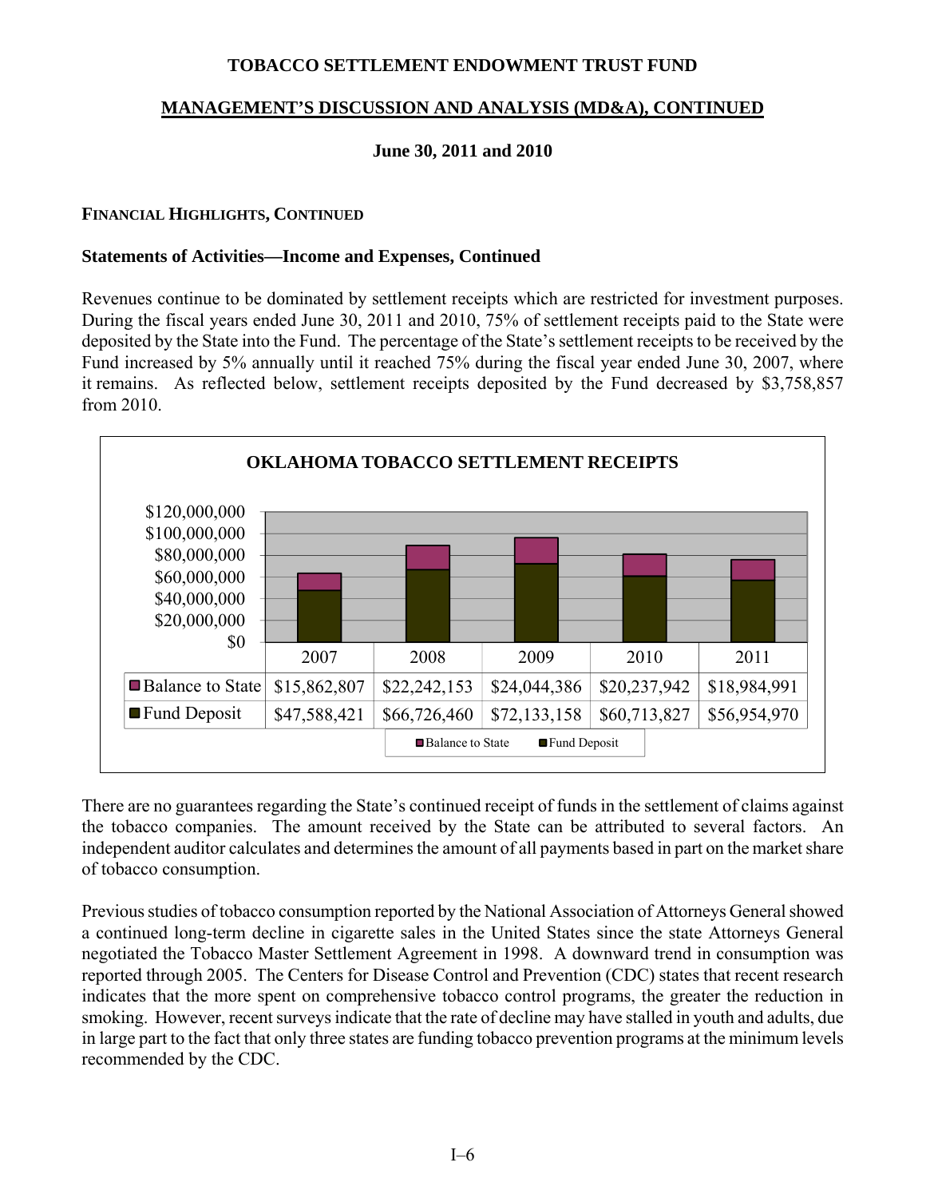# TOBACCO SETTLEMENT ENDOWMENT TRUST FUND

## MANAGEMENT'S DISCUSSION AND ANALYSIS (MD&A), CONTINUED

### June 30, 2011 and 2010

**FINANCIAL HIGHLIGHTS, CONTINUED**

**Statements of Activities—Income and Expenses, Continued**

Revenues continue to be dominated by settlement receipts which are restricted for investment purposes. During the fiscal years ended June 30, 2011 and 2010, 75% of settlement receipts paid to the State were deposited by the State into the Fund. The percentage of the State's settlement receipts to be received by the Fund increased by 5% annually until it reached 75% during the fiscal year ended June 30, 2007, where it remains. As reflected below, settlement receipts deposited by the Fund decreased by $3,758,857 from 2010.

**OKLAHOMA TOBACCO SETTLEMENT RECEIPTS**

| | 2007 | 2008 | 2009 | 2010 | 2011 |
|---|---|---|---|---|---|
| Balance to State | $15,862,807 | $22,242,153 | $24,044,386 | $20,237,942 | $18,984,991 |
| Fund Deposit | $47,588,421 | $66,726,460 | $72,133,158 | $60,713,827 | $56,954,970 |

There are no guarantees regarding the State's continued receipt of funds in the settlement of claims against the tobacco companies. The amount received by the State can be attributed to several factors. An independent auditor calculates and determines the amount of all payments based in part on the market share of tobacco consumption.

Previous studies of tobacco consumption reported by the National Association of Attorneys General showed a continued long-term decline in cigarette sales in the United States since the state Attorneys General negotiated the Tobacco Master Settlement Agreement in 1998. A downward trend in consumption was reported through 2005. The Centers for Disease Control and Prevention (CDC) states that recent research indicates that the more spent on comprehensive tobacco control programs, the greater the reduction in smoking. However, recent surveys indicate that the rate of decline may have stalled in youth and adults, due in large part to the fact that only three states are funding tobacco prevention programs at the minimum levels recommended by the CDC.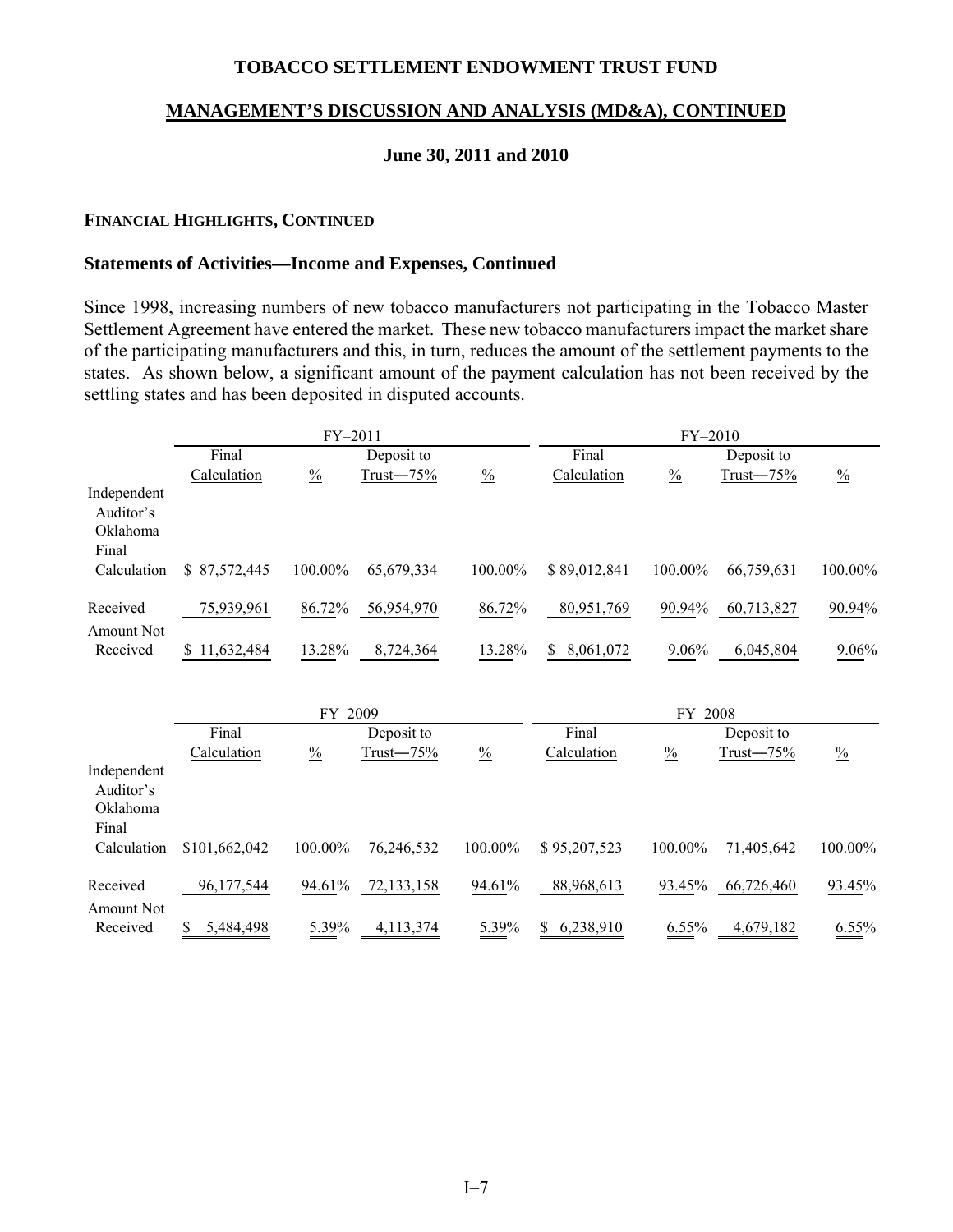# TOBACCO SETTLEMENT ENDOWMENT TRUST FUND

## MANAGEMENT'S DISCUSSION AND ANALYSIS (MD&A), CONTINUED

### June 30, 2011 and 2010

**FINANCIAL HIGHLIGHTS, CONTINUED**

**Statements of Activities—Income and Expenses, Continued**

Since 1998, increasing numbers of new tobacco manufacturers not participating in the Tobacco Master Settlement Agreement have entered the market. These new tobacco manufacturers impact the market share of the participating manufacturers and this, in turn, reduces the amount of the settlement payments to the states. As shown below, a significant amount of the payment calculation has not been received by the settling states and has been deposited in disputed accounts.

| | FY–2011 | | | | FY–2010 | | | |
|---|---|---|---|---|---|---|---|---|
| | Final Calculation | % | Deposit to Trust—75% | % | Final Calculation | % | Deposit to Trust—75% | % |
| Independent Auditor's Oklahoma Final Calculation | $ 87,572,445 | 100.00% | 65,679,334 | 100.00% | $ 89,012,841 | 100.00% | 66,759,631 | 100.00% |
| Received | 75,939,961 | 86.72% | 56,954,970 | 86.72% | 80,951,769 | 90.94% | 60,713,827 | 90.94% |
| Amount Not Received | $ 11,632,484 | 13.28% | 8,724,364 | 13.28% | $ 8,061,072 | 9.06% | 6,045,804 | 9.06% |

| | FY–2009 | | | | FY–2008 | | | |
|---|---|---|---|---|---|---|---|---|
| | Final Calculation | % | Deposit to Trust—75% | % | Final Calculation | % | Deposit to Trust—75% | % |
| Independent Auditor's Oklahoma Final Calculation | $101,662,042 | 100.00% | 76,246,532 | 100.00% | $ 95,207,523 | 100.00% | 71,405,642 | 100.00% |
| Received | 96,177,544 | 94.61% | 72,133,158 | 94.61% | 88,968,613 | 93.45% | 66,726,460 | 93.45% |
| Amount Not Received | $ 5,484,498 | 5.39% | 4,113,374 | 5.39% | $ 6,238,910 | 6.55% | 4,679,182 | 6.55% |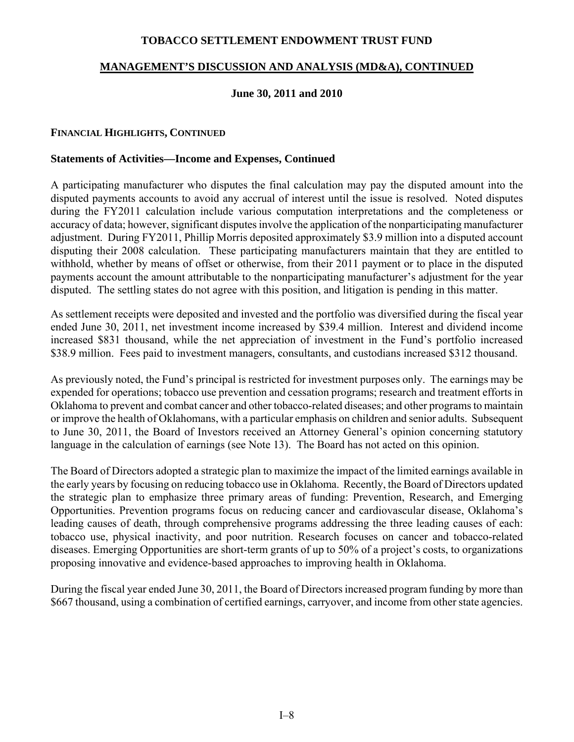# TOBACCO SETTLEMENT ENDOWMENT TRUST FUND

## MANAGEMENT'S DISCUSSION AND ANALYSIS (MD&A), CONTINUED

### June 30, 2011 and 2010

**FINANCIAL HIGHLIGHTS, CONTINUED**

**Statements of Activities—Income and Expenses, Continued**

A participating manufacturer who disputes the final calculation may pay the disputed amount into the disputed payments accounts to avoid any accrual of interest until the issue is resolved. Noted disputes during the FY2011 calculation include various computation interpretations and the completeness or accuracy of data; however, significant disputes involve the application of the nonparticipating manufacturer adjustment. During FY2011, Phillip Morris deposited approximately $3.9 million into a disputed account disputing their 2008 calculation. These participating manufacturers maintain that they are entitled to withhold, whether by means of offset or otherwise, from their 2011 payment or to place in the disputed payments account the amount attributable to the nonparticipating manufacturer's adjustment for the year disputed. The settling states do not agree with this position, and litigation is pending in this matter.

As settlement receipts were deposited and invested and the portfolio was diversified during the fiscal year ended June 30, 2011, net investment income increased by $39.4 million. Interest and dividend income increased $831 thousand, while the net appreciation of investment in the Fund's portfolio increased $38.9 million. Fees paid to investment managers, consultants, and custodians increased $312 thousand.

As previously noted, the Fund's principal is restricted for investment purposes only. The earnings may be expended for operations; tobacco use prevention and cessation programs; research and treatment efforts in Oklahoma to prevent and combat cancer and other tobacco-related diseases; and other programs to maintain or improve the health of Oklahomans, with a particular emphasis on children and senior adults. Subsequent to June 30, 2011, the Board of Investors received an Attorney General's opinion concerning statutory language in the calculation of earnings (see Note 13). The Board has not acted on this opinion.

The Board of Directors adopted a strategic plan to maximize the impact of the limited earnings available in the early years by focusing on reducing tobacco use in Oklahoma. Recently, the Board of Directors updated the strategic plan to emphasize three primary areas of funding: Prevention, Research, and Emerging Opportunities. Prevention programs focus on reducing cancer and cardiovascular disease, Oklahoma's leading causes of death, through comprehensive programs addressing the three leading causes of each: tobacco use, physical inactivity, and poor nutrition. Research focuses on cancer and tobacco-related diseases. Emerging Opportunities are short-term grants of up to 50% of a project's costs, to organizations proposing innovative and evidence-based approaches to improving health in Oklahoma.

During the fiscal year ended June 30, 2011, the Board of Directors increased program funding by more than $667 thousand, using a combination of certified earnings, carryover, and income from other state agencies.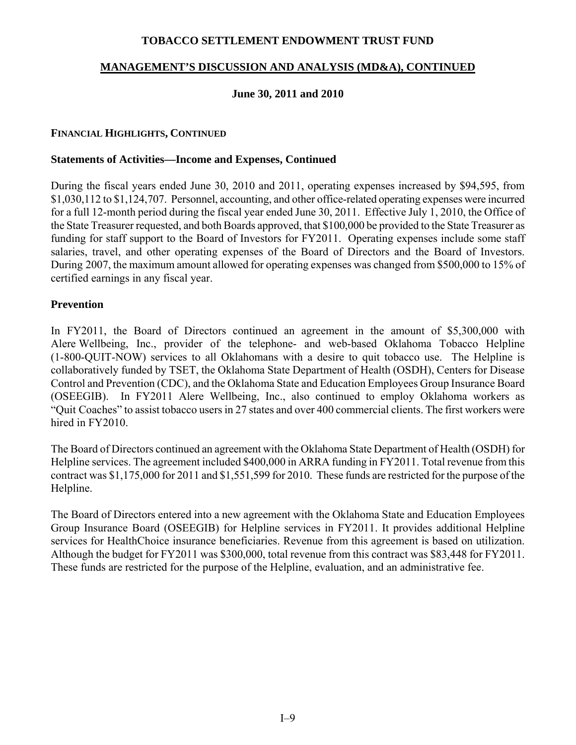## FINANCIAL HIGHLIGHTS, CONTINUED

### Statements of Activities—Income and Expenses, Continued

During the fiscal years ended June 30, 2010 and 2011, operating expenses increased by $94,595, from $1,030,112 to $1,124,707. Personnel, accounting, and other office-related operating expenses were incurred for a full 12-month period during the fiscal year ended June 30, 2011. Effective July 1, 2010, the Office of the State Treasurer requested, and both Boards approved, that $100,000 be provided to the State Treasurer as funding for staff support to the Board of Investors for FY2011. Operating expenses include some staff salaries, travel, and other operating expenses of the Board of Directors and the Board of Investors. During 2007, the maximum amount allowed for operating expenses was changed from $500,000 to 15% of certified earnings in any fiscal year.

### Prevention

In FY2011, the Board of Directors continued an agreement in the amount of $5,300,000 with Alere Wellbeing, Inc., provider of the telephone- and web-based Oklahoma Tobacco Helpline (1-800-QUIT-NOW) services to all Oklahomans with a desire to quit tobacco use. The Helpline is collaboratively funded by TSET, the Oklahoma State Department of Health (OSDH), Centers for Disease Control and Prevention (CDC), and the Oklahoma State and Education Employees Group Insurance Board (OSEEGIB). In FY2011 Alere Wellbeing, Inc., also continued to employ Oklahoma workers as "Quit Coaches" to assist tobacco users in 27 states and over 400 commercial clients. The first workers were hired in FY2010.

The Board of Directors continued an agreement with the Oklahoma State Department of Health (OSDH) for Helpline services. The agreement included $400,000 in ARRA funding in FY2011. Total revenue from this contract was $1,175,000 for 2011 and $1,551,599 for 2010. These funds are restricted for the purpose of the Helpline.

The Board of Directors entered into a new agreement with the Oklahoma State and Education Employees Group Insurance Board (OSEEGIB) for Helpline services in FY2011. It provides additional Helpline services for HealthChoice insurance beneficiaries. Revenue from this agreement is based on utilization. Although the budget for FY2011 was $300,000, total revenue from this contract was $83,448 for FY2011. These funds are restricted for the purpose of the Helpline, evaluation, and an administrative fee.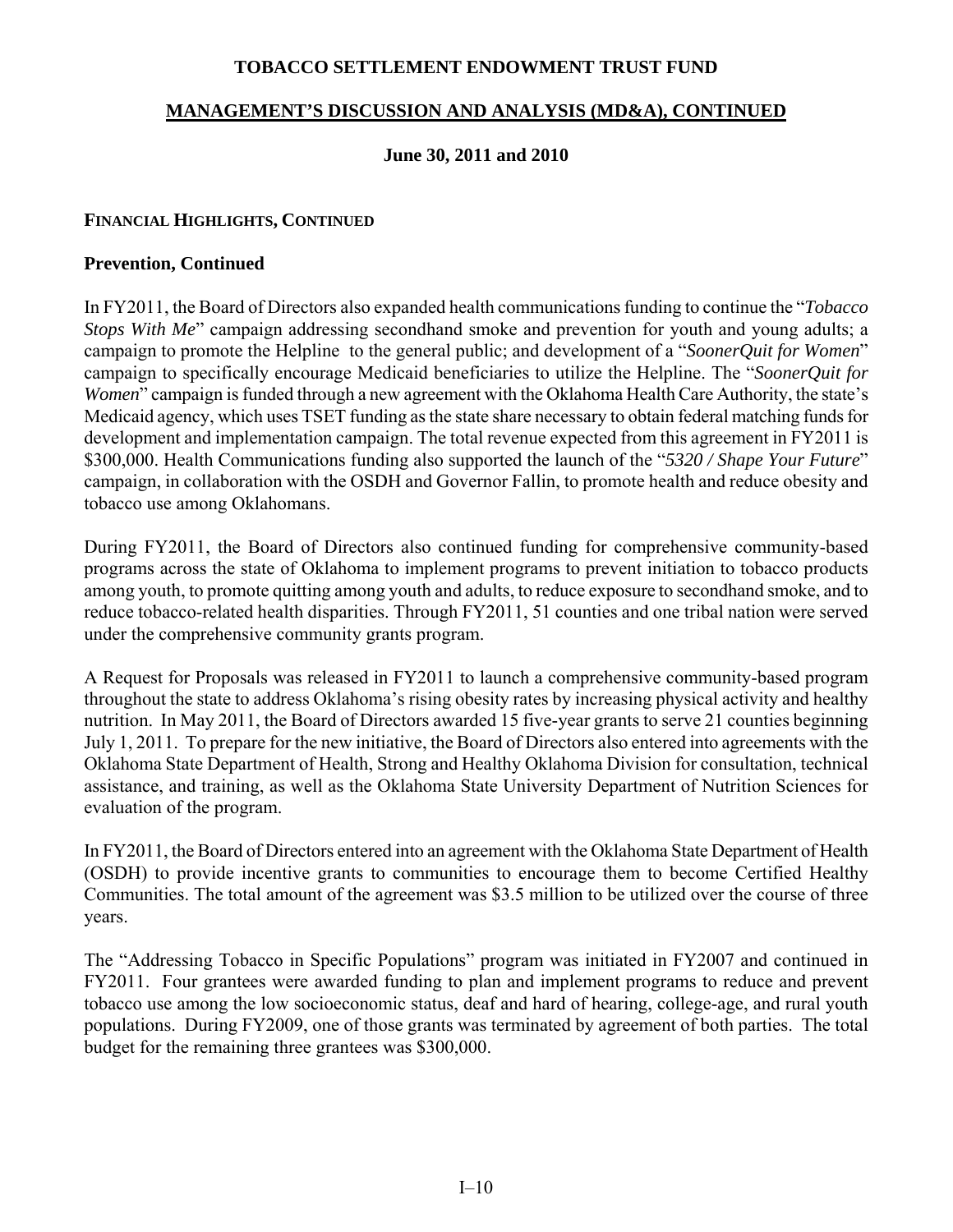# TOBACCO SETTLEMENT ENDOWMENT TRUST FUND

## MANAGEMENT'S DISCUSSION AND ANALYSIS (MD&A), CONTINUED

**June 30, 2011 and 2010**

### FINANCIAL HIGHLIGHTS, CONTINUED

### Prevention, Continued

In FY2011, the Board of Directors also expanded health communications funding to continue the "*Tobacco Stops With Me*" campaign addressing secondhand smoke and prevention for youth and young adults; a campaign to promote the Helpline to the general public; and development of a "*SoonerQuit for Women*" campaign to specifically encourage Medicaid beneficiaries to utilize the Helpline. The "*SoonerQuit for Women*" campaign is funded through a new agreement with the Oklahoma Health Care Authority, the state's Medicaid agency, which uses TSET funding as the state share necessary to obtain federal matching funds for development and implementation campaign. The total revenue expected from this agreement in FY2011 is $300,000. Health Communications funding also supported the launch of the "*5320 / Shape Your Future*" campaign, in collaboration with the OSDH and Governor Fallin, to promote health and reduce obesity and tobacco use among Oklahomans.

During FY2011, the Board of Directors also continued funding for comprehensive community-based programs across the state of Oklahoma to implement programs to prevent initiation to tobacco products among youth, to promote quitting among youth and adults, to reduce exposure to secondhand smoke, and to reduce tobacco-related health disparities. Through FY2011, 51 counties and one tribal nation were served under the comprehensive community grants program.

A Request for Proposals was released in FY2011 to launch a comprehensive community-based program throughout the state to address Oklahoma's rising obesity rates by increasing physical activity and healthy nutrition. In May 2011, the Board of Directors awarded 15 five-year grants to serve 21 counties beginning July 1, 2011. To prepare for the new initiative, the Board of Directors also entered into agreements with the Oklahoma State Department of Health, Strong and Healthy Oklahoma Division for consultation, technical assistance, and training, as well as the Oklahoma State University Department of Nutrition Sciences for evaluation of the program.

In FY2011, the Board of Directors entered into an agreement with the Oklahoma State Department of Health (OSDH) to provide incentive grants to communities to encourage them to become Certified Healthy Communities. The total amount of the agreement was $3.5 million to be utilized over the course of three years.

The "Addressing Tobacco in Specific Populations" program was initiated in FY2007 and continued in FY2011. Four grantees were awarded funding to plan and implement programs to reduce and prevent tobacco use among the low socioeconomic status, deaf and hard of hearing, college-age, and rural youth populations. During FY2009, one of those grants was terminated by agreement of both parties. The total budget for the remaining three grantees was $300,000.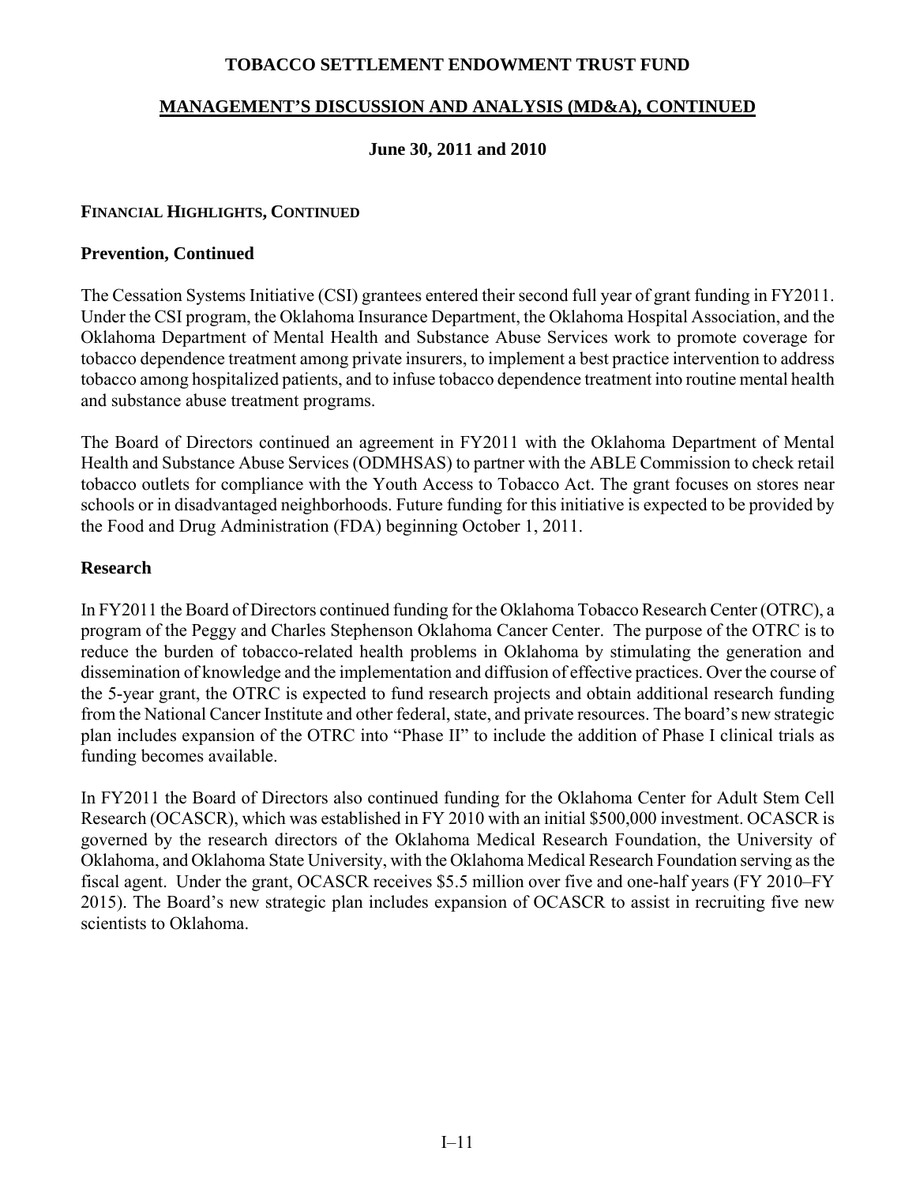## FINANCIAL HIGHLIGHTS, CONTINUED

### Prevention, Continued

The Cessation Systems Initiative (CSI) grantees entered their second full year of grant funding in FY2011. Under the CSI program, the Oklahoma Insurance Department, the Oklahoma Hospital Association, and the Oklahoma Department of Mental Health and Substance Abuse Services work to promote coverage for tobacco dependence treatment among private insurers, to implement a best practice intervention to address tobacco among hospitalized patients, and to infuse tobacco dependence treatment into routine mental health and substance abuse treatment programs.

The Board of Directors continued an agreement in FY2011 with the Oklahoma Department of Mental Health and Substance Abuse Services (ODMHSAS) to partner with the ABLE Commission to check retail tobacco outlets for compliance with the Youth Access to Tobacco Act. The grant focuses on stores near schools or in disadvantaged neighborhoods. Future funding for this initiative is expected to be provided by the Food and Drug Administration (FDA) beginning October 1, 2011.

### Research

In FY2011 the Board of Directors continued funding for the Oklahoma Tobacco Research Center (OTRC), a program of the Peggy and Charles Stephenson Oklahoma Cancer Center. The purpose of the OTRC is to reduce the burden of tobacco-related health problems in Oklahoma by stimulating the generation and dissemination of knowledge and the implementation and diffusion of effective practices. Over the course of the 5-year grant, the OTRC is expected to fund research projects and obtain additional research funding from the National Cancer Institute and other federal, state, and private resources. The board's new strategic plan includes expansion of the OTRC into "Phase II" to include the addition of Phase I clinical trials as funding becomes available.

In FY2011 the Board of Directors also continued funding for the Oklahoma Center for Adult Stem Cell Research (OCASCR), which was established in FY 2010 with an initial $500,000 investment. OCASCR is governed by the research directors of the Oklahoma Medical Research Foundation, the University of Oklahoma, and Oklahoma State University, with the Oklahoma Medical Research Foundation serving as the fiscal agent. Under the grant, OCASCR receives $5.5 million over five and one-half years (FY 2010–FY 2015). The Board's new strategic plan includes expansion of OCASCR to assist in recruiting five new scientists to Oklahoma.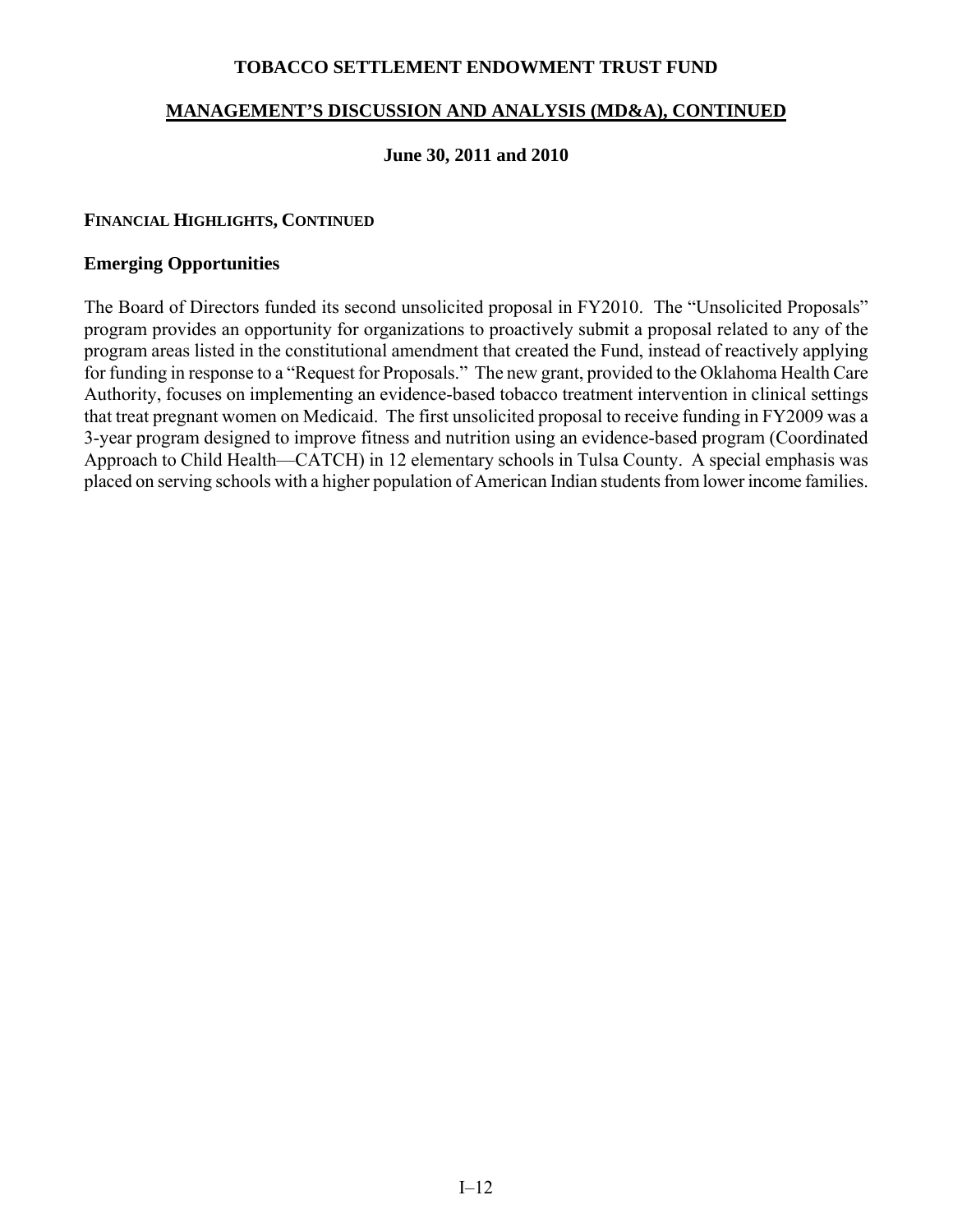**Financial Highlights, Continued**

### Emerging Opportunities

The Board of Directors funded its second unsolicited proposal in FY2010. The "Unsolicited Proposals" program provides an opportunity for organizations to proactively submit a proposal related to any of the program areas listed in the constitutional amendment that created the Fund, instead of reactively applying for funding in response to a "Request for Proposals." The new grant, provided to the Oklahoma Health Care Authority, focuses on implementing an evidence-based tobacco treatment intervention in clinical settings that treat pregnant women on Medicaid. The first unsolicited proposal to receive funding in FY2009 was a 3-year program designed to improve fitness and nutrition using an evidence-based program (Coordinated Approach to Child Health—CATCH) in 12 elementary schools in Tulsa County. A special emphasis was placed on serving schools with a higher population of American Indian students from lower income families.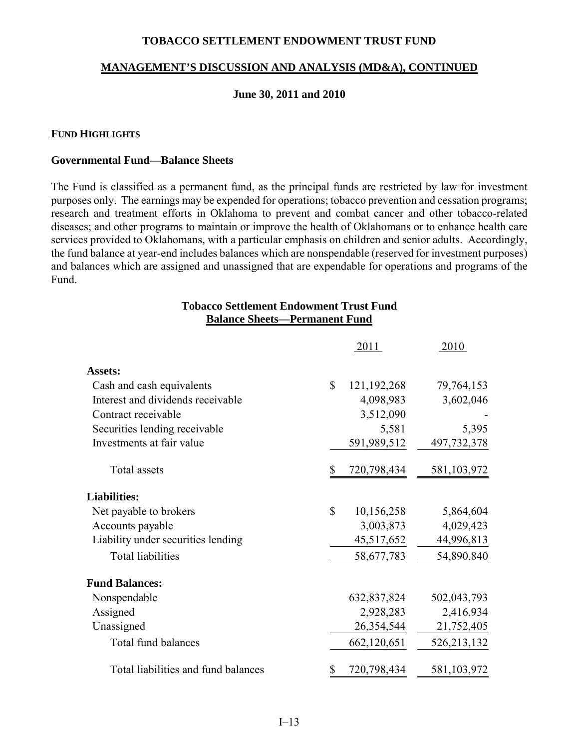# TOBACCO SETTLEMENT ENDOWMENT TRUST FUND

## MANAGEMENT'S DISCUSSION AND ANALYSIS (MD&A), CONTINUED

**June 30, 2011 and 2010**

### FUND HIGHLIGHTS

**Governmental Fund—Balance Sheets**

The Fund is classified as a permanent fund, as the principal funds are restricted by law for investment purposes only. The earnings may be expended for operations; tobacco prevention and cessation programs; research and treatment efforts in Oklahoma to prevent and combat cancer and other tobacco-related diseases; and other programs to maintain or improve the health of Oklahomans or to enhance health care services provided to Oklahomans, with a particular emphasis on children and senior adults. Accordingly, the fund balance at year-end includes balances which are nonspendable (reserved for investment purposes) and balances which are assigned and unassigned that are expendable for operations and programs of the Fund.

**Tobacco Settlement Endowment Trust Fund**
**Balance Sheets—Permanent Fund**

| | 2011 | 2010 |
|---|---|---|
| **Assets:** | | |
| Cash and cash equivalents | $ 121,192,268 | 79,764,153 |
| Interest and dividends receivable | 4,098,983 | 3,602,046 |
| Contract receivable | 3,512,090 | - |
| Securities lending receivable | 5,581 | 5,395 |
| Investments at fair value | 591,989,512 | 497,732,378 |
| Total assets | $ 720,798,434 | 581,103,972 |
| **Liabilities:** | | |
| Net payable to brokers | $ 10,156,258 | 5,864,604 |
| Accounts payable | 3,003,873 | 4,029,423 |
| Liability under securities lending | 45,517,652 | 44,996,813 |
| Total liabilities | 58,677,783 | 54,890,840 |
| **Fund Balances:** | | |
| Nonspendable | 632,837,824 | 502,043,793 |
| Assigned | 2,928,283 | 2,416,934 |
| Unassigned | 26,354,544 | 21,752,405 |
| Total fund balances | 662,120,651 | 526,213,132 |
| Total liabilities and fund balances | $ 720,798,434 | 581,103,972 |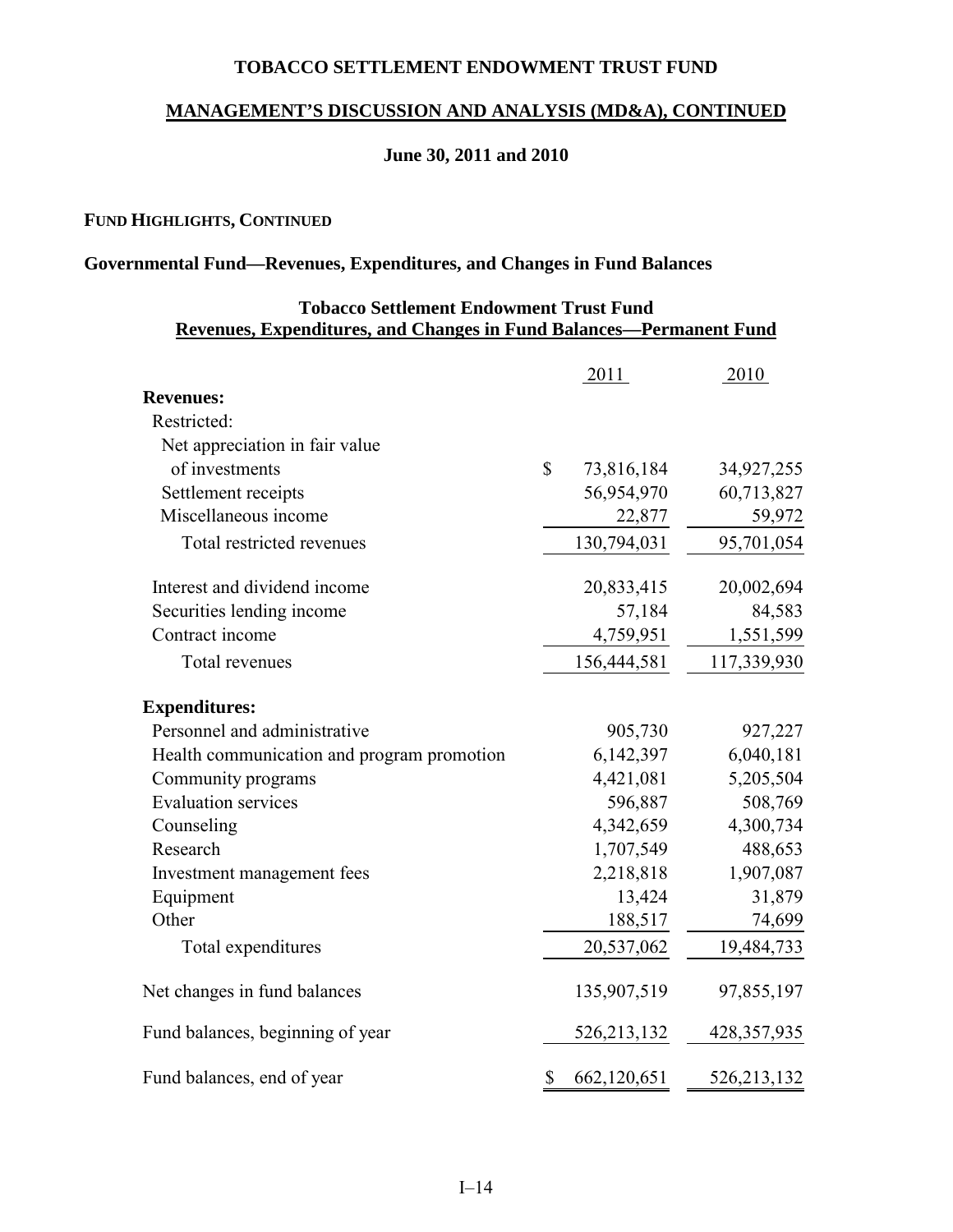# TOBACCO SETTLEMENT ENDOWMENT TRUST FUND

## MANAGEMENT'S DISCUSSION AND ANALYSIS (MD&A), CONTINUED

### June 30, 2011 and 2010

**FUND HIGHLIGHTS, CONTINUED**

**Governmental Fund—Revenues, Expenditures, and Changes in Fund Balances**

**Tobacco Settlement Endowment Trust Fund**
**Revenues, Expenditures, and Changes in Fund Balances—Permanent Fund**

| | 2011 | 2010 |
|---|---|---|
| **Revenues:** | | |
| Restricted: | | |
| Net appreciation in fair value of investments | $ 73,816,184 | 34,927,255 |
| Settlement receipts | 56,954,970 | 60,713,827 |
| Miscellaneous income | 22,877 | 59,972 |
| Total restricted revenues | 130,794,031 | 95,701,054 |
| Interest and dividend income | 20,833,415 | 20,002,694 |
| Securities lending income | 57,184 | 84,583 |
| Contract income | 4,759,951 | 1,551,599 |
| Total revenues | 156,444,581 | 117,339,930 |
| **Expenditures:** | | |
| Personnel and administrative | 905,730 | 927,227 |
| Health communication and program promotion | 6,142,397 | 6,040,181 |
| Community programs | 4,421,081 | 5,205,504 |
| Evaluation services | 596,887 | 508,769 |
| Counseling | 4,342,659 | 4,300,734 |
| Research | 1,707,549 | 488,653 |
| Investment management fees | 2,218,818 | 1,907,087 |
| Equipment | 13,424 | 31,879 |
| Other | 188,517 | 74,699 |
| Total expenditures | 20,537,062 | 19,484,733 |
| Net changes in fund balances | 135,907,519 | 97,855,197 |
| Fund balances, beginning of year | 526,213,132 | 428,357,935 |
| Fund balances, end of year | $ 662,120,651 | 526,213,132 |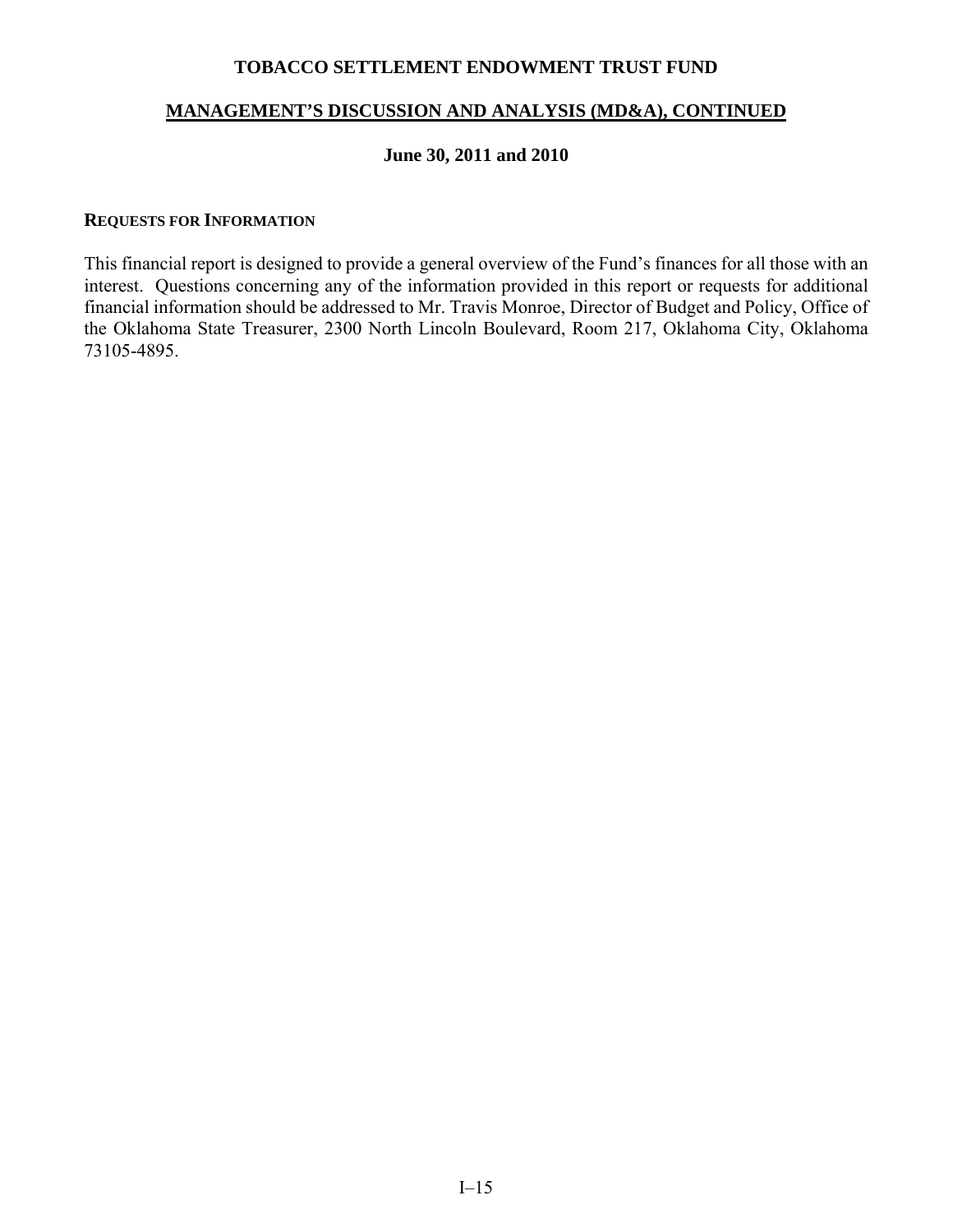# TOBACCO SETTLEMENT ENDOWMENT TRUST FUND

## MANAGEMENT'S DISCUSSION AND ANALYSIS (MD&A), CONTINUED

**June 30, 2011 and 2010**

### REQUESTS FOR INFORMATION

This financial report is designed to provide a general overview of the Fund's finances for all those with an interest. Questions concerning any of the information provided in this report or requests for additional financial information should be addressed to Mr. Travis Monroe, Director of Budget and Policy, Office of the Oklahoma State Treasurer, 2300 North Lincoln Boulevard, Room 217, Oklahoma City, Oklahoma 73105-4895.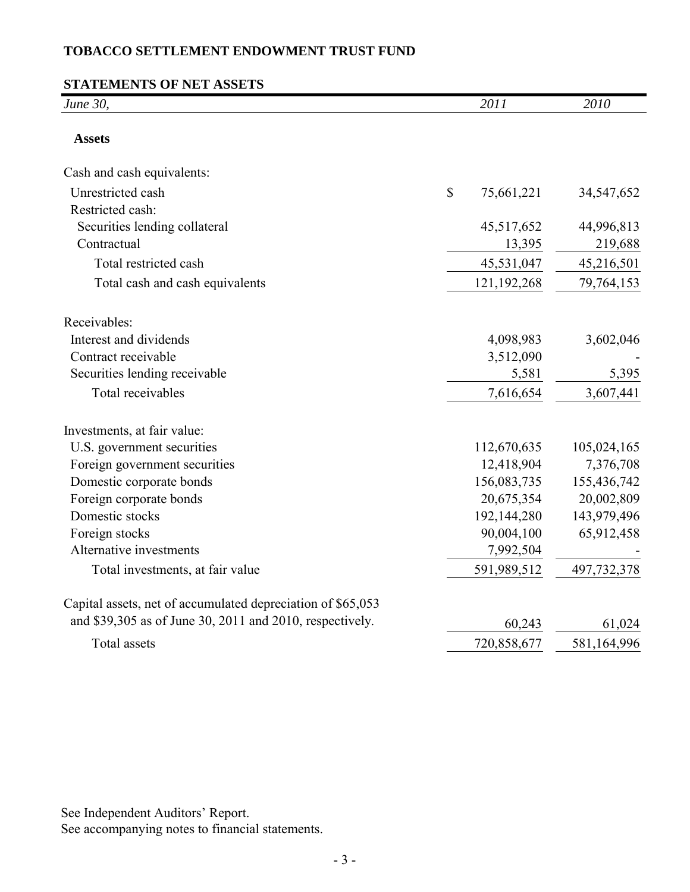# TOBACCO SETTLEMENT ENDOWMENT TRUST FUND

## STATEMENTS OF NET ASSETS

| *June 30,* | *2011* | *2010* |
|---|---|---|
| **Assets** | | |
| Cash and cash equivalents: | | |
| Unrestricted cash | $ 75,661,221 | 34,547,652 |
| Restricted cash: | | |
| Securities lending collateral | 45,517,652 | 44,996,813 |
| Contractual | 13,395 | 219,688 |
| Total restricted cash | 45,531,047 | 45,216,501 |
| Total cash and cash equivalents | 121,192,268 | 79,764,153 |
| Receivables: | | |
| Interest and dividends | 4,098,983 | 3,602,046 |
| Contract receivable | 3,512,090 | - |
| Securities lending receivable | 5,581 | 5,395 |
| Total receivables | 7,616,654 | 3,607,441 |
| Investments, at fair value: | | |
| U.S. government securities | 112,670,635 | 105,024,165 |
| Foreign government securities | 12,418,904 | 7,376,708 |
| Domestic corporate bonds | 156,083,735 | 155,436,742 |
| Foreign corporate bonds | 20,675,354 | 20,002,809 |
| Domestic stocks | 192,144,280 | 143,979,496 |
| Foreign stocks | 90,004,100 | 65,912,458 |
| Alternative investments | 7,992,504 | - |
| Total investments, at fair value | 591,989,512 | 497,732,378 |
| Capital assets, net of accumulated depreciation of $65,053 and $39,305 as of June 30, 2011 and 2010, respectively. | 60,243 | 61,024 |
| Total assets | 720,858,677 | 581,164,996 |

See Independent Auditors' Report.
See accompanying notes to financial statements.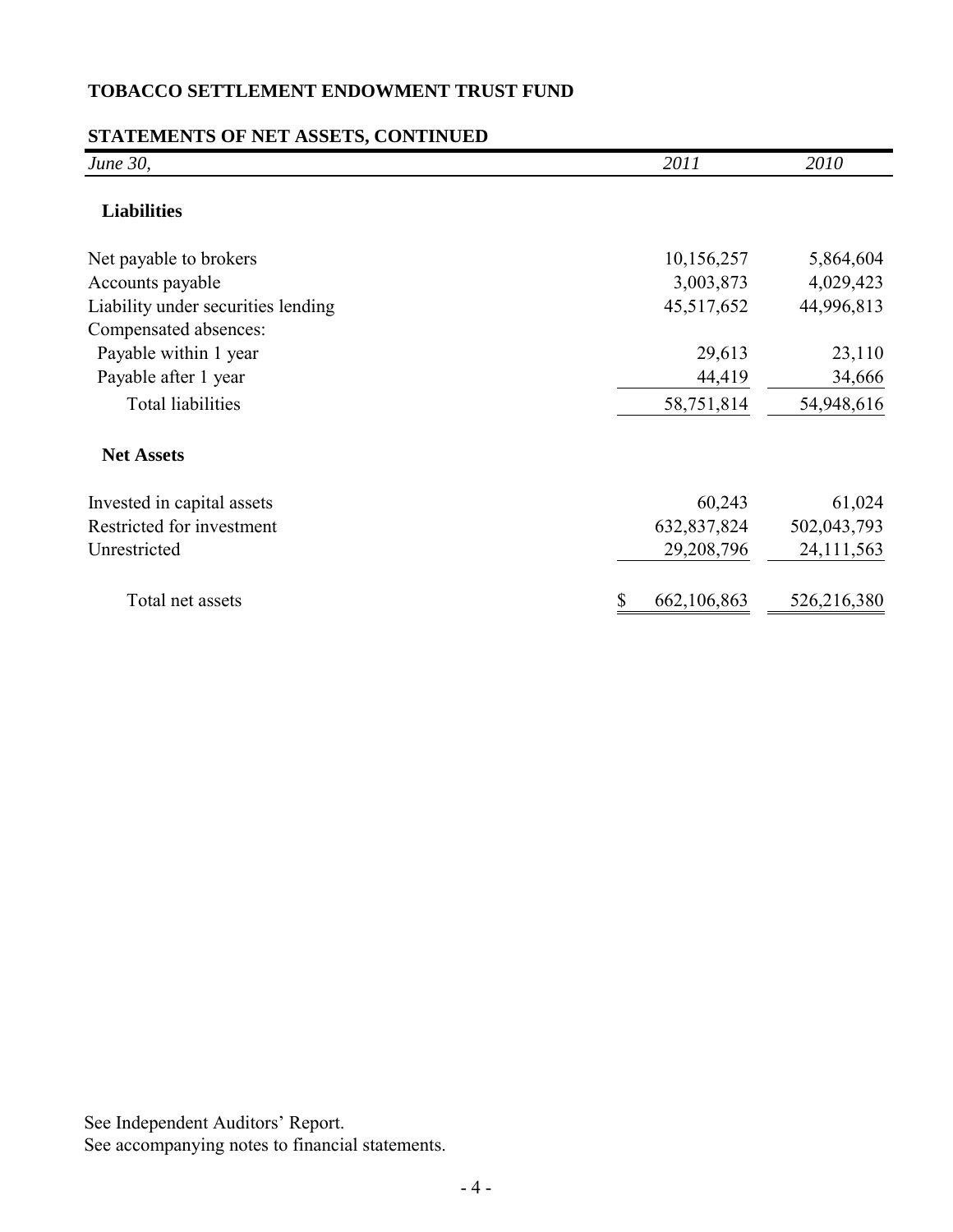**TOBACCO SETTLEMENT ENDOWMENT TRUST FUND**

**STATEMENTS OF NET ASSETS, CONTINUED**

| *June 30,* | *2011* | *2010* |
|---|---|---|
| **Liabilities** | | |
| Net payable to brokers | 10,156,257 | 5,864,604 |
| Accounts payable | 3,003,873 | 4,029,423 |
| Liability under securities lending | 45,517,652 | 44,996,813 |
| Compensated absences: | | |
| Payable within 1 year | 29,613 | 23,110 |
| Payable after 1 year | 44,419 | 34,666 |
| Total liabilities | 58,751,814 | 54,948,616 |
| **Net Assets** | | |
| Invested in capital assets | 60,243 | 61,024 |
| Restricted for investment | 632,837,824 | 502,043,793 |
| Unrestricted | 29,208,796 | 24,111,563 |
| Total net assets | $ 662,106,863 | 526,216,380 |

See Independent Auditors' Report.
See accompanying notes to financial statements.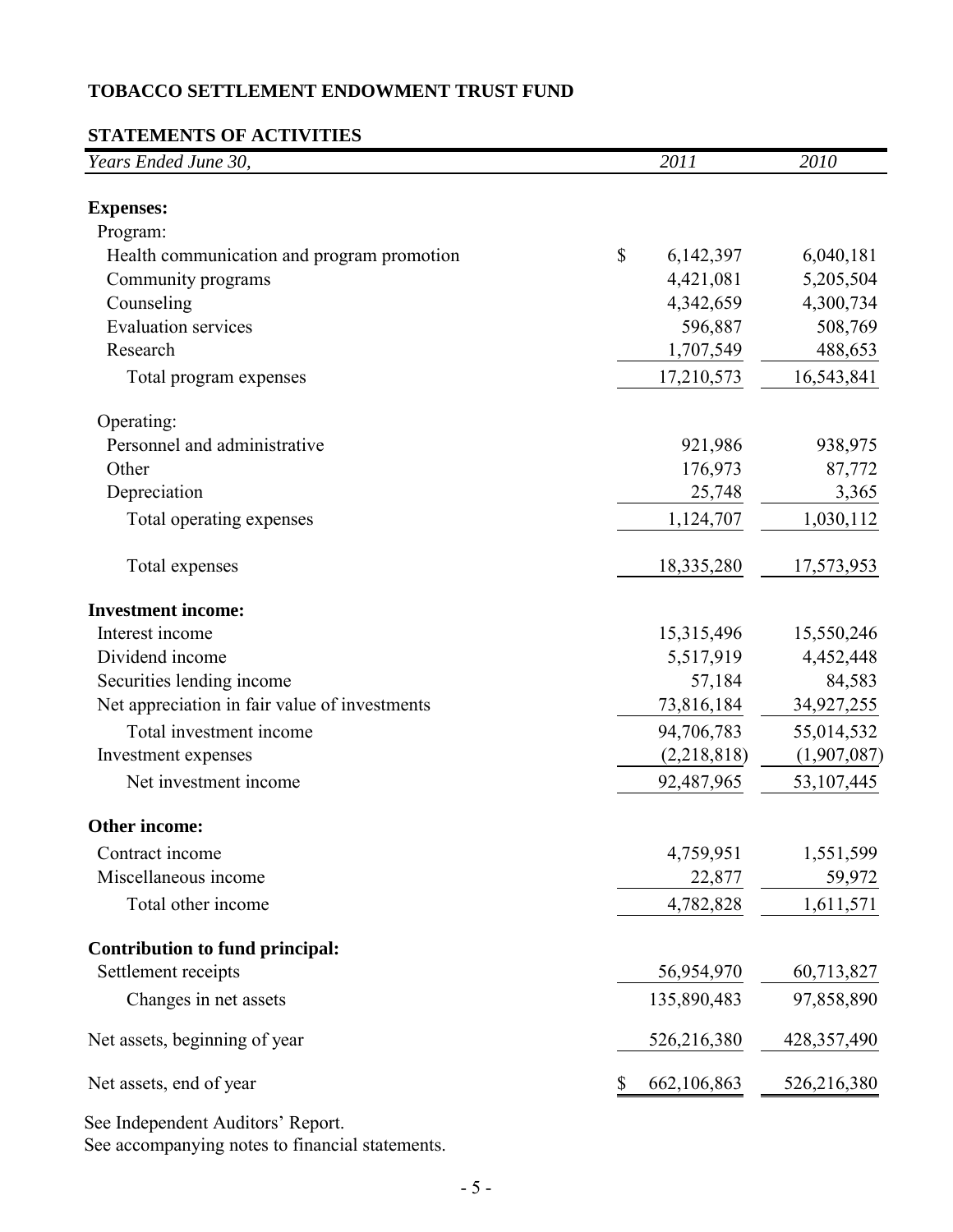**TOBACCO SETTLEMENT ENDOWMENT TRUST FUND**

**STATEMENTS OF ACTIVITIES**

| *Years Ended June 30,* | *2011* | *2010* |
|---|---|---|
| **Expenses:** | | |
| Program: | | |
| Health communication and program promotion | $ 6,142,397 | 6,040,181 |
| Community programs | 4,421,081 | 5,205,504 |
| Counseling | 4,342,659 | 4,300,734 |
| Evaluation services | 596,887 | 508,769 |
| Research | 1,707,549 | 488,653 |
| Total program expenses | 17,210,573 | 16,543,841 |
| Operating: | | |
| Personnel and administrative | 921,986 | 938,975 |
| Other | 176,973 | 87,772 |
| Depreciation | 25,748 | 3,365 |
| Total operating expenses | 1,124,707 | 1,030,112 |
| Total expenses | 18,335,280 | 17,573,953 |
| **Investment income:** | | |
| Interest income | 15,315,496 | 15,550,246 |
| Dividend income | 5,517,919 | 4,452,448 |
| Securities lending income | 57,184 | 84,583 |
| Net appreciation in fair value of investments | 73,816,184 | 34,927,255 |
| Total investment income | 94,706,783 | 55,014,532 |
| Investment expenses | (2,218,818) | (1,907,087) |
| Net investment income | 92,487,965 | 53,107,445 |
| **Other income:** | | |
| Contract income | 4,759,951 | 1,551,599 |
| Miscellaneous income | 22,877 | 59,972 |
| Total other income | 4,782,828 | 1,611,571 |
| **Contribution to fund principal:** | | |
| Settlement receipts | 56,954,970 | 60,713,827 |
| Changes in net assets | 135,890,483 | 97,858,890 |
| Net assets, beginning of year | 526,216,380 | 428,357,490 |
| Net assets, end of year | $ 662,106,863 | 526,216,380 |

See Independent Auditors' Report.
See accompanying notes to financial statements.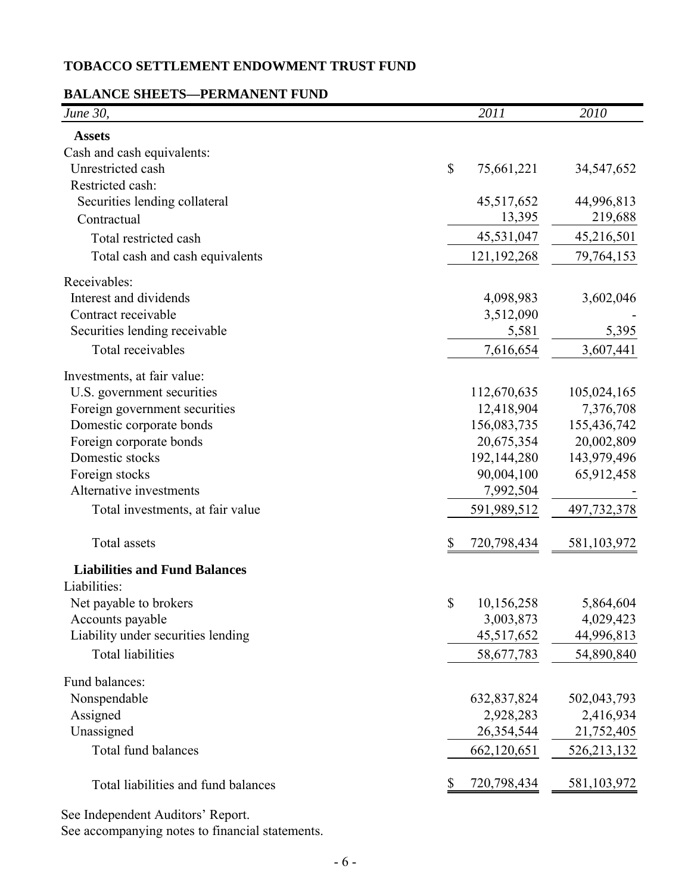# TOBACCO SETTLEMENT ENDOWMENT TRUST FUND

## BALANCE SHEETS—PERMANENT FUND

| *June 30,* | *2011* | *2010* |
|---|---|---|
| **Assets** | | |
| Cash and cash equivalents: | | |
| Unrestricted cash | $ 75,661,221 | 34,547,652 |
| Restricted cash: | | |
| Securities lending collateral | 45,517,652 | 44,996,813 |
| Contractual | 13,395 | 219,688 |
| Total restricted cash | 45,531,047 | 45,216,501 |
| Total cash and cash equivalents | 121,192,268 | 79,764,153 |
| Receivables: | | |
| Interest and dividends | 4,098,983 | 3,602,046 |
| Contract receivable | 3,512,090 | - |
| Securities lending receivable | 5,581 | 5,395 |
| Total receivables | 7,616,654 | 3,607,441 |
| Investments, at fair value: | | |
| U.S. government securities | 112,670,635 | 105,024,165 |
| Foreign government securities | 12,418,904 | 7,376,708 |
| Domestic corporate bonds | 156,083,735 | 155,436,742 |
| Foreign corporate bonds | 20,675,354 | 20,002,809 |
| Domestic stocks | 192,144,280 | 143,979,496 |
| Foreign stocks | 90,004,100 | 65,912,458 |
| Alternative investments | 7,992,504 | - |
| Total investments, at fair value | 591,989,512 | 497,732,378 |
| Total assets | $ 720,798,434 | 581,103,972 |
| **Liabilities and Fund Balances** | | |
| Liabilities: | | |
| Net payable to brokers | $ 10,156,258 | 5,864,604 |
| Accounts payable | 3,003,873 | 4,029,423 |
| Liability under securities lending | 45,517,652 | 44,996,813 |
| Total liabilities | 58,677,783 | 54,890,840 |
| Fund balances: | | |
| Nonspendable | 632,837,824 | 502,043,793 |
| Assigned | 2,928,283 | 2,416,934 |
| Unassigned | 26,354,544 | 21,752,405 |
| Total fund balances | 662,120,651 | 526,213,132 |
| Total liabilities and fund balances | $ 720,798,434 | 581,103,972 |

See Independent Auditors' Report.
See accompanying notes to financial statements.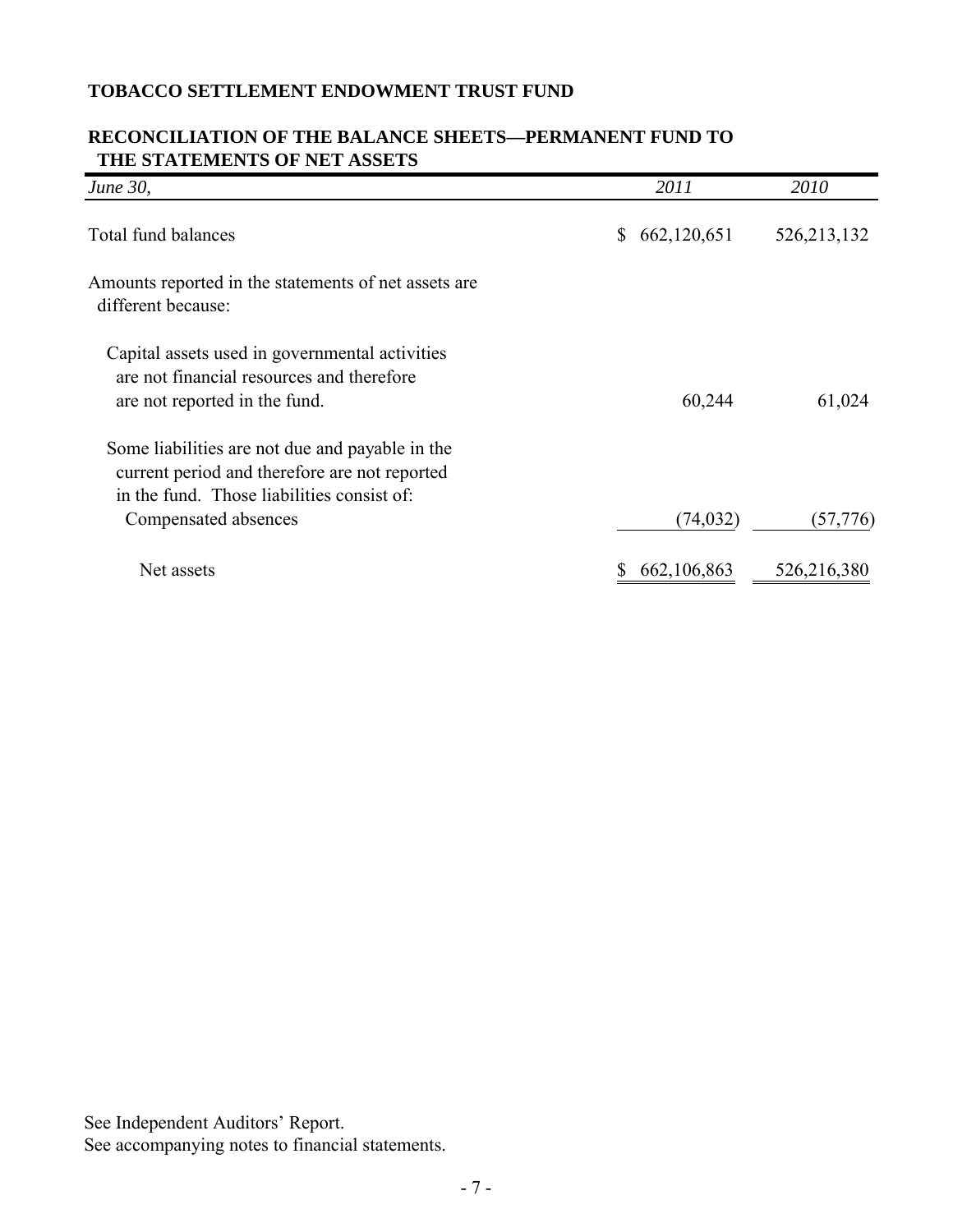**TOBACCO SETTLEMENT ENDOWMENT TRUST FUND**

**RECONCILIATION OF THE BALANCE SHEETS—PERMANENT FUND TO THE STATEMENTS OF NET ASSETS**

| *June 30,* | *2011* | *2010* |
|---|---|---|
| Total fund balances | $ 662,120,651 | 526,213,132 |
| Amounts reported in the statements of net assets are different because: | | |
| Capital assets used in governmental activities are not financial resources and therefore are not reported in the fund. | 60,244 | 61,024 |
| Some liabilities are not due and payable in the current period and therefore are not reported in the fund. Those liabilities consist of: | | |
| Compensated absences | (74,032) | (57,776) |
| Net assets | $ 662,106,863 | 526,216,380 |

See Independent Auditors' Report.
See accompanying notes to financial statements.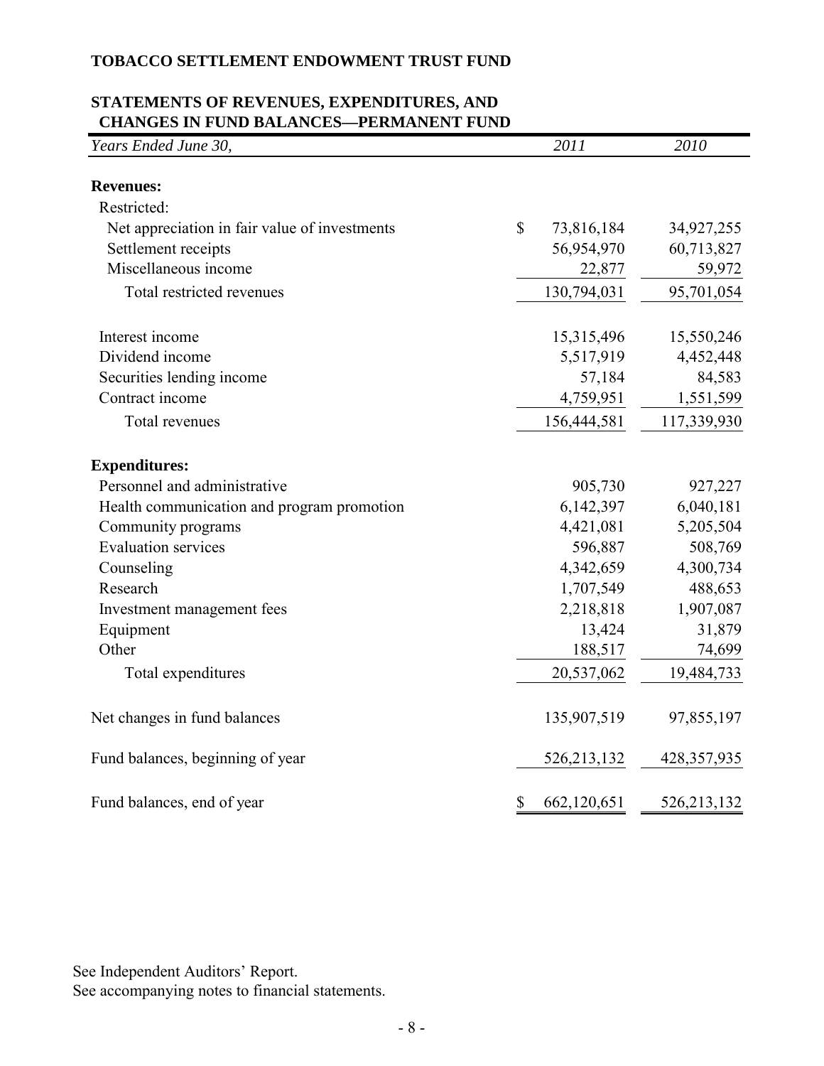# TOBACCO SETTLEMENT ENDOWMENT TRUST FUND

## STATEMENTS OF REVENUES, EXPENDITURES, AND CHANGES IN FUND BALANCES—PERMANENT FUND

| *Years Ended June 30,* | *2011* | *2010* |
|---|---|---|
| **Revenues:** | | |
| Restricted: | | |
| Net appreciation in fair value of investments | $ 73,816,184 | 34,927,255 |
| Settlement receipts | 56,954,970 | 60,713,827 |
| Miscellaneous income | 22,877 | 59,972 |
| Total restricted revenues | 130,794,031 | 95,701,054 |
| Interest income | 15,315,496 | 15,550,246 |
| Dividend income | 5,517,919 | 4,452,448 |
| Securities lending income | 57,184 | 84,583 |
| Contract income | 4,759,951 | 1,551,599 |
| Total revenues | 156,444,581 | 117,339,930 |
| **Expenditures:** | | |
| Personnel and administrative | 905,730 | 927,227 |
| Health communication and program promotion | 6,142,397 | 6,040,181 |
| Community programs | 4,421,081 | 5,205,504 |
| Evaluation services | 596,887 | 508,769 |
| Counseling | 4,342,659 | 4,300,734 |
| Research | 1,707,549 | 488,653 |
| Investment management fees | 2,218,818 | 1,907,087 |
| Equipment | 13,424 | 31,879 |
| Other | 188,517 | 74,699 |
| Total expenditures | 20,537,062 | 19,484,733 |
| Net changes in fund balances | 135,907,519 | 97,855,197 |
| Fund balances, beginning of year | 526,213,132 | 428,357,935 |
| Fund balances, end of year | $ 662,120,651 | 526,213,132 |

See Independent Auditors' Report.
See accompanying notes to financial statements.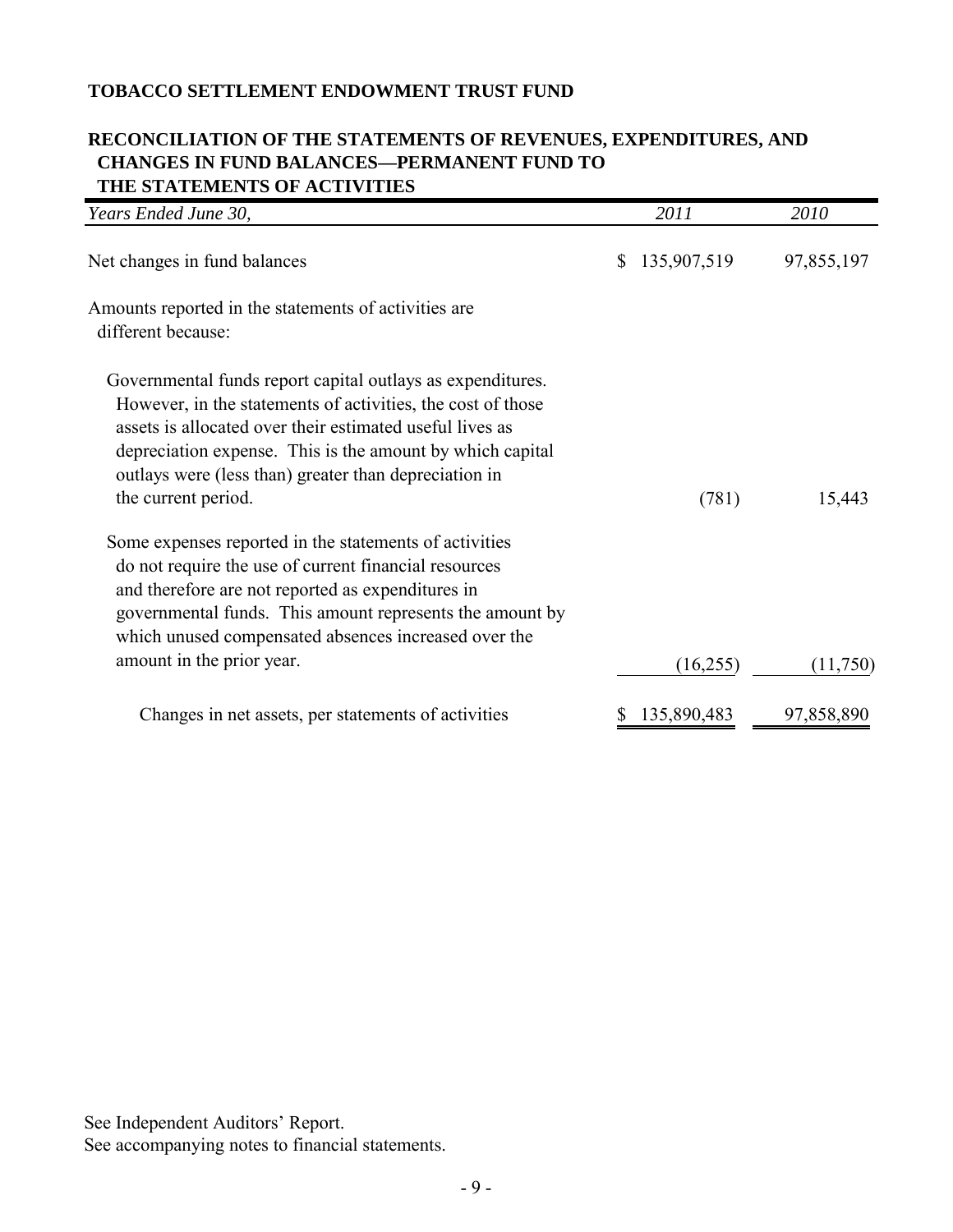**TOBACCO SETTLEMENT ENDOWMENT TRUST FUND**

**RECONCILIATION OF THE STATEMENTS OF REVENUES, EXPENDITURES, AND CHANGES IN FUND BALANCES—PERMANENT FUND TO THE STATEMENTS OF ACTIVITIES**

| *Years Ended June 30,* | *2011* | *2010* |
|---|---|---|
| Net changes in fund balances | $ 135,907,519 | 97,855,197 |
| Amounts reported in the statements of activities are different because: | | |
| Governmental funds report capital outlays as expenditures. However, in the statements of activities, the cost of those assets is allocated over their estimated useful lives as depreciation expense. This is the amount by which capital outlays were (less than) greater than depreciation in the current period. | (781) | 15,443 |
| Some expenses reported in the statements of activities do not require the use of current financial resources and therefore are not reported as expenditures in governmental funds. This amount represents the amount by which unused compensated absences increased over the amount in the prior year. | (16,255) | (11,750) |
| Changes in net assets, per statements of activities | $ 135,890,483 | 97,858,890 |

See Independent Auditors' Report.
See accompanying notes to financial statements.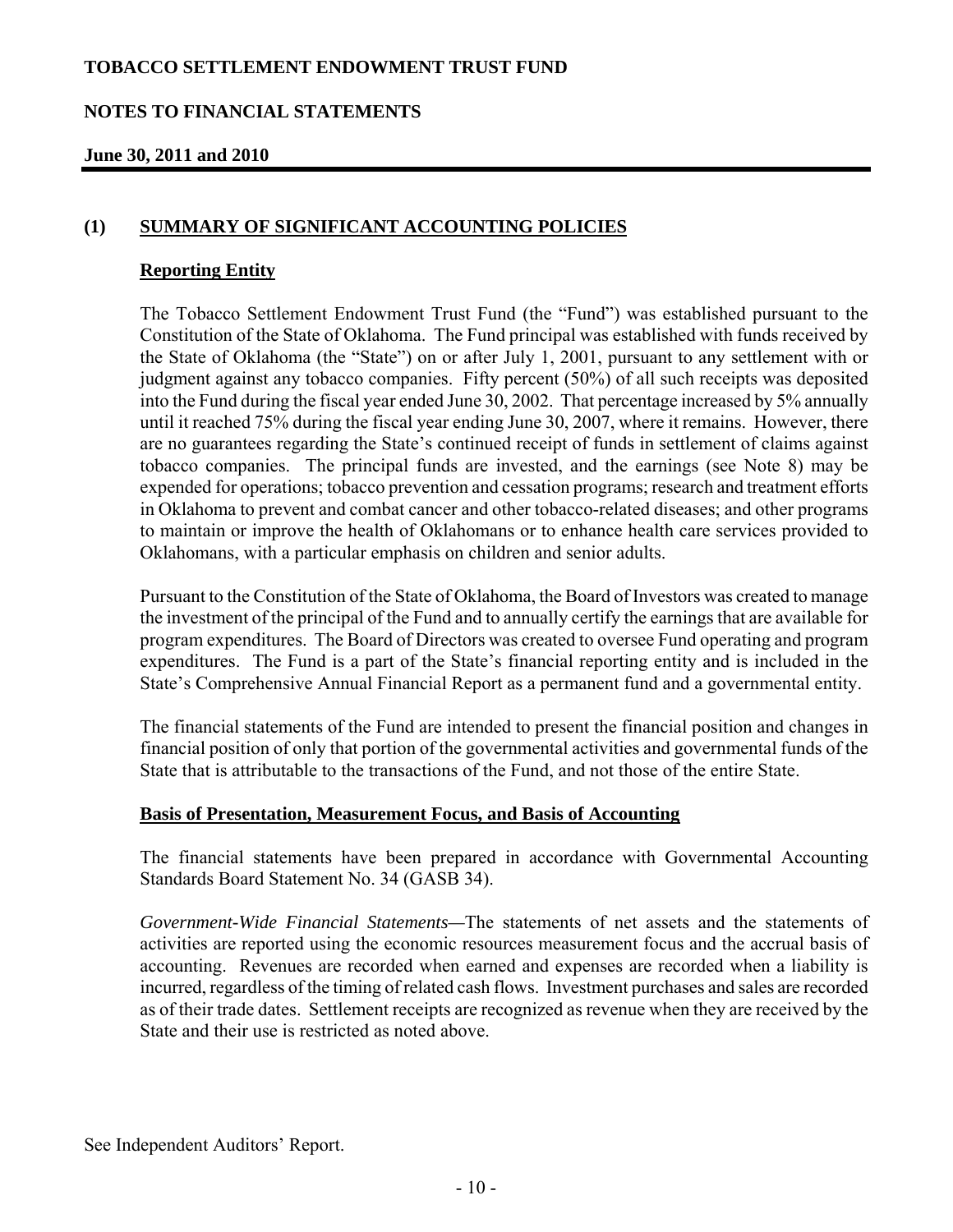## (1) SUMMARY OF SIGNIFICANT ACCOUNTING POLICIES

### Reporting Entity

The Tobacco Settlement Endowment Trust Fund (the "Fund") was established pursuant to the Constitution of the State of Oklahoma. The Fund principal was established with funds received by the State of Oklahoma (the "State") on or after July 1, 2001, pursuant to any settlement with or judgment against any tobacco companies. Fifty percent (50%) of all such receipts was deposited into the Fund during the fiscal year ended June 30, 2002. That percentage increased by 5% annually until it reached 75% during the fiscal year ending June 30, 2007, where it remains. However, there are no guarantees regarding the State's continued receipt of funds in settlement of claims against tobacco companies. The principal funds are invested, and the earnings (see Note 8) may be expended for operations; tobacco prevention and cessation programs; research and treatment efforts in Oklahoma to prevent and combat cancer and other tobacco-related diseases; and other programs to maintain or improve the health of Oklahomans or to enhance health care services provided to Oklahomans, with a particular emphasis on children and senior adults.

Pursuant to the Constitution of the State of Oklahoma, the Board of Investors was created to manage the investment of the principal of the Fund and to annually certify the earnings that are available for program expenditures. The Board of Directors was created to oversee Fund operating and program expenditures. The Fund is a part of the State's financial reporting entity and is included in the State's Comprehensive Annual Financial Report as a permanent fund and a governmental entity.

The financial statements of the Fund are intended to present the financial position and changes in financial position of only that portion of the governmental activities and governmental funds of the State that is attributable to the transactions of the Fund, and not those of the entire State.

### Basis of Presentation, Measurement Focus, and Basis of Accounting

The financial statements have been prepared in accordance with Governmental Accounting Standards Board Statement No. 34 (GASB 34).

*Government-Wide Financial Statements*—The statements of net assets and the statements of activities are reported using the economic resources measurement focus and the accrual basis of accounting. Revenues are recorded when earned and expenses are recorded when a liability is incurred, regardless of the timing of related cash flows. Investment purchases and sales are recorded as of their trade dates. Settlement receipts are recognized as revenue when they are received by the State and their use is restricted as noted above.

See Independent Auditors' Report.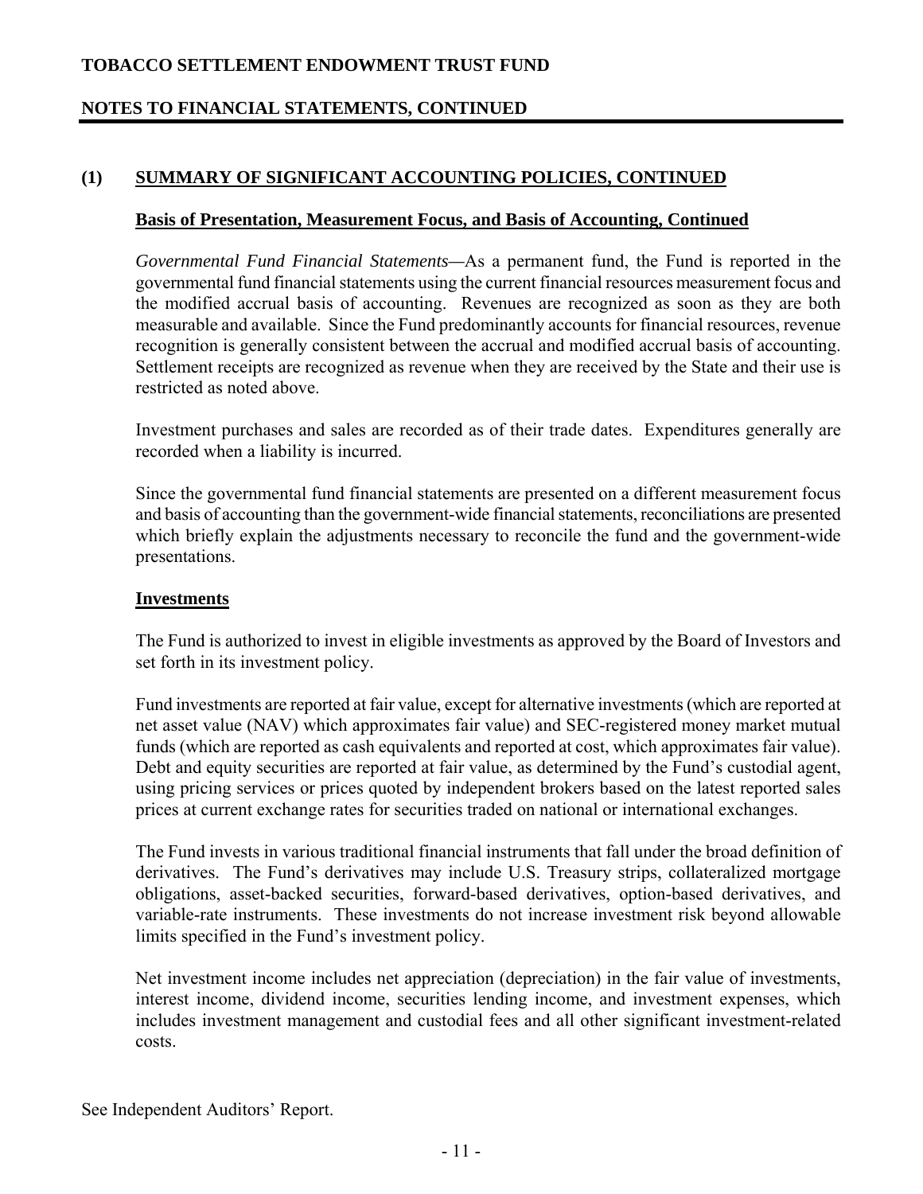## (1) SUMMARY OF SIGNIFICANT ACCOUNTING POLICIES, CONTINUED

### Basis of Presentation, Measurement Focus, and Basis of Accounting, Continued

*Governmental Fund Financial Statements*—As a permanent fund, the Fund is reported in the governmental fund financial statements using the current financial resources measurement focus and the modified accrual basis of accounting. Revenues are recognized as soon as they are both measurable and available. Since the Fund predominantly accounts for financial resources, revenue recognition is generally consistent between the accrual and modified accrual basis of accounting. Settlement receipts are recognized as revenue when they are received by the State and their use is restricted as noted above.

Investment purchases and sales are recorded as of their trade dates. Expenditures generally are recorded when a liability is incurred.

Since the governmental fund financial statements are presented on a different measurement focus and basis of accounting than the government-wide financial statements, reconciliations are presented which briefly explain the adjustments necessary to reconcile the fund and the government-wide presentations.

### Investments

The Fund is authorized to invest in eligible investments as approved by the Board of Investors and set forth in its investment policy.

Fund investments are reported at fair value, except for alternative investments (which are reported at net asset value (NAV) which approximates fair value) and SEC-registered money market mutual funds (which are reported as cash equivalents and reported at cost, which approximates fair value). Debt and equity securities are reported at fair value, as determined by the Fund's custodial agent, using pricing services or prices quoted by independent brokers based on the latest reported sales prices at current exchange rates for securities traded on national or international exchanges.

The Fund invests in various traditional financial instruments that fall under the broad definition of derivatives. The Fund's derivatives may include U.S. Treasury strips, collateralized mortgage obligations, asset-backed securities, forward-based derivatives, option-based derivatives, and variable-rate instruments. These investments do not increase investment risk beyond allowable limits specified in the Fund's investment policy.

Net investment income includes net appreciation (depreciation) in the fair value of investments, interest income, dividend income, securities lending income, and investment expenses, which includes investment management and custodial fees and all other significant investment-related costs.

See Independent Auditors' Report.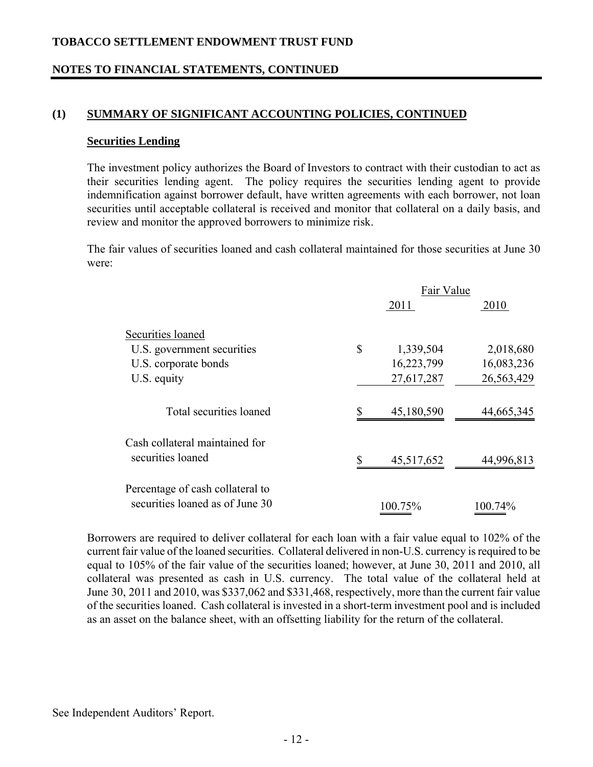**TOBACCO SETTLEMENT ENDOWMENT TRUST FUND**

**NOTES TO FINANCIAL STATEMENTS, CONTINUED**

## (1) SUMMARY OF SIGNIFICANT ACCOUNTING POLICIES, CONTINUED

### Securities Lending

The investment policy authorizes the Board of Investors to contract with their custodian to act as their securities lending agent. The policy requires the securities lending agent to provide indemnification against borrower default, have written agreements with each borrower, not loan securities until acceptable collateral is received and monitor that collateral on a daily basis, and review and monitor the approved borrowers to minimize risk.

The fair values of securities loaned and cash collateral maintained for those securities at June 30 were:

| | Fair Value | |
|---|---|---|
| | 2011 | 2010 |
| Securities loaned | | |
| U.S. government securities | $ 1,339,504 | 2,018,680 |
| U.S. corporate bonds | 16,223,799 | 16,083,236 |
| U.S. equity | 27,617,287 | 26,563,429 |
| Total securities loaned | $ 45,180,590 | 44,665,345 |
| Cash collateral maintained for securities loaned | $ 45,517,652 | 44,996,813 |
| Percentage of cash collateral to securities loaned as of June 30 | 100.75% | 100.74% |

Borrowers are required to deliver collateral for each loan with a fair value equal to 102% of the current fair value of the loaned securities. Collateral delivered in non-U.S. currency is required to be equal to 105% of the fair value of the securities loaned; however, at June 30, 2011 and 2010, all collateral was presented as cash in U.S. currency. The total value of the collateral held at June 30, 2011 and 2010, was $337,062 and $331,468, respectively, more than the current fair value of the securities loaned. Cash collateral is invested in a short-term investment pool and is included as an asset on the balance sheet, with an offsetting liability for the return of the collateral.

See Independent Auditors' Report.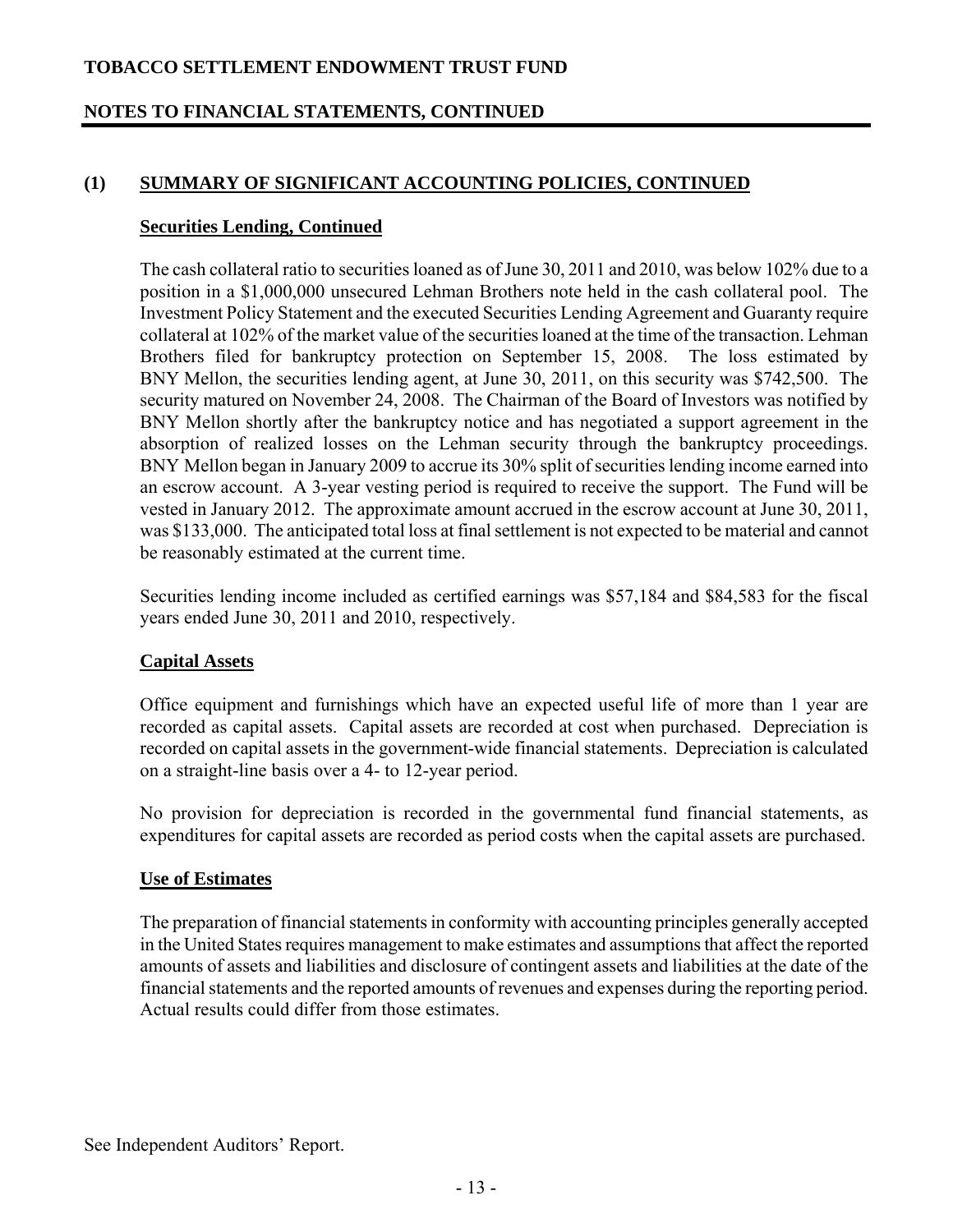## (1) SUMMARY OF SIGNIFICANT ACCOUNTING POLICIES, CONTINUED

### Securities Lending, Continued

The cash collateral ratio to securities loaned as of June 30, 2011 and 2010, was below 102% due to a position in a $1,000,000 unsecured Lehman Brothers note held in the cash collateral pool. The Investment Policy Statement and the executed Securities Lending Agreement and Guaranty require collateral at 102% of the market value of the securities loaned at the time of the transaction. Lehman Brothers filed for bankruptcy protection on September 15, 2008. The loss estimated by BNY Mellon, the securities lending agent, at June 30, 2011, on this security was $742,500. The security matured on November 24, 2008. The Chairman of the Board of Investors was notified by BNY Mellon shortly after the bankruptcy notice and has negotiated a support agreement in the absorption of realized losses on the Lehman security through the bankruptcy proceedings. BNY Mellon began in January 2009 to accrue its 30% split of securities lending income earned into an escrow account. A 3-year vesting period is required to receive the support. The Fund will be vested in January 2012. The approximate amount accrued in the escrow account at June 30, 2011, was $133,000. The anticipated total loss at final settlement is not expected to be material and cannot be reasonably estimated at the current time.

Securities lending income included as certified earnings was $57,184 and $84,583 for the fiscal years ended June 30, 2011 and 2010, respectively.

### Capital Assets

Office equipment and furnishings which have an expected useful life of more than 1 year are recorded as capital assets. Capital assets are recorded at cost when purchased. Depreciation is recorded on capital assets in the government-wide financial statements. Depreciation is calculated on a straight-line basis over a 4- to 12-year period.

No provision for depreciation is recorded in the governmental fund financial statements, as expenditures for capital assets are recorded as period costs when the capital assets are purchased.

### Use of Estimates

The preparation of financial statements in conformity with accounting principles generally accepted in the United States requires management to make estimates and assumptions that affect the reported amounts of assets and liabilities and disclosure of contingent assets and liabilities at the date of the financial statements and the reported amounts of revenues and expenses during the reporting period. Actual results could differ from those estimates.

See Independent Auditors' Report.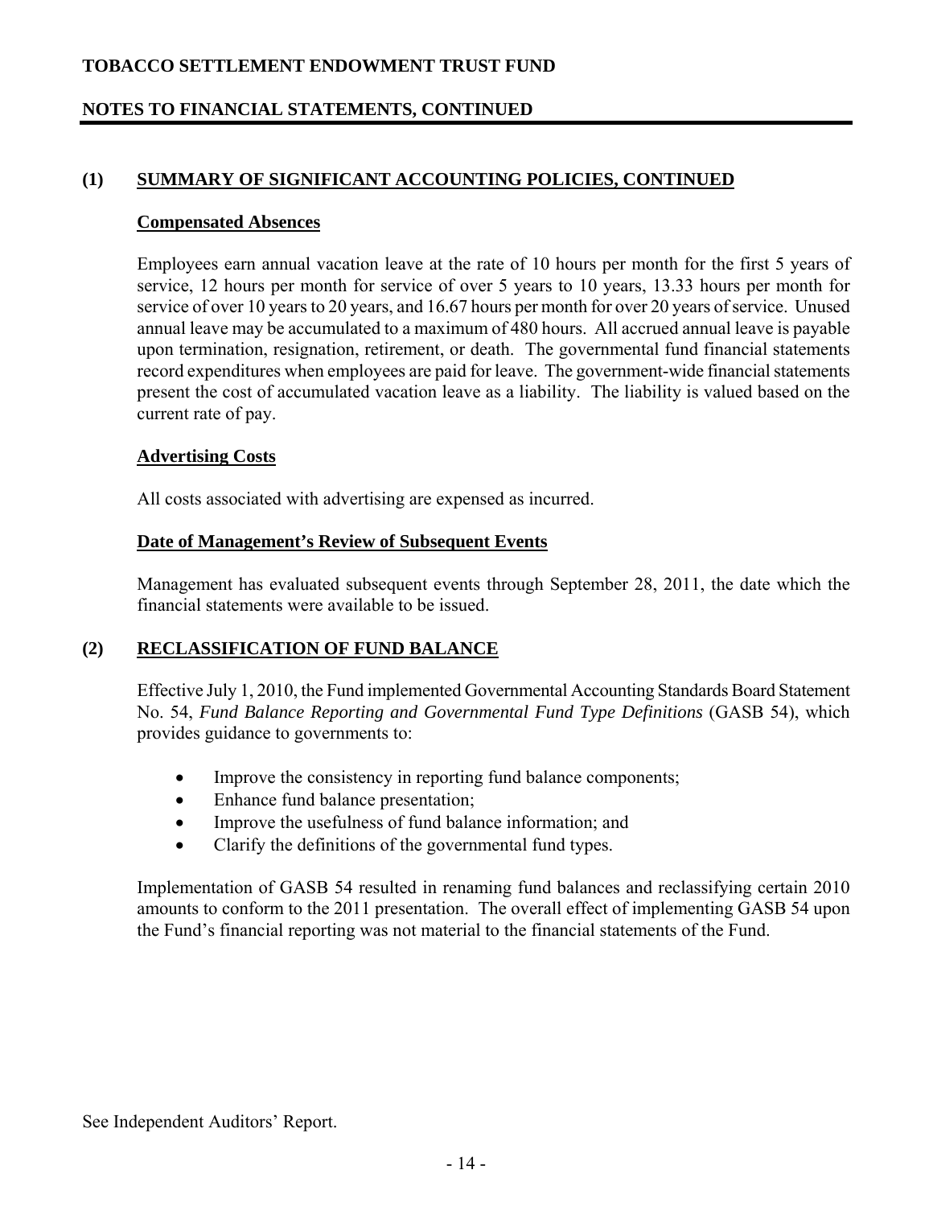## (1) SUMMARY OF SIGNIFICANT ACCOUNTING POLICIES, CONTINUED

### Compensated Absences

Employees earn annual vacation leave at the rate of 10 hours per month for the first 5 years of service, 12 hours per month for service of over 5 years to 10 years, 13.33 hours per month for service of over 10 years to 20 years, and 16.67 hours per month for over 20 years of service. Unused annual leave may be accumulated to a maximum of 480 hours. All accrued annual leave is payable upon termination, resignation, retirement, or death. The governmental fund financial statements record expenditures when employees are paid for leave. The government-wide financial statements present the cost of accumulated vacation leave as a liability. The liability is valued based on the current rate of pay.

### Advertising Costs

All costs associated with advertising are expensed as incurred.

### Date of Management's Review of Subsequent Events

Management has evaluated subsequent events through September 28, 2011, the date which the financial statements were available to be issued.

## (2) RECLASSIFICATION OF FUND BALANCE

Effective July 1, 2010, the Fund implemented Governmental Accounting Standards Board Statement No. 54, *Fund Balance Reporting and Governmental Fund Type Definitions* (GASB 54), which provides guidance to governments to:

- Improve the consistency in reporting fund balance components;
- Enhance fund balance presentation;
- Improve the usefulness of fund balance information; and
- Clarify the definitions of the governmental fund types.

Implementation of GASB 54 resulted in renaming fund balances and reclassifying certain 2010 amounts to conform to the 2011 presentation. The overall effect of implementing GASB 54 upon the Fund's financial reporting was not material to the financial statements of the Fund.

See Independent Auditors' Report.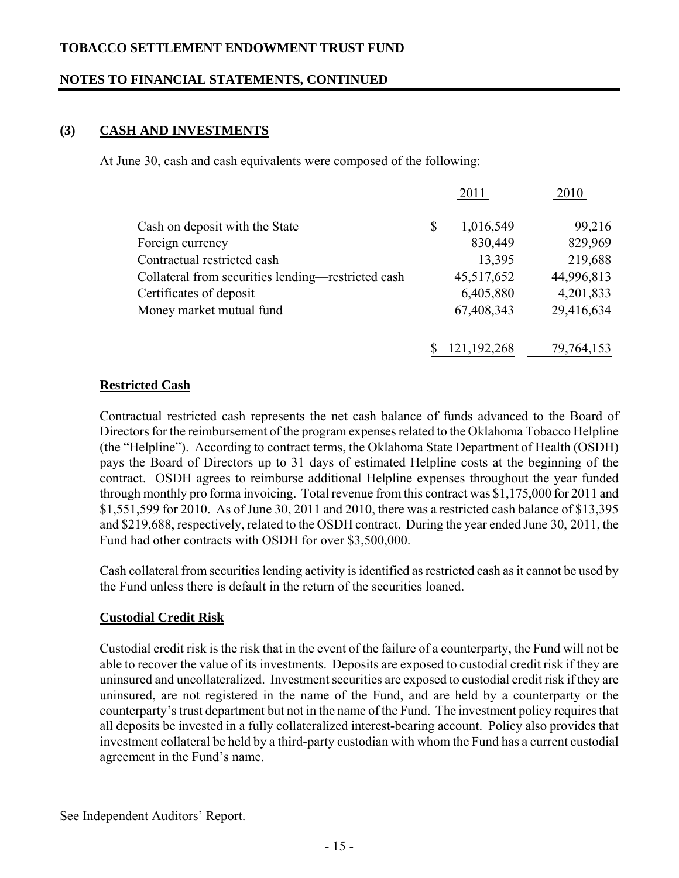## (3) CASH AND INVESTMENTS

At June 30, cash and cash equivalents were composed of the following:

| | 2011 | 2010 |
|---|---|---|
| Cash on deposit with the State | $ 1,016,549 | 99,216 |
| Foreign currency | 830,449 | 829,969 |
| Contractual restricted cash | 13,395 | 219,688 |
| Collateral from securities lending—restricted cash | 45,517,652 | 44,996,813 |
| Certificates of deposit | 6,405,880 | 4,201,833 |
| Money market mutual fund | 67,408,343 | 29,416,634 |
| | $ 121,192,268 | 79,764,153 |

### Restricted Cash

Contractual restricted cash represents the net cash balance of funds advanced to the Board of Directors for the reimbursement of the program expenses related to the Oklahoma Tobacco Helpline (the "Helpline"). According to contract terms, the Oklahoma State Department of Health (OSDH) pays the Board of Directors up to 31 days of estimated Helpline costs at the beginning of the contract. OSDH agrees to reimburse additional Helpline expenses throughout the year funded through monthly pro forma invoicing. Total revenue from this contract was $1,175,000 for 2011 and $1,551,599 for 2010. As of June 30, 2011 and 2010, there was a restricted cash balance of $13,395 and $219,688, respectively, related to the OSDH contract. During the year ended June 30, 2011, the Fund had other contracts with OSDH for over $3,500,000.

Cash collateral from securities lending activity is identified as restricted cash as it cannot be used by the Fund unless there is default in the return of the securities loaned.

### Custodial Credit Risk

Custodial credit risk is the risk that in the event of the failure of a counterparty, the Fund will not be able to recover the value of its investments. Deposits are exposed to custodial credit risk if they are uninsured and uncollateralized. Investment securities are exposed to custodial credit risk if they are uninsured, are not registered in the name of the Fund, and are held by a counterparty or the counterparty's trust department but not in the name of the Fund. The investment policy requires that all deposits be invested in a fully collateralized interest-bearing account. Policy also provides that investment collateral be held by a third-party custodian with whom the Fund has a current custodial agreement in the Fund's name.

See Independent Auditors' Report.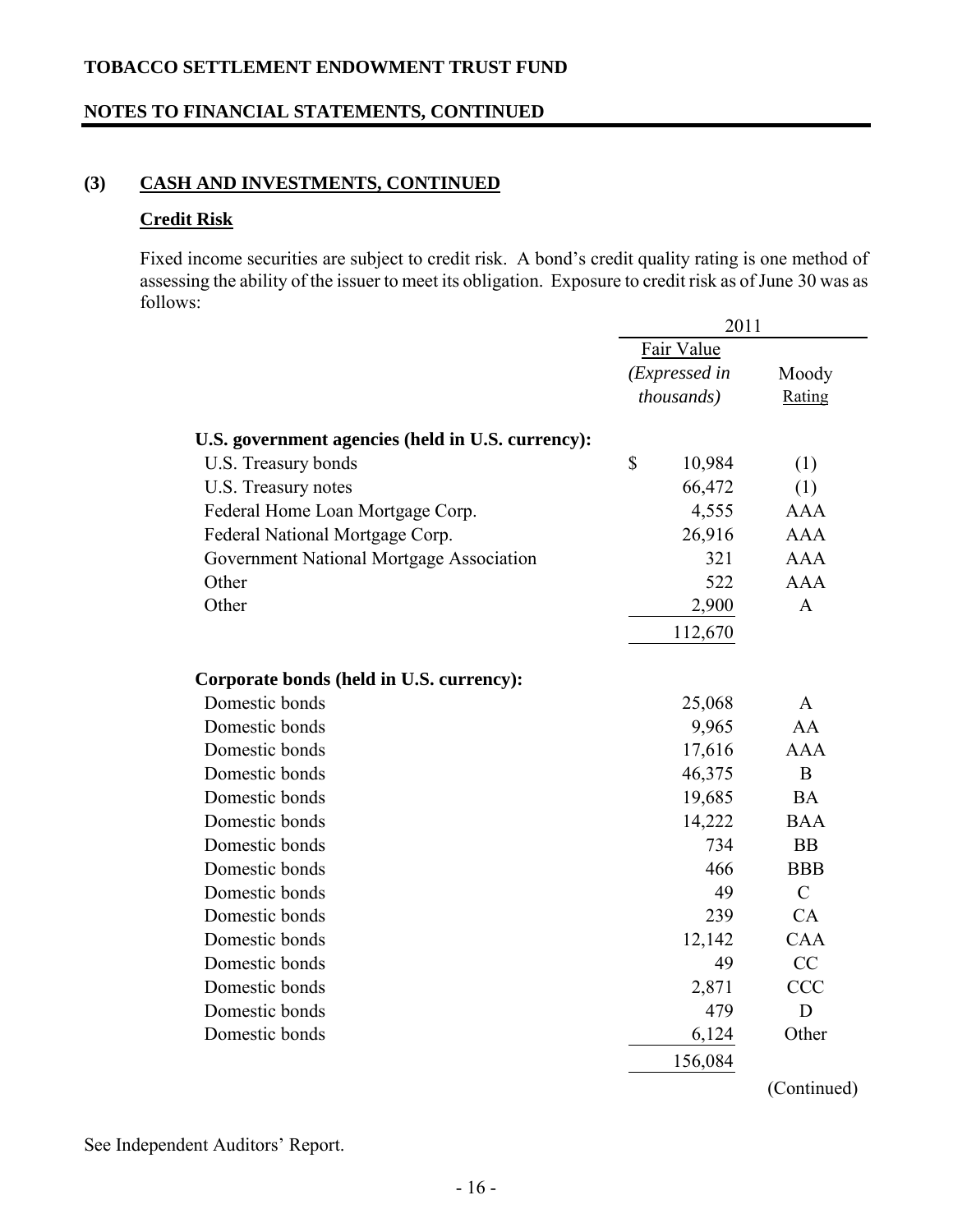TOBACCO SETTLEMENT ENDOWMENT TRUST FUND

NOTES TO FINANCIAL STATEMENTS, CONTINUED

## (3) CASH AND INVESTMENTS, CONTINUED

### Credit Risk

Fixed income securities are subject to credit risk. A bond's credit quality rating is one method of assessing the ability of the issuer to meet its obligation. Exposure to credit risk as of June 30 was as follows:

| | 2011 | |
|---|---|---|
| | Fair Value *(Expressed in thousands)* | Moody Rating |
| **U.S. government agencies (held in U.S. currency):** | | |
| U.S. Treasury bonds | $ 10,984 | (1) |
| U.S. Treasury notes | 66,472 | (1) |
| Federal Home Loan Mortgage Corp. | 4,555 | AAA |
| Federal National Mortgage Corp. | 26,916 | AAA |
| Government National Mortgage Association | 321 | AAA |
| Other | 522 | AAA |
| Other | 2,900 | A |
| | 112,670 | |
| **Corporate bonds (held in U.S. currency):** | | |
| Domestic bonds | 25,068 | A |
| Domestic bonds | 9,965 | AA |
| Domestic bonds | 17,616 | AAA |
| Domestic bonds | 46,375 | B |
| Domestic bonds | 19,685 | BA |
| Domestic bonds | 14,222 | BAA |
| Domestic bonds | 734 | BB |
| Domestic bonds | 466 | BBB |
| Domestic bonds | 49 | C |
| Domestic bonds | 239 | CA |
| Domestic bonds | 12,142 | CAA |
| Domestic bonds | 49 | CC |
| Domestic bonds | 2,871 | CCC |
| Domestic bonds | 479 | D |
| Domestic bonds | 6,124 | Other |
| | 156,084 | |

(Continued)

See Independent Auditors' Report.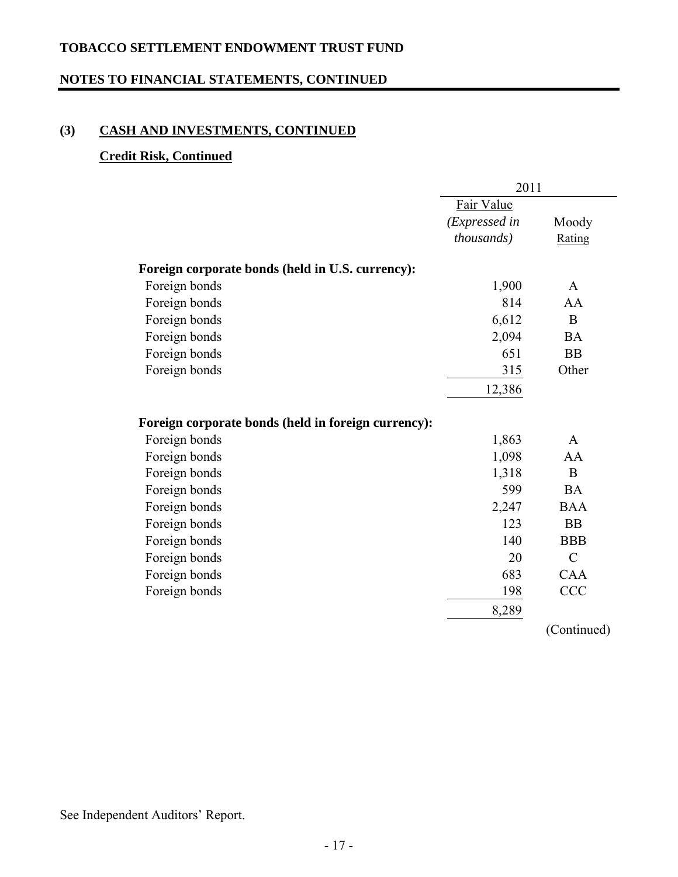**TOBACCO SETTLEMENT ENDOWMENT TRUST FUND**

**NOTES TO FINANCIAL STATEMENTS, CONTINUED**

## (3) CASH AND INVESTMENTS, CONTINUED

### Credit Risk, Continued

| | 2011 | |
|---|---|---|
| | Fair Value *(Expressed in thousands)* | Moody Rating |
| **Foreign corporate bonds (held in U.S. currency):** | | |
| Foreign bonds | 1,900 | A |
| Foreign bonds | 814 | AA |
| Foreign bonds | 6,612 | B |
| Foreign bonds | 2,094 | BA |
| Foreign bonds | 651 | BB |
| Foreign bonds | 315 | Other |
| | 12,386 | |
| **Foreign corporate bonds (held in foreign currency):** | | |
| Foreign bonds | 1,863 | A |
| Foreign bonds | 1,098 | AA |
| Foreign bonds | 1,318 | B |
| Foreign bonds | 599 | BA |
| Foreign bonds | 2,247 | BAA |
| Foreign bonds | 123 | BB |
| Foreign bonds | 140 | BBB |
| Foreign bonds | 20 | C |
| Foreign bonds | 683 | CAA |
| Foreign bonds | 198 | CCC |
| | 8,289 | |

(Continued)

See Independent Auditors' Report.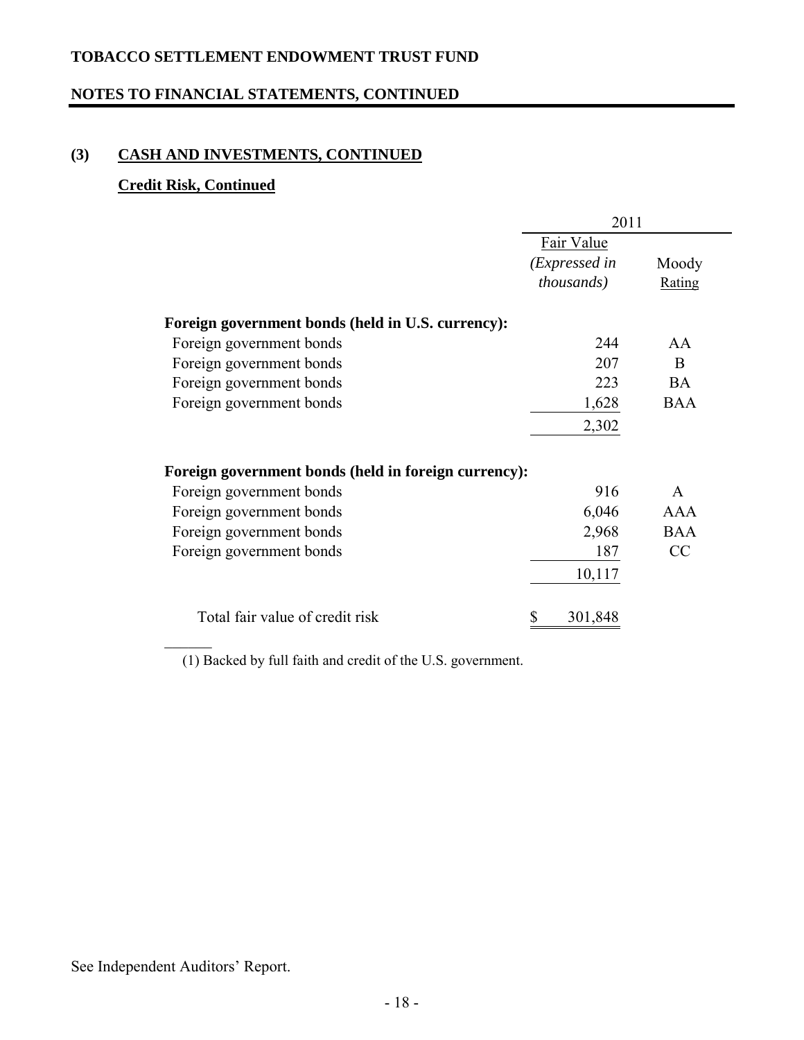**TOBACCO SETTLEMENT ENDOWMENT TRUST FUND**

**NOTES TO FINANCIAL STATEMENTS, CONTINUED**

## (3) CASH AND INVESTMENTS, CONTINUED

### Credit Risk, Continued

| | 2011 | |
|---|---|---|
| | Fair Value *(Expressed in thousands)* | Moody Rating |
| **Foreign government bonds (held in U.S. currency):** | | |
| Foreign government bonds | 244 | AA |
| Foreign government bonds | 207 | B |
| Foreign government bonds | 223 | BA |
| Foreign government bonds | 1,628 | BAA |
| | 2,302 | |
| **Foreign government bonds (held in foreign currency):** | | |
| Foreign government bonds | 916 | A |
| Foreign government bonds | 6,046 | AAA |
| Foreign government bonds | 2,968 | BAA |
| Foreign government bonds | 187 | CC |
| | 10,117 | |
| Total fair value of credit risk | $ 301,848 | |

(1) Backed by full faith and credit of the U.S. government.

See Independent Auditors' Report.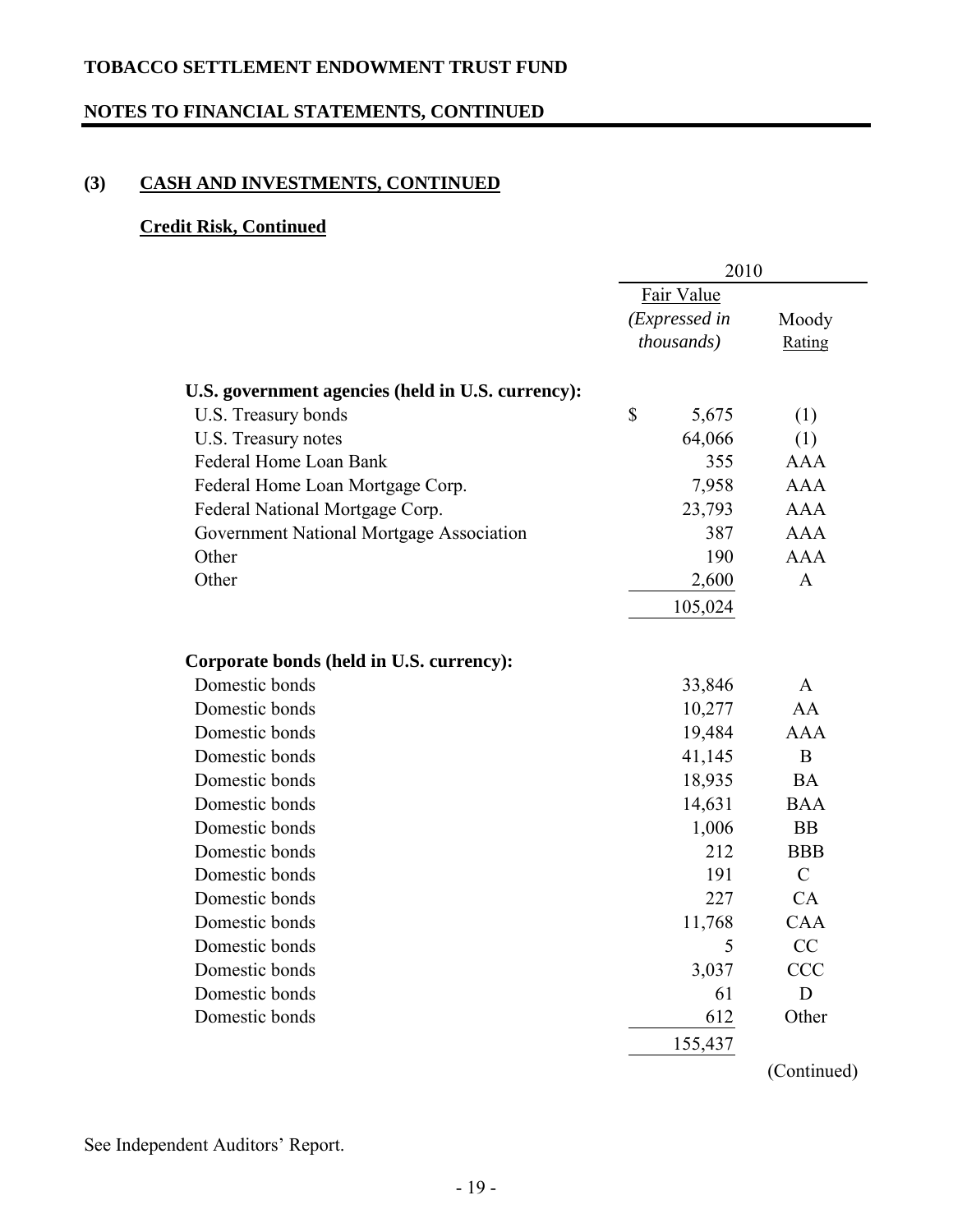**TOBACCO SETTLEMENT ENDOWMENT TRUST FUND**

**NOTES TO FINANCIAL STATEMENTS, CONTINUED**

## (3) CASH AND INVESTMENTS, CONTINUED

### Credit Risk, Continued

| | 2010 | |
|---|---|---|
| | Fair Value *(Expressed in thousands)* | Moody Rating |
| **U.S. government agencies (held in U.S. currency):** | | |
| U.S. Treasury bonds | $ 5,675 | (1) |
| U.S. Treasury notes | 64,066 | (1) |
| Federal Home Loan Bank | 355 | AAA |
| Federal Home Loan Mortgage Corp. | 7,958 | AAA |
| Federal National Mortgage Corp. | 23,793 | AAA |
| Government National Mortgage Association | 387 | AAA |
| Other | 190 | AAA |
| Other | 2,600 | A |
| | 105,024 | |
| **Corporate bonds (held in U.S. currency):** | | |
| Domestic bonds | 33,846 | A |
| Domestic bonds | 10,277 | AA |
| Domestic bonds | 19,484 | AAA |
| Domestic bonds | 41,145 | B |
| Domestic bonds | 18,935 | BA |
| Domestic bonds | 14,631 | BAA |
| Domestic bonds | 1,006 | BB |
| Domestic bonds | 212 | BBB |
| Domestic bonds | 191 | C |
| Domestic bonds | 227 | CA |
| Domestic bonds | 11,768 | CAA |
| Domestic bonds | 5 | CC |
| Domestic bonds | 3,037 | CCC |
| Domestic bonds | 61 | D |
| Domestic bonds | 612 | Other |
| | 155,437 | |

(Continued)

See Independent Auditors' Report.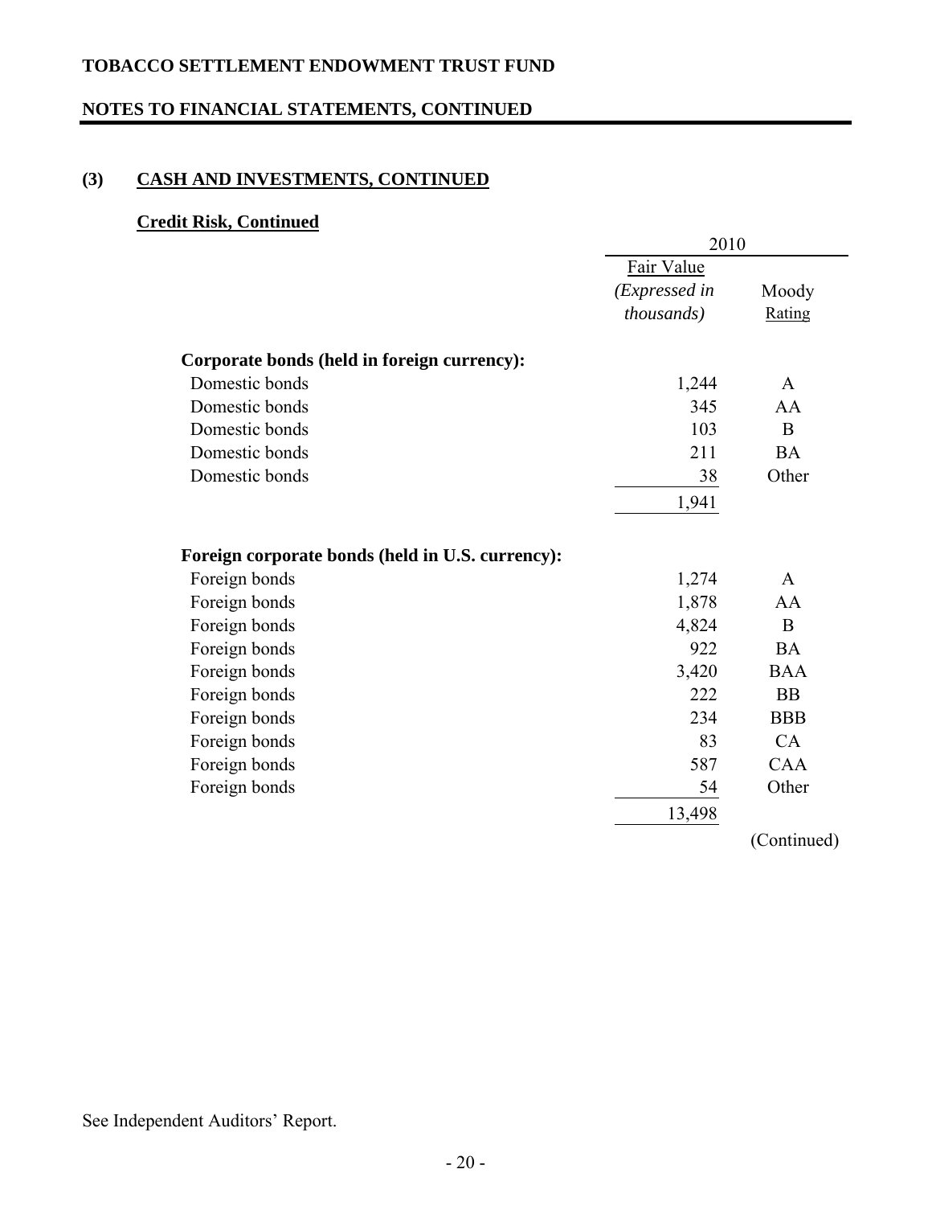## TOBACCO SETTLEMENT ENDOWMENT TRUST FUND

## NOTES TO FINANCIAL STATEMENTS, CONTINUED

### (3) CASH AND INVESTMENTS, CONTINUED

#### Credit Risk, Continued

| | 2010 | |
|---|---|---|
| | Fair Value *(Expressed in thousands)* | Moody Rating |
| **Corporate bonds (held in foreign currency):** | | |
| Domestic bonds | 1,244 | A |
| Domestic bonds | 345 | AA |
| Domestic bonds | 103 | B |
| Domestic bonds | 211 | BA |
| Domestic bonds | 38 | Other |
| | 1,941 | |
| **Foreign corporate bonds (held in U.S. currency):** | | |
| Foreign bonds | 1,274 | A |
| Foreign bonds | 1,878 | AA |
| Foreign bonds | 4,824 | B |
| Foreign bonds | 922 | BA |
| Foreign bonds | 3,420 | BAA |
| Foreign bonds | 222 | BB |
| Foreign bonds | 234 | BBB |
| Foreign bonds | 83 | CA |
| Foreign bonds | 587 | CAA |
| Foreign bonds | 54 | Other |
| | 13,498 | |

(Continued)

See Independent Auditors' Report.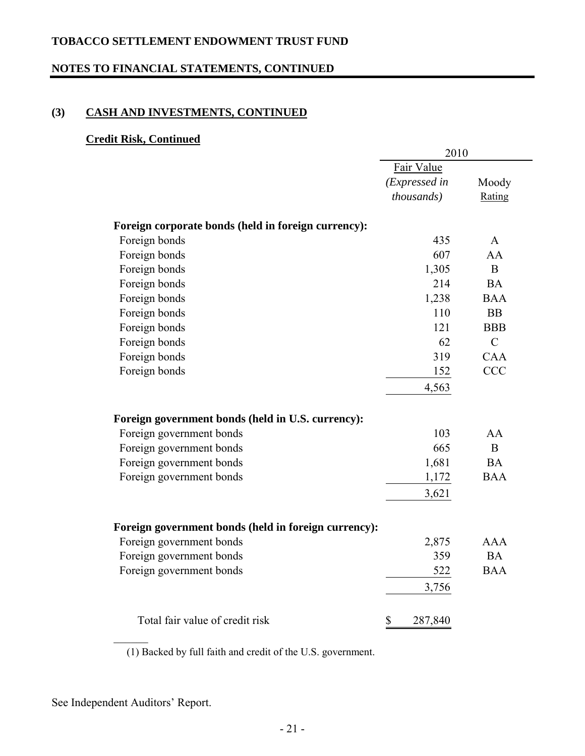**TOBACCO SETTLEMENT ENDOWMENT TRUST FUND**

**NOTES TO FINANCIAL STATEMENTS, CONTINUED**

## (3) CASH AND INVESTMENTS, CONTINUED

### Credit Risk, Continued

| | 2010 | |
|---|---|---|
| | Fair Value *(Expressed in thousands)* | Moody Rating |
| **Foreign corporate bonds (held in foreign currency):** | | |
| Foreign bonds | 435 | A |
| Foreign bonds | 607 | AA |
| Foreign bonds | 1,305 | B |
| Foreign bonds | 214 | BA |
| Foreign bonds | 1,238 | BAA |
| Foreign bonds | 110 | BB |
| Foreign bonds | 121 | BBB |
| Foreign bonds | 62 | C |
| Foreign bonds | 319 | CAA |
| Foreign bonds | 152 | CCC |
| | 4,563 | |
| **Foreign government bonds (held in U.S. currency):** | | |
| Foreign government bonds | 103 | AA |
| Foreign government bonds | 665 | B |
| Foreign government bonds | 1,681 | BA |
| Foreign government bonds | 1,172 | BAA |
| | 3,621 | |
| **Foreign government bonds (held in foreign currency):** | | |
| Foreign government bonds | 2,875 | AAA |
| Foreign government bonds | 359 | BA |
| Foreign government bonds | 522 | BAA |
| | 3,756 | |
| Total fair value of credit risk | $ 287,840 | |

(1) Backed by full faith and credit of the U.S. government.

See Independent Auditors' Report.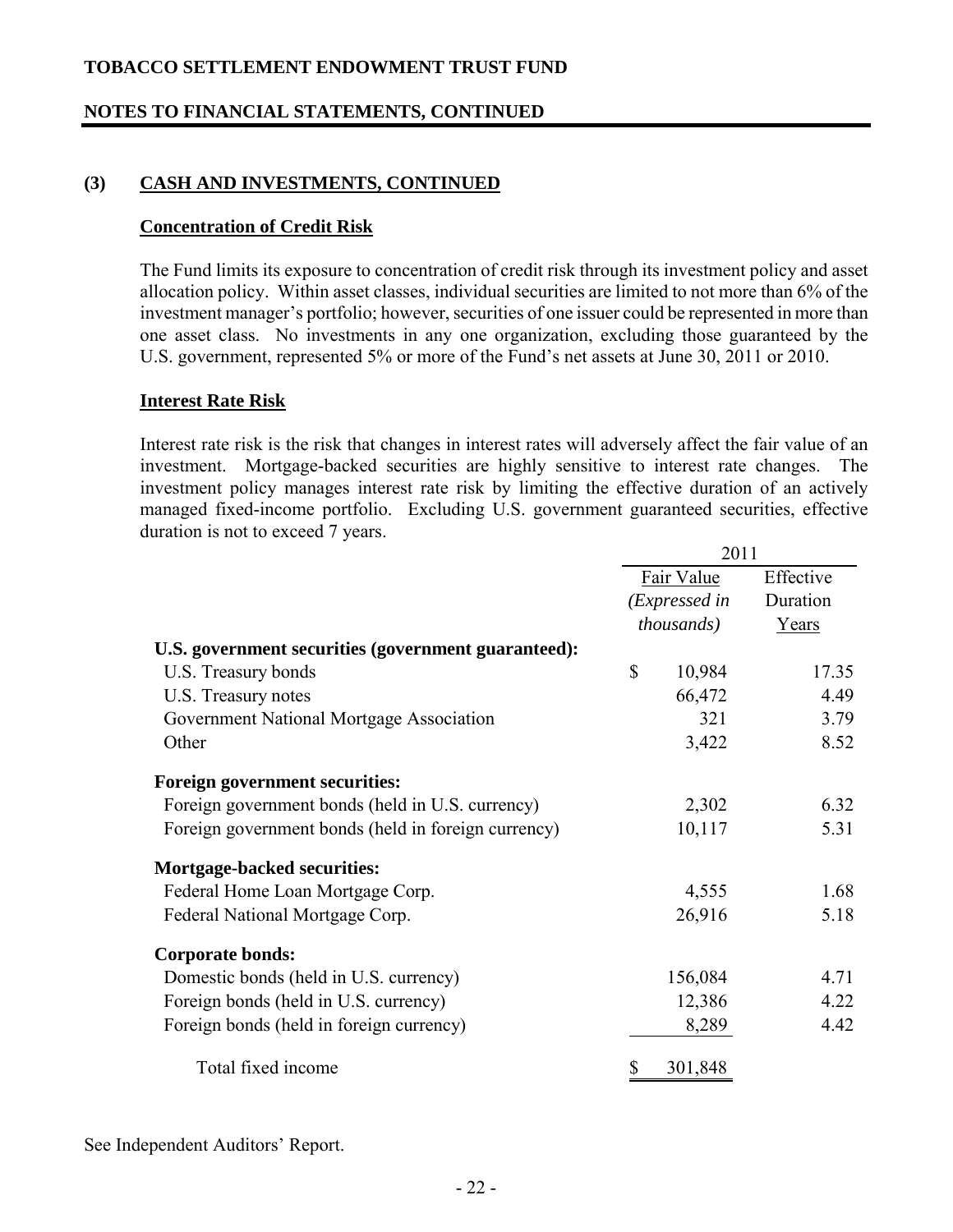# TOBACCO SETTLEMENT ENDOWMENT TRUST FUND

## NOTES TO FINANCIAL STATEMENTS, CONTINUED

### (3) CASH AND INVESTMENTS, CONTINUED

#### Concentration of Credit Risk

The Fund limits its exposure to concentration of credit risk through its investment policy and asset allocation policy. Within asset classes, individual securities are limited to not more than 6% of the investment manager's portfolio; however, securities of one issuer could be represented in more than one asset class. No investments in any one organization, excluding those guaranteed by the U.S. government, represented 5% or more of the Fund's net assets at June 30, 2011 or 2010.

#### Interest Rate Risk

Interest rate risk is the risk that changes in interest rates will adversely affect the fair value of an investment. Mortgage-backed securities are highly sensitive to interest rate changes. The investment policy manages interest rate risk by limiting the effective duration of an actively managed fixed-income portfolio. Excluding U.S. government guaranteed securities, effective duration is not to exceed 7 years.

| | 2011 | |
|---|---|---|
| | Fair Value *(Expressed in thousands)* | Effective Duration Years |
| **U.S. government securities (government guaranteed):** | | |
| U.S. Treasury bonds | $ 10,984 | 17.35 |
| U.S. Treasury notes | 66,472 | 4.49 |
| Government National Mortgage Association | 321 | 3.79 |
| Other | 3,422 | 8.52 |
| **Foreign government securities:** | | |
| Foreign government bonds (held in U.S. currency) | 2,302 | 6.32 |
| Foreign government bonds (held in foreign currency) | 10,117 | 5.31 |
| **Mortgage-backed securities:** | | |
| Federal Home Loan Mortgage Corp. | 4,555 | 1.68 |
| Federal National Mortgage Corp. | 26,916 | 5.18 |
| **Corporate bonds:** | | |
| Domestic bonds (held in U.S. currency) | 156,084 | 4.71 |
| Foreign bonds (held in U.S. currency) | 12,386 | 4.22 |
| Foreign bonds (held in foreign currency) | 8,289 | 4.42 |
| Total fixed income | $ 301,848 | |

See Independent Auditors' Report.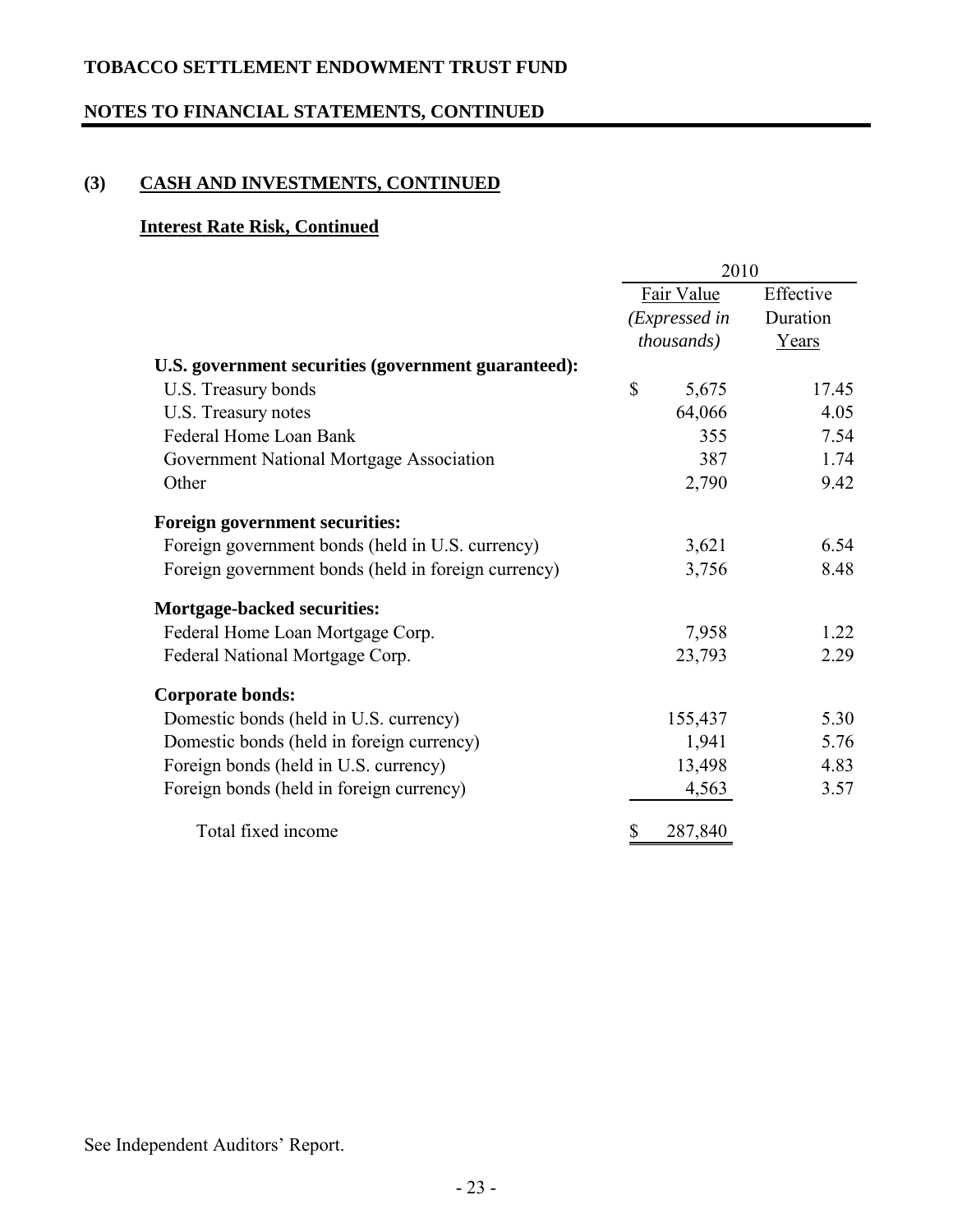# TOBACCO SETTLEMENT ENDOWMENT TRUST FUND

## NOTES TO FINANCIAL STATEMENTS, CONTINUED

### (3) CASH AND INVESTMENTS, CONTINUED

#### Interest Rate Risk, Continued

| | 2010 | |
|---|---|---|
| | Fair Value *(Expressed in thousands)* | Effective Duration Years |
| **U.S. government securities (government guaranteed):** | | |
| U.S. Treasury bonds | $ 5,675 | 17.45 |
| U.S. Treasury notes | 64,066 | 4.05 |
| Federal Home Loan Bank | 355 | 7.54 |
| Government National Mortgage Association | 387 | 1.74 |
| Other | 2,790 | 9.42 |
| **Foreign government securities:** | | |
| Foreign government bonds (held in U.S. currency) | 3,621 | 6.54 |
| Foreign government bonds (held in foreign currency) | 3,756 | 8.48 |
| **Mortgage-backed securities:** | | |
| Federal Home Loan Mortgage Corp. | 7,958 | 1.22 |
| Federal National Mortgage Corp. | 23,793 | 2.29 |
| **Corporate bonds:** | | |
| Domestic bonds (held in U.S. currency) | 155,437 | 5.30 |
| Domestic bonds (held in foreign currency) | 1,941 | 5.76 |
| Foreign bonds (held in U.S. currency) | 13,498 | 4.83 |
| Foreign bonds (held in foreign currency) | 4,563 | 3.57 |
| Total fixed income | $ 287,840 | |

See Independent Auditors' Report.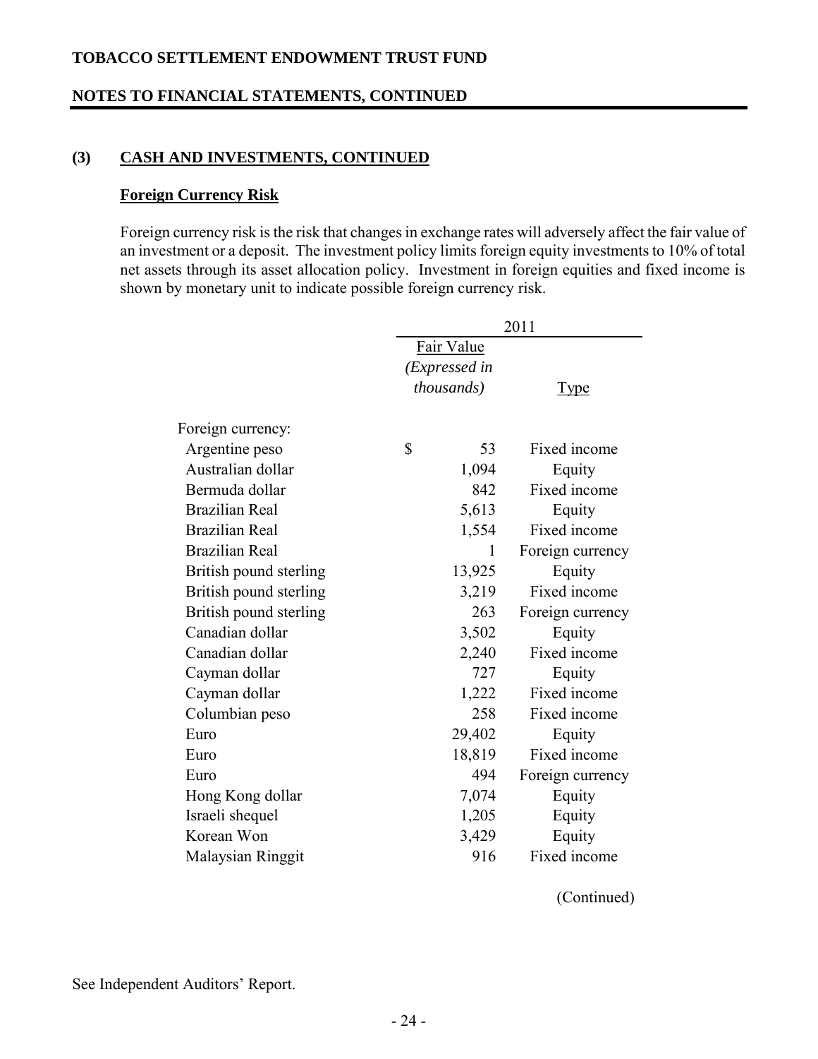**TOBACCO SETTLEMENT ENDOWMENT TRUST FUND**

**NOTES TO FINANCIAL STATEMENTS, CONTINUED**

## (3) CASH AND INVESTMENTS, CONTINUED

### Foreign Currency Risk

Foreign currency risk is the risk that changes in exchange rates will adversely affect the fair value of an investment or a deposit. The investment policy limits foreign equity investments to 10% of total net assets through its asset allocation policy. Investment in foreign equities and fixed income is shown by monetary unit to indicate possible foreign currency risk.

| | 2011 | |
|---|---|---|
| | Fair Value *(Expressed in thousands)* | Type |
| Foreign currency: | | |
| Argentine peso | $ 53 | Fixed income |
| Australian dollar | 1,094 | Equity |
| Bermuda dollar | 842 | Fixed income |
| Brazilian Real | 5,613 | Equity |
| Brazilian Real | 1,554 | Fixed income |
| Brazilian Real | 1 | Foreign currency |
| British pound sterling | 13,925 | Equity |
| British pound sterling | 3,219 | Fixed income |
| British pound sterling | 263 | Foreign currency |
| Canadian dollar | 3,502 | Equity |
| Canadian dollar | 2,240 | Fixed income |
| Cayman dollar | 727 | Equity |
| Cayman dollar | 1,222 | Fixed income |
| Columbian peso | 258 | Fixed income |
| Euro | 29,402 | Equity |
| Euro | 18,819 | Fixed income |
| Euro | 494 | Foreign currency |
| Hong Kong dollar | 7,074 | Equity |
| Israeli shequel | 1,205 | Equity |
| Korean Won | 3,429 | Equity |
| Malaysian Ringgit | 916 | Fixed income |

(Continued)

See Independent Auditors' Report.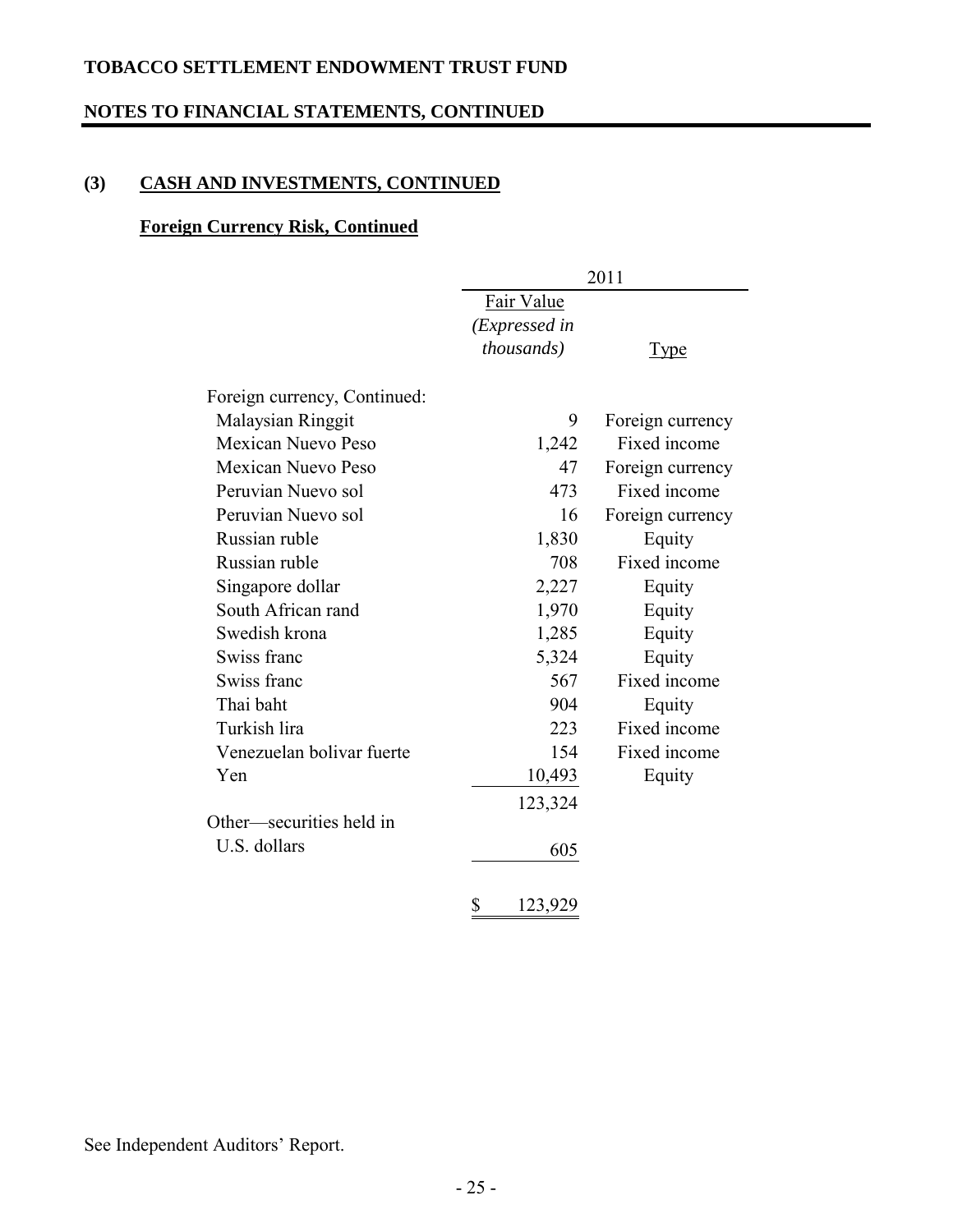## (3) CASH AND INVESTMENTS, CONTINUED

### Foreign Currency Risk, Continued

| | 2011 | |
|---|---|---|
| | Fair Value *(Expressed in thousands)* | Type |
| Foreign currency, Continued: | | |
| Malaysian Ringgit | 9 | Foreign currency |
| Mexican Nuevo Peso | 1,242 | Fixed income |
| Mexican Nuevo Peso | 47 | Foreign currency |
| Peruvian Nuevo sol | 473 | Fixed income |
| Peruvian Nuevo sol | 16 | Foreign currency |
| Russian ruble | 1,830 | Equity |
| Russian ruble | 708 | Fixed income |
| Singapore dollar | 2,227 | Equity |
| South African rand | 1,970 | Equity |
| Swedish krona | 1,285 | Equity |
| Swiss franc | 5,324 | Equity |
| Swiss franc | 567 | Fixed income |
| Thai baht | 904 | Equity |
| Turkish lira | 223 | Fixed income |
| Venezuelan bolivar fuerte | 154 | Fixed income |
| Yen | 10,493 | Equity |
| | 123,324 | |
| Other—securities held in U.S. dollars | 605 | |
| | $ 123,929 | |

See Independent Auditors' Report.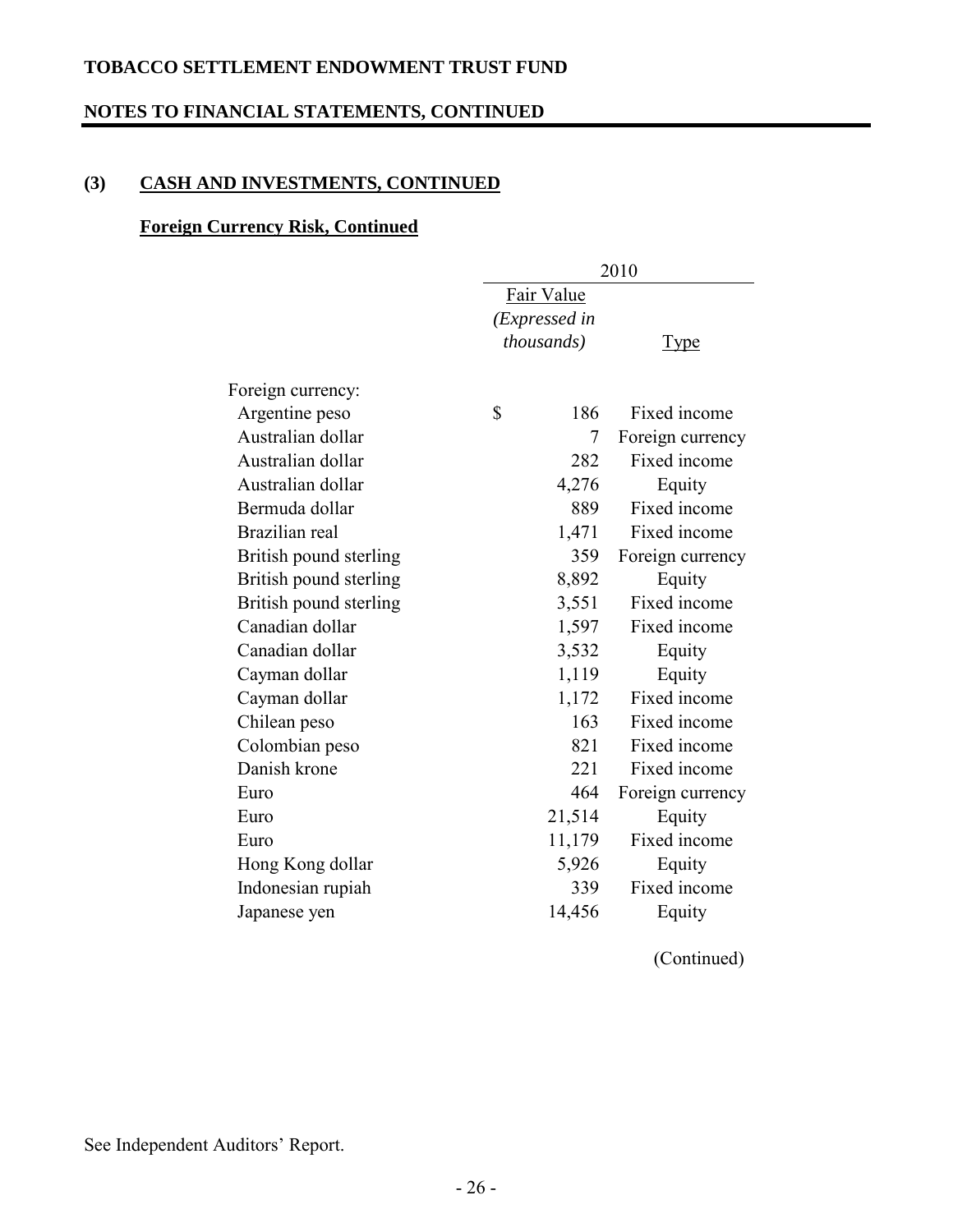## (3) CASH AND INVESTMENTS, CONTINUED

### Foreign Currency Risk, Continued

| | 2010 | |
|---|---|---|
| | Fair Value *(Expressed in thousands)* | Type |
| Foreign currency: | | |
| Argentine peso | $ 186 | Fixed income |
| Australian dollar | 7 | Foreign currency |
| Australian dollar | 282 | Fixed income |
| Australian dollar | 4,276 | Equity |
| Bermuda dollar | 889 | Fixed income |
| Brazilian real | 1,471 | Fixed income |
| British pound sterling | 359 | Foreign currency |
| British pound sterling | 8,892 | Equity |
| British pound sterling | 3,551 | Fixed income |
| Canadian dollar | 1,597 | Fixed income |
| Canadian dollar | 3,532 | Equity |
| Cayman dollar | 1,119 | Equity |
| Cayman dollar | 1,172 | Fixed income |
| Chilean peso | 163 | Fixed income |
| Colombian peso | 821 | Fixed income |
| Danish krone | 221 | Fixed income |
| Euro | 464 | Foreign currency |
| Euro | 21,514 | Equity |
| Euro | 11,179 | Fixed income |
| Hong Kong dollar | 5,926 | Equity |
| Indonesian rupiah | 339 | Fixed income |
| Japanese yen | 14,456 | Equity |

(Continued)

See Independent Auditors' Report.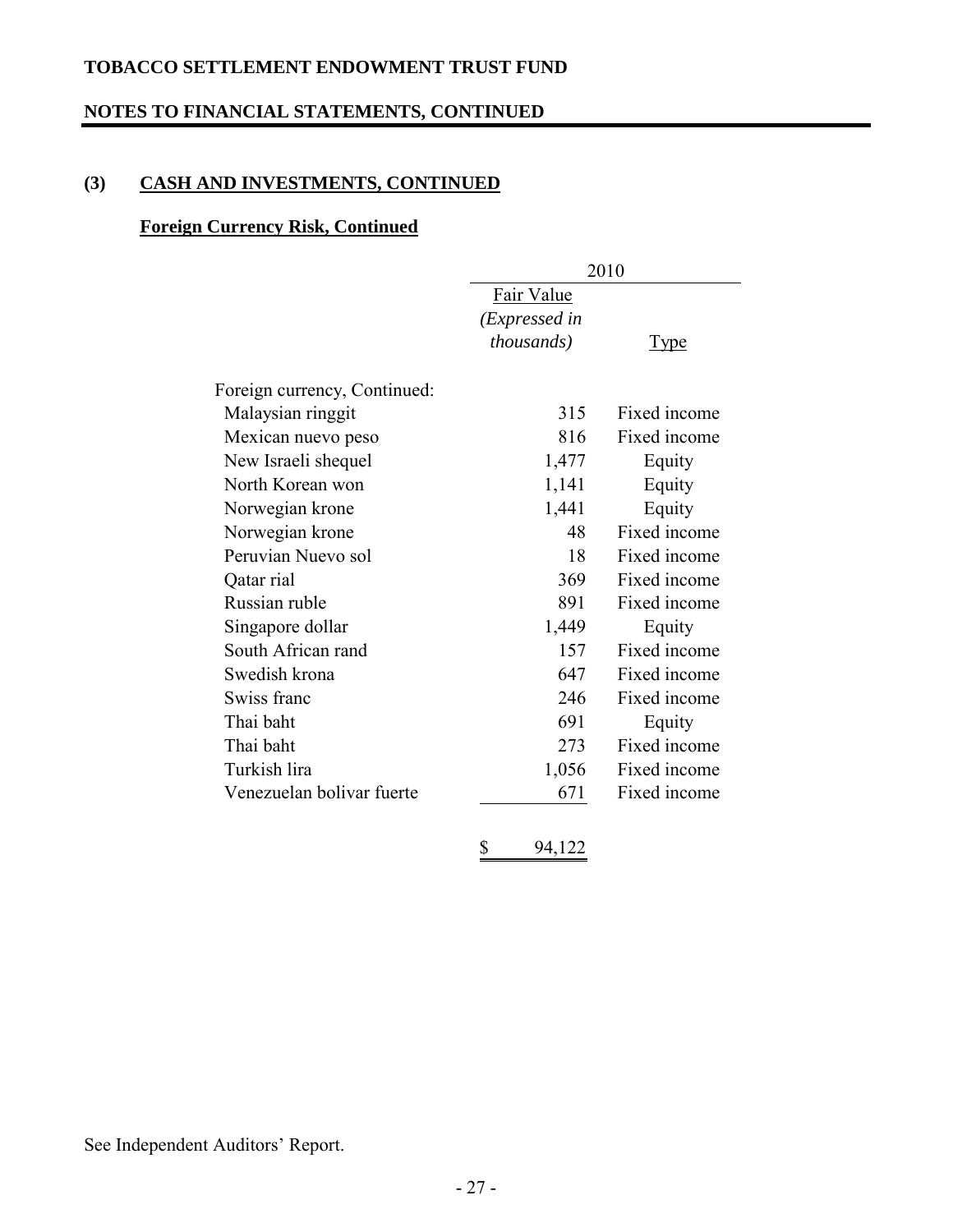**TOBACCO SETTLEMENT ENDOWMENT TRUST FUND**

**NOTES TO FINANCIAL STATEMENTS, CONTINUED**

## (3) CASH AND INVESTMENTS, CONTINUED

### Foreign Currency Risk, Continued

| | 2010 | |
|---|---|---|
| | Fair Value *(Expressed in thousands)* | Type |
| Foreign currency, Continued: | | |
| Malaysian ringgit | 315 | Fixed income |
| Mexican nuevo peso | 816 | Fixed income |
| New Israeli shequel | 1,477 | Equity |
| North Korean won | 1,141 | Equity |
| Norwegian krone | 1,441 | Equity |
| Norwegian krone | 48 | Fixed income |
| Peruvian Nuevo sol | 18 | Fixed income |
| Qatar rial | 369 | Fixed income |
| Russian ruble | 891 | Fixed income |
| Singapore dollar | 1,449 | Equity |
| South African rand | 157 | Fixed income |
| Swedish krona | 647 | Fixed income |
| Swiss franc | 246 | Fixed income |
| Thai baht | 691 | Equity |
| Thai baht | 273 | Fixed income |
| Turkish lira | 1,056 | Fixed income |
| Venezuelan bolivar fuerte | 671 | Fixed income |
| | $ 94,122 | |

See Independent Auditors' Report.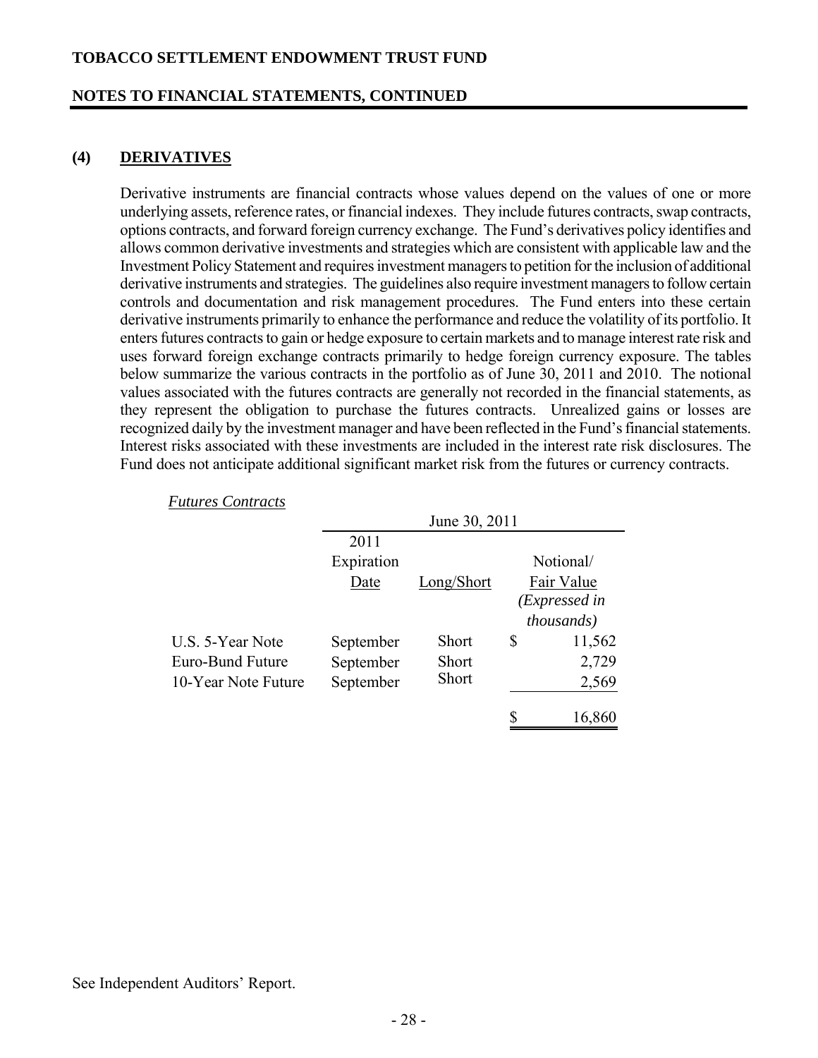## (4) DERIVATIVES

Derivative instruments are financial contracts whose values depend on the values of one or more underlying assets, reference rates, or financial indexes. They include futures contracts, swap contracts, options contracts, and forward foreign currency exchange. The Fund's derivatives policy identifies and allows common derivative investments and strategies which are consistent with applicable law and the Investment Policy Statement and requires investment managers to petition for the inclusion of additional derivative instruments and strategies. The guidelines also require investment managers to follow certain controls and documentation and risk management procedures. The Fund enters into these certain derivative instruments primarily to enhance the performance and reduce the volatility of its portfolio. It enters futures contracts to gain or hedge exposure to certain markets and to manage interest rate risk and uses forward foreign exchange contracts primarily to hedge foreign currency exposure. The tables below summarize the various contracts in the portfolio as of June 30, 2011 and 2010. The notional values associated with the futures contracts are generally not recorded in the financial statements, as they represent the obligation to purchase the futures contracts. Unrealized gains or losses are recognized daily by the investment manager and have been reflected in the Fund's financial statements. Interest risks associated with these investments are included in the interest rate risk disclosures. The Fund does not anticipate additional significant market risk from the futures or currency contracts.

*Futures Contracts*

| | June 30, 2011 | | |
|---|---|---|---|
| | 2011 Expiration Date | Long/Short | Notional/ Fair Value *(Expressed in thousands)* |
| U.S. 5-Year Note | September | Short | $ 11,562 |
| Euro-Bund Future | September | Short | 2,729 |
| 10-Year Note Future | September | Short | 2,569 |
| | | | $ 16,860 |

See Independent Auditors' Report.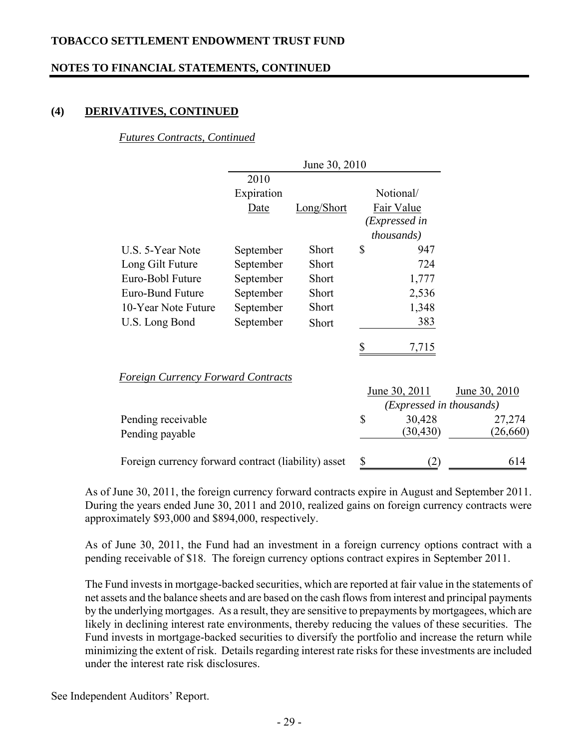## (4) DERIVATIVES, CONTINUED

*Futures Contracts, Continued*

| | June 30, 2010 | | |
|---|---|---|---|
| | 2010 Expiration Date | Long/Short | Notional/ Fair Value *(Expressed in thousands)* |
| U.S. 5-Year Note | September | Short | $ 947 |
| Long Gilt Future | September | Short | 724 |
| Euro-Bobl Future | September | Short | 1,777 |
| Euro-Bund Future | September | Short | 2,536 |
| 10-Year Note Future | September | Short | 1,348 |
| U.S. Long Bond | September | Short | 383 |
| | | | $ 7,715 |

*Foreign Currency Forward Contracts*

| | June 30, 2011 | June 30, 2010 |
|---|---|---|
| | *(Expressed in thousands)* | |
| Pending receivable | $ 30,428 | 27,274 |
| Pending payable | (30,430) | (26,660) |
| Foreign currency forward contract (liability) asset | $ (2) | 614 |

As of June 30, 2011, the foreign currency forward contracts expire in August and September 2011. During the years ended June 30, 2011 and 2010, realized gains on foreign currency contracts were approximately $93,000 and $894,000, respectively.

As of June 30, 2011, the Fund had an investment in a foreign currency options contract with a pending receivable of $18. The foreign currency options contract expires in September 2011.

The Fund invests in mortgage-backed securities, which are reported at fair value in the statements of net assets and the balance sheets and are based on the cash flows from interest and principal payments by the underlying mortgages. As a result, they are sensitive to prepayments by mortgagees, which are likely in declining interest rate environments, thereby reducing the values of these securities. The Fund invests in mortgage-backed securities to diversify the portfolio and increase the return while minimizing the extent of risk. Details regarding interest rate risks for these investments are included under the interest rate risk disclosures.

See Independent Auditors' Report.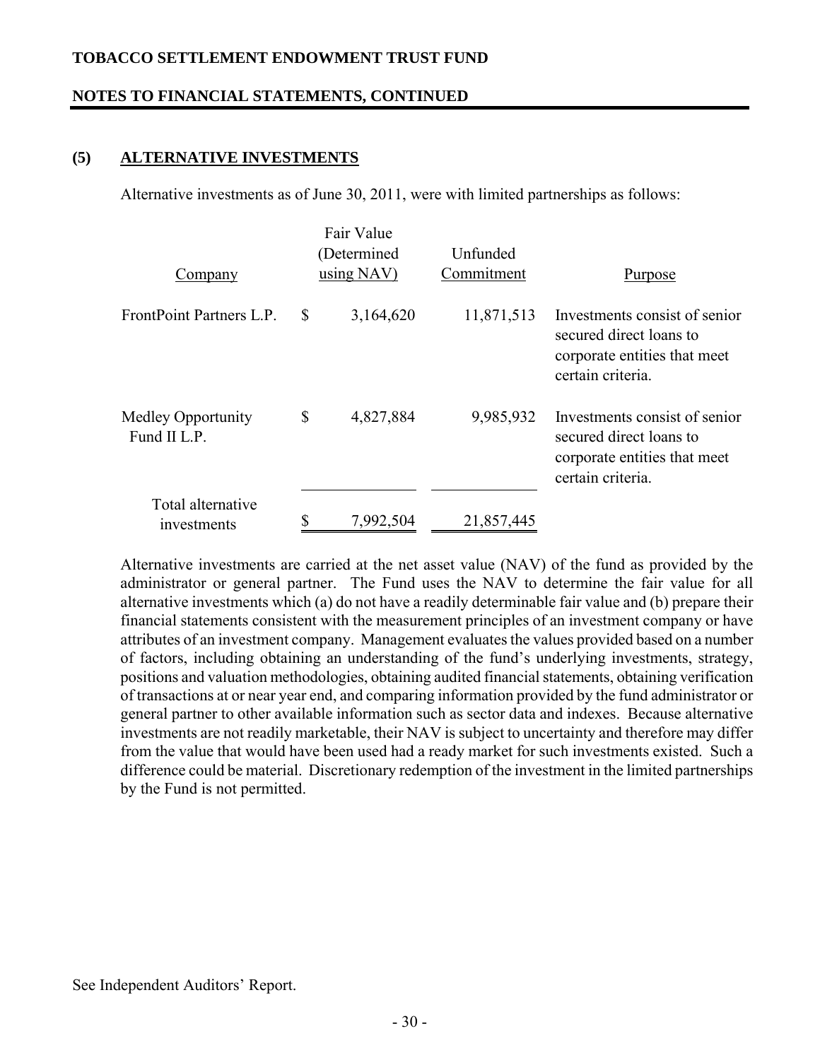TOBACCO SETTLEMENT ENDOWMENT TRUST FUND

NOTES TO FINANCIAL STATEMENTS, CONTINUED

## (5) ALTERNATIVE INVESTMENTS

Alternative investments as of June 30, 2011, were with limited partnerships as follows:

| Company | Fair Value (Determined using NAV) | Unfunded Commitment | Purpose |
|---|---|---|---|
| FrontPoint Partners L.P. | $ 3,164,620 | 11,871,513 | Investments consist of senior secured direct loans to corporate entities that meet certain criteria. |
| Medley Opportunity Fund II L.P. | $ 4,827,884 | 9,985,932 | Investments consist of senior secured direct loans to corporate entities that meet certain criteria. |
| Total alternative investments | $ 7,992,504 | 21,857,445 | |

Alternative investments are carried at the net asset value (NAV) of the fund as provided by the administrator or general partner. The Fund uses the NAV to determine the fair value for all alternative investments which (a) do not have a readily determinable fair value and (b) prepare their financial statements consistent with the measurement principles of an investment company or have attributes of an investment company. Management evaluates the values provided based on a number of factors, including obtaining an understanding of the fund's underlying investments, strategy, positions and valuation methodologies, obtaining audited financial statements, obtaining verification of transactions at or near year end, and comparing information provided by the fund administrator or general partner to other available information such as sector data and indexes. Because alternative investments are not readily marketable, their NAV is subject to uncertainty and therefore may differ from the value that would have been used had a ready market for such investments existed. Such a difference could be material. Discretionary redemption of the investment in the limited partnerships by the Fund is not permitted.

See Independent Auditors' Report.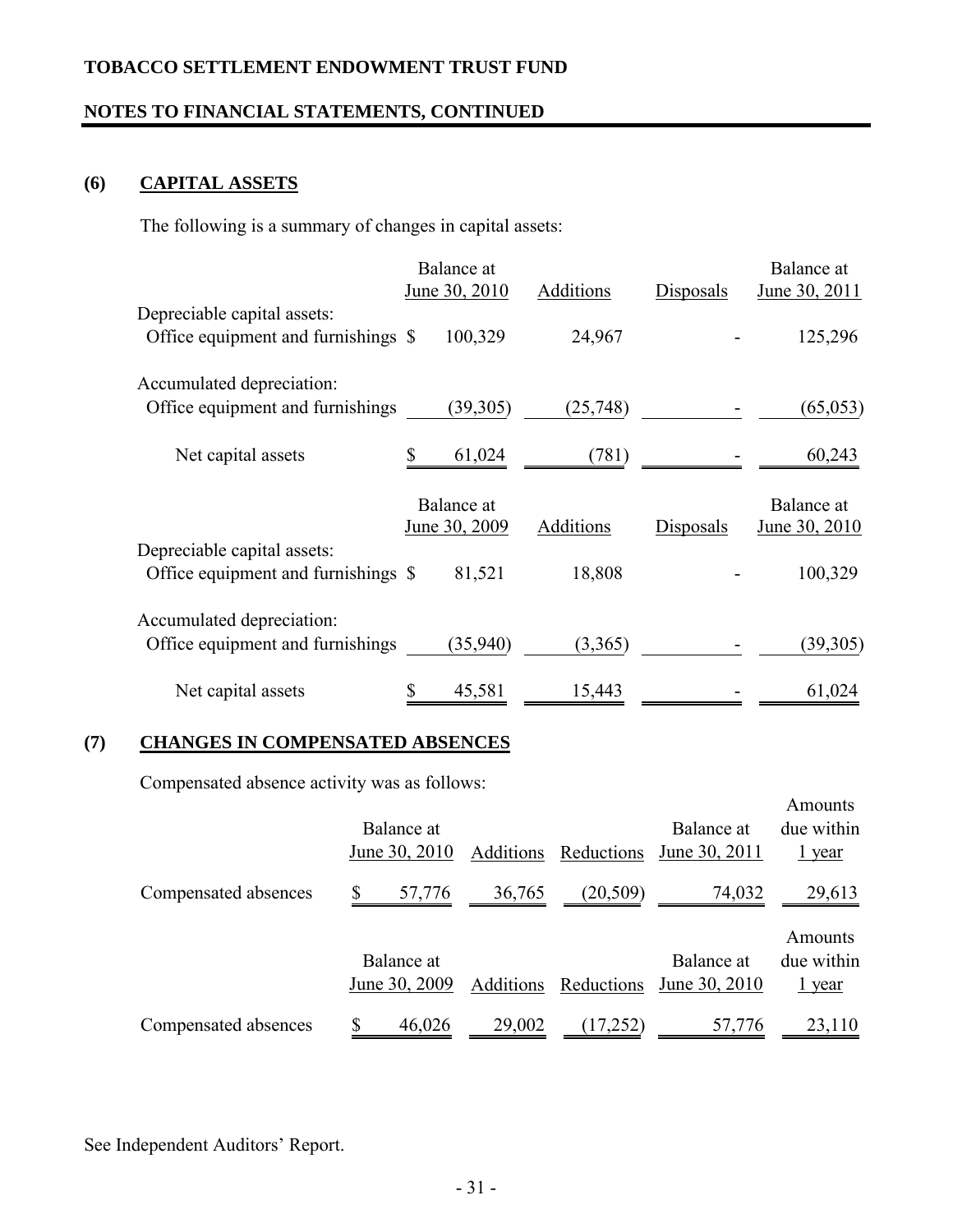TOBACCO SETTLEMENT ENDOWMENT TRUST FUND

NOTES TO FINANCIAL STATEMENTS, CONTINUED

## (6) CAPITAL ASSETS

The following is a summary of changes in capital assets:

| | Balance at June 30, 2010 | Additions | Disposals | Balance at June 30, 2011 |
|---|---|---|---|---|
| Depreciable capital assets: | | | | |
| Office equipment and furnishings | $ 100,329 | 24,967 | - | 125,296 |
| Accumulated depreciation: | | | | |
| Office equipment and furnishings | (39,305) | (25,748) | - | (65,053) |
| Net capital assets | $ 61,024 | (781) | - | 60,243 |

| | Balance at June 30, 2009 | Additions | Disposals | Balance at June 30, 2010 |
|---|---|---|---|---|
| Depreciable capital assets: | | | | |
| Office equipment and furnishings | $ 81,521 | 18,808 | - | 100,329 |
| Accumulated depreciation: | | | | |
| Office equipment and furnishings | (35,940) | (3,365) | - | (39,305) |
| Net capital assets | $ 45,581 | 15,443 | - | 61,024 |

## (7) CHANGES IN COMPENSATED ABSENCES

Compensated absence activity was as follows:

| | Balance at June 30, 2010 | Additions | Reductions | Balance at June 30, 2011 | Amounts due within 1 year |
|---|---|---|---|---|---|
| Compensated absences | $ 57,776 | 36,765 | (20,509) | 74,032 | 29,613 |

| | Balance at June 30, 2009 | Additions | Reductions | Balance at June 30, 2010 | Amounts due within 1 year |
|---|---|---|---|---|---|
| Compensated absences | $ 46,026 | 29,002 | (17,252) | 57,776 | 23,110 |

See Independent Auditors' Report.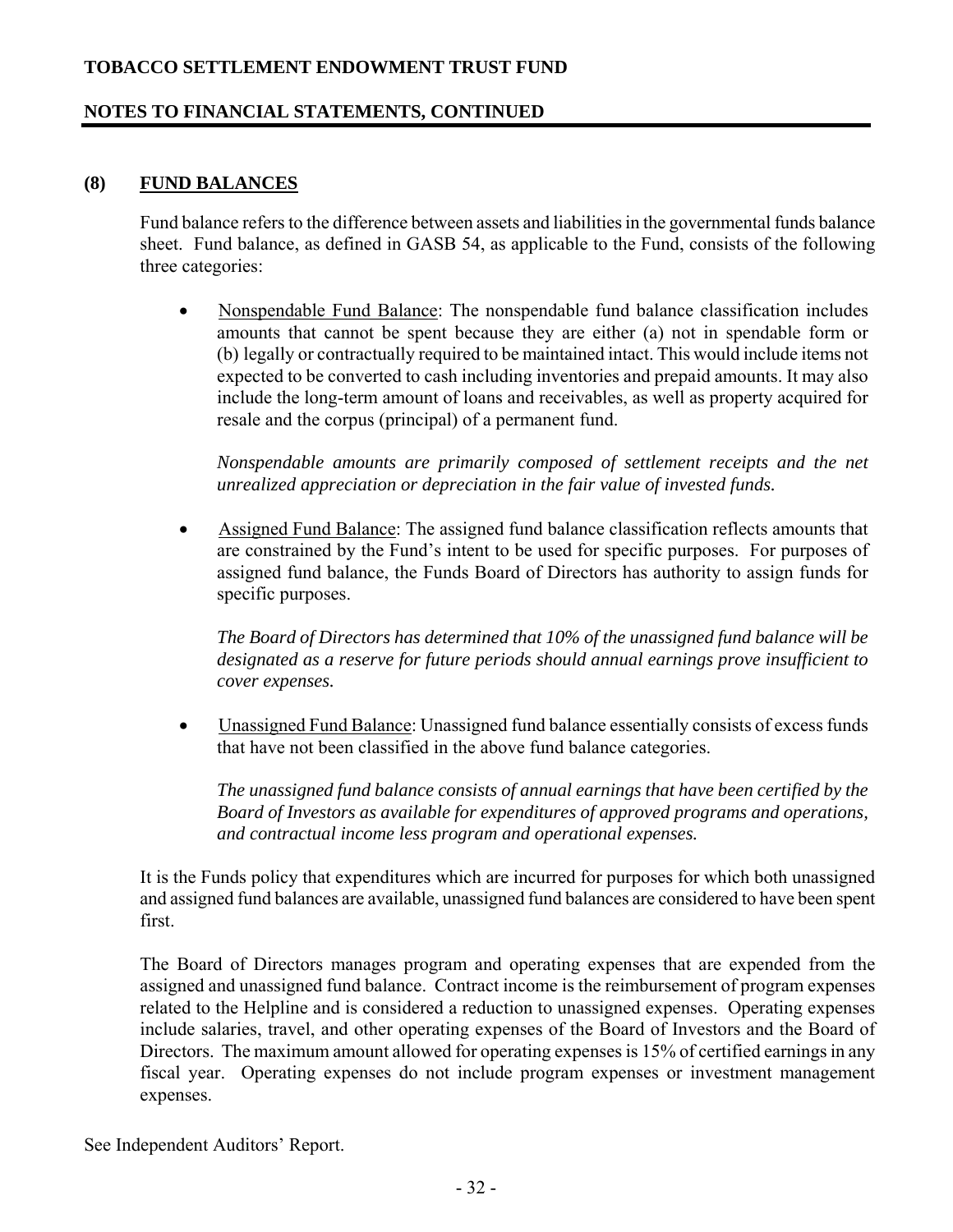## (8) FUND BALANCES

Fund balance refers to the difference between assets and liabilities in the governmental funds balance sheet. Fund balance, as defined in GASB 54, as applicable to the Fund, consists of the following three categories:

- Nonspendable Fund Balance: The nonspendable fund balance classification includes amounts that cannot be spent because they are either (a) not in spendable form or (b) legally or contractually required to be maintained intact. This would include items not expected to be converted to cash including inventories and prepaid amounts. It may also include the long-term amount of loans and receivables, as well as property acquired for resale and the corpus (principal) of a permanent fund.

  *Nonspendable amounts are primarily composed of settlement receipts and the net unrealized appreciation or depreciation in the fair value of invested funds.*

- Assigned Fund Balance: The assigned fund balance classification reflects amounts that are constrained by the Fund's intent to be used for specific purposes. For purposes of assigned fund balance, the Funds Board of Directors has authority to assign funds for specific purposes.

  *The Board of Directors has determined that 10% of the unassigned fund balance will be designated as a reserve for future periods should annual earnings prove insufficient to cover expenses.*

- Unassigned Fund Balance: Unassigned fund balance essentially consists of excess funds that have not been classified in the above fund balance categories.

  *The unassigned fund balance consists of annual earnings that have been certified by the Board of Investors as available for expenditures of approved programs and operations, and contractual income less program and operational expenses.*

It is the Funds policy that expenditures which are incurred for purposes for which both unassigned and assigned fund balances are available, unassigned fund balances are considered to have been spent first.

The Board of Directors manages program and operating expenses that are expended from the assigned and unassigned fund balance. Contract income is the reimbursement of program expenses related to the Helpline and is considered a reduction to unassigned expenses. Operating expenses include salaries, travel, and other operating expenses of the Board of Investors and the Board of Directors. The maximum amount allowed for operating expenses is 15% of certified earnings in any fiscal year. Operating expenses do not include program expenses or investment management expenses.

See Independent Auditors' Report.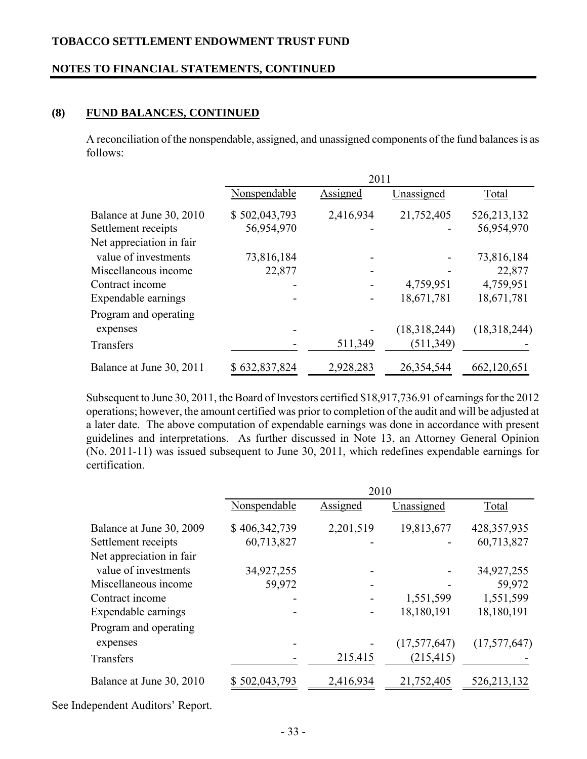TOBACCO SETTLEMENT ENDOWMENT TRUST FUND

NOTES TO FINANCIAL STATEMENTS, CONTINUED

## (8) FUND BALANCES, CONTINUED

A reconciliation of the nonspendable, assigned, and unassigned components of the fund balances is as follows:

| | 2011 | | | |
|---|---|---|---|---|
| | Nonspendable | Assigned | Unassigned | Total |
| Balance at June 30, 2010 | $ 502,043,793 | 2,416,934 | 21,752,405 | 526,213,132 |
| Settlement receipts | 56,954,970 | - | - | 56,954,970 |
| Net appreciation in fair value of investments | 73,816,184 | - | - | 73,816,184 |
| Miscellaneous income | 22,877 | - | - | 22,877 |
| Contract income | - | - | 4,759,951 | 4,759,951 |
| Expendable earnings | - | - | 18,671,781 | 18,671,781 |
| Program and operating expenses | - | - | (18,318,244) | (18,318,244) |
| Transfers | - | 511,349 | (511,349) | - |
| Balance at June 30, 2011 | $ 632,837,824 | 2,928,283 | 26,354,544 | 662,120,651 |

Subsequent to June 30, 2011, the Board of Investors certified $18,917,736.91 of earnings for the 2012 operations; however, the amount certified was prior to completion of the audit and will be adjusted at a later date. The above computation of expendable earnings was done in accordance with present guidelines and interpretations. As further discussed in Note 13, an Attorney General Opinion (No. 2011-11) was issued subsequent to June 30, 2011, which redefines expendable earnings for certification.

| | 2010 | | | |
|---|---|---|---|---|
| | Nonspendable | Assigned | Unassigned | Total |
| Balance at June 30, 2009 | $ 406,342,739 | 2,201,519 | 19,813,677 | 428,357,935 |
| Settlement receipts | 60,713,827 | - | - | 60,713,827 |
| Net appreciation in fair value of investments | 34,927,255 | - | - | 34,927,255 |
| Miscellaneous income | 59,972 | - | - | 59,972 |
| Contract income | - | - | 1,551,599 | 1,551,599 |
| Expendable earnings | - | - | 18,180,191 | 18,180,191 |
| Program and operating expenses | - | - | (17,577,647) | (17,577,647) |
| Transfers | - | 215,415 | (215,415) | - |
| Balance at June 30, 2010 | $ 502,043,793 | 2,416,934 | 21,752,405 | 526,213,132 |

See Independent Auditors' Report.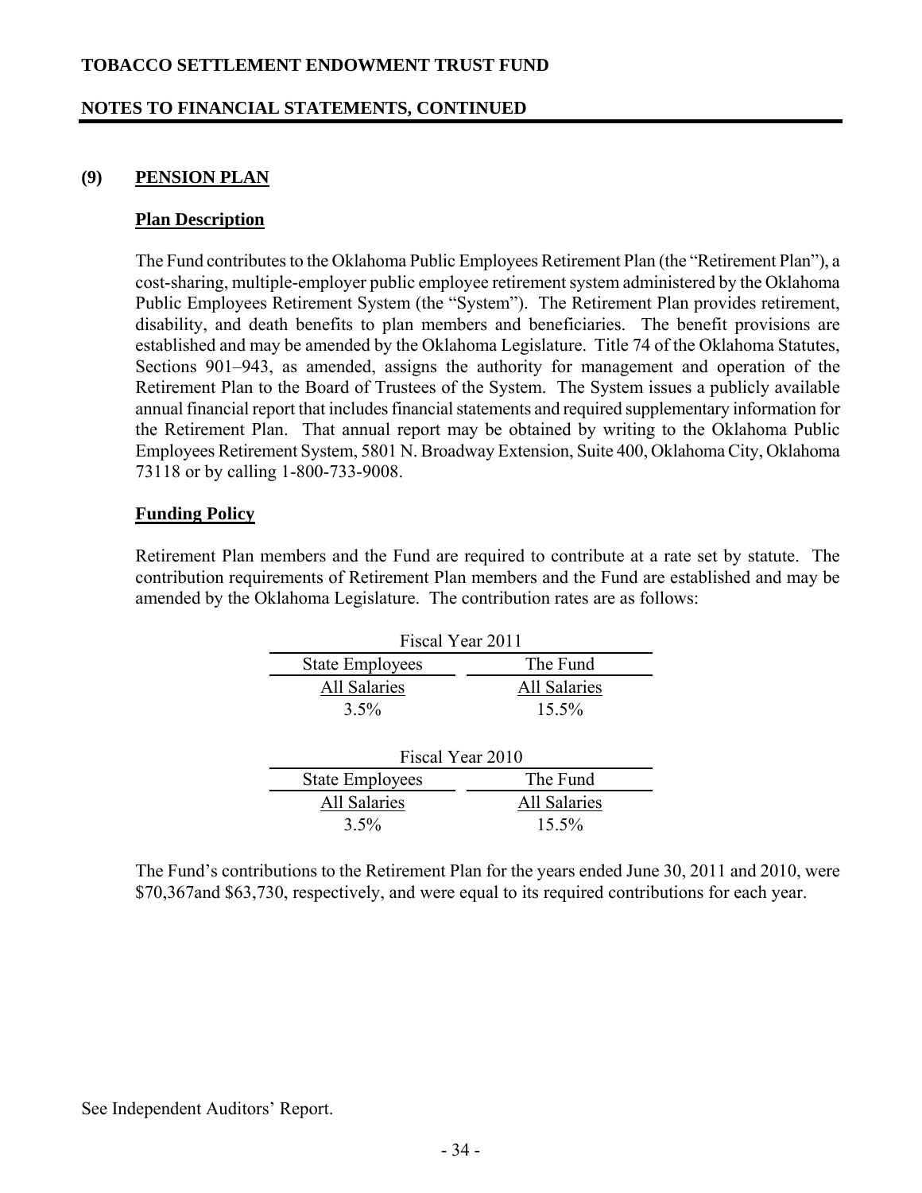## (9) PENSION PLAN

### Plan Description

The Fund contributes to the Oklahoma Public Employees Retirement Plan (the "Retirement Plan"), a cost-sharing, multiple-employer public employee retirement system administered by the Oklahoma Public Employees Retirement System (the "System"). The Retirement Plan provides retirement, disability, and death benefits to plan members and beneficiaries. The benefit provisions are established and may be amended by the Oklahoma Legislature. Title 74 of the Oklahoma Statutes, Sections 901–943, as amended, assigns the authority for management and operation of the Retirement Plan to the Board of Trustees of the System. The System issues a publicly available annual financial report that includes financial statements and required supplementary information for the Retirement Plan. That annual report may be obtained by writing to the Oklahoma Public Employees Retirement System, 5801 N. Broadway Extension, Suite 400, Oklahoma City, Oklahoma 73118 or by calling 1-800-733-9008.

### Funding Policy

Retirement Plan members and the Fund are required to contribute at a rate set by statute. The contribution requirements of Retirement Plan members and the Fund are established and may be amended by the Oklahoma Legislature. The contribution rates are as follows:

| Fiscal Year 2011 | |
|---|---|
| State Employees | The Fund |
| All Salaries | All Salaries |
| 3.5% | 15.5% |

| Fiscal Year 2010 | |
|---|---|
| State Employees | The Fund |
| All Salaries | All Salaries |
| 3.5% | 15.5% |

The Fund's contributions to the Retirement Plan for the years ended June 30, 2011 and 2010, were \$70,367and \$63,730, respectively, and were equal to its required contributions for each year.

See Independent Auditors' Report.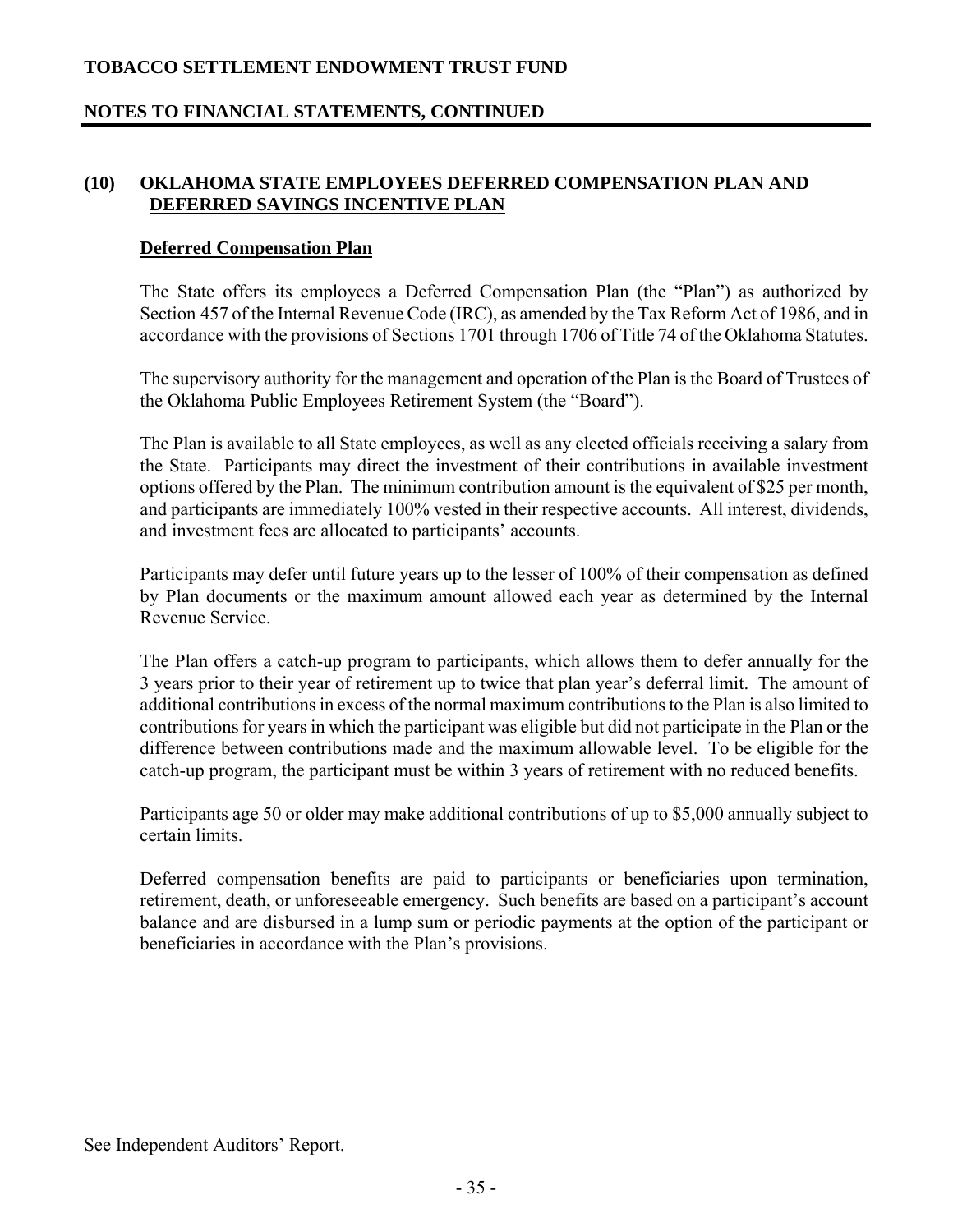## (10) OKLAHOMA STATE EMPLOYEES DEFERRED COMPENSATION PLAN AND DEFERRED SAVINGS INCENTIVE PLAN

### Deferred Compensation Plan

The State offers its employees a Deferred Compensation Plan (the "Plan") as authorized by Section 457 of the Internal Revenue Code (IRC), as amended by the Tax Reform Act of 1986, and in accordance with the provisions of Sections 1701 through 1706 of Title 74 of the Oklahoma Statutes.

The supervisory authority for the management and operation of the Plan is the Board of Trustees of the Oklahoma Public Employees Retirement System (the "Board").

The Plan is available to all State employees, as well as any elected officials receiving a salary from the State. Participants may direct the investment of their contributions in available investment options offered by the Plan. The minimum contribution amount is the equivalent of $25 per month, and participants are immediately 100% vested in their respective accounts. All interest, dividends, and investment fees are allocated to participants' accounts.

Participants may defer until future years up to the lesser of 100% of their compensation as defined by Plan documents or the maximum amount allowed each year as determined by the Internal Revenue Service.

The Plan offers a catch-up program to participants, which allows them to defer annually for the 3 years prior to their year of retirement up to twice that plan year's deferral limit. The amount of additional contributions in excess of the normal maximum contributions to the Plan is also limited to contributions for years in which the participant was eligible but did not participate in the Plan or the difference between contributions made and the maximum allowable level. To be eligible for the catch-up program, the participant must be within 3 years of retirement with no reduced benefits.

Participants age 50 or older may make additional contributions of up to $5,000 annually subject to certain limits.

Deferred compensation benefits are paid to participants or beneficiaries upon termination, retirement, death, or unforeseeable emergency. Such benefits are based on a participant's account balance and are disbursed in a lump sum or periodic payments at the option of the participant or beneficiaries in accordance with the Plan's provisions.

See Independent Auditors' Report.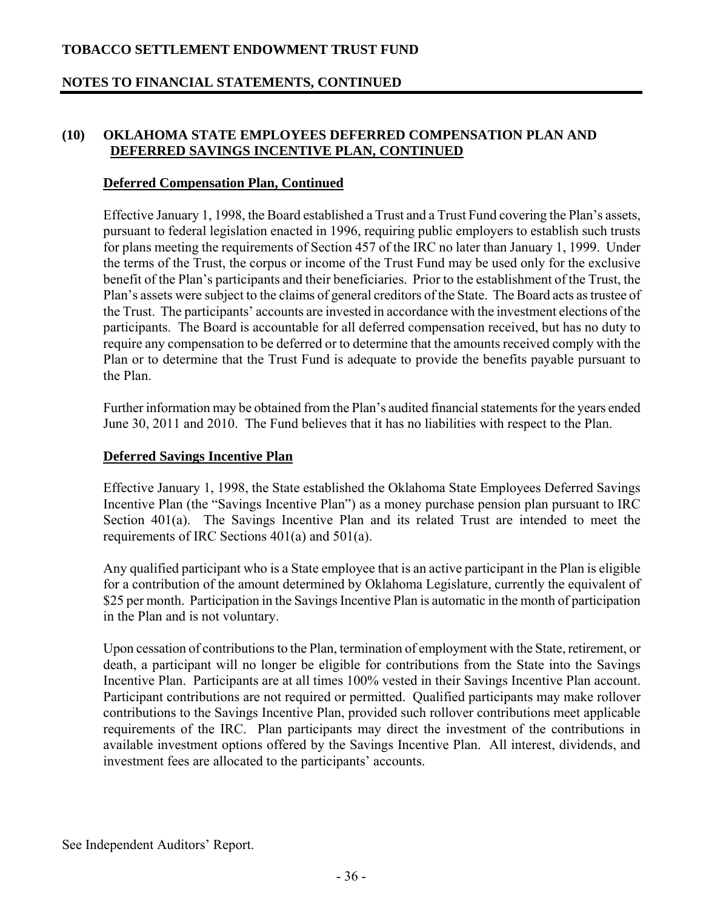## (10) OKLAHOMA STATE EMPLOYEES DEFERRED COMPENSATION PLAN AND DEFERRED SAVINGS INCENTIVE PLAN, CONTINUED

### Deferred Compensation Plan, Continued

Effective January 1, 1998, the Board established a Trust and a Trust Fund covering the Plan's assets, pursuant to federal legislation enacted in 1996, requiring public employers to establish such trusts for plans meeting the requirements of Section 457 of the IRC no later than January 1, 1999. Under the terms of the Trust, the corpus or income of the Trust Fund may be used only for the exclusive benefit of the Plan's participants and their beneficiaries. Prior to the establishment of the Trust, the Plan's assets were subject to the claims of general creditors of the State. The Board acts as trustee of the Trust. The participants' accounts are invested in accordance with the investment elections of the participants. The Board is accountable for all deferred compensation received, but has no duty to require any compensation to be deferred or to determine that the amounts received comply with the Plan or to determine that the Trust Fund is adequate to provide the benefits payable pursuant to the Plan.

Further information may be obtained from the Plan's audited financial statements for the years ended June 30, 2011 and 2010. The Fund believes that it has no liabilities with respect to the Plan.

### Deferred Savings Incentive Plan

Effective January 1, 1998, the State established the Oklahoma State Employees Deferred Savings Incentive Plan (the "Savings Incentive Plan") as a money purchase pension plan pursuant to IRC Section 401(a). The Savings Incentive Plan and its related Trust are intended to meet the requirements of IRC Sections 401(a) and 501(a).

Any qualified participant who is a State employee that is an active participant in the Plan is eligible for a contribution of the amount determined by Oklahoma Legislature, currently the equivalent of $25 per month. Participation in the Savings Incentive Plan is automatic in the month of participation in the Plan and is not voluntary.

Upon cessation of contributions to the Plan, termination of employment with the State, retirement, or death, a participant will no longer be eligible for contributions from the State into the Savings Incentive Plan. Participants are at all times 100% vested in their Savings Incentive Plan account. Participant contributions are not required or permitted. Qualified participants may make rollover contributions to the Savings Incentive Plan, provided such rollover contributions meet applicable requirements of the IRC. Plan participants may direct the investment of the contributions in available investment options offered by the Savings Incentive Plan. All interest, dividends, and investment fees are allocated to the participants' accounts.

See Independent Auditors' Report.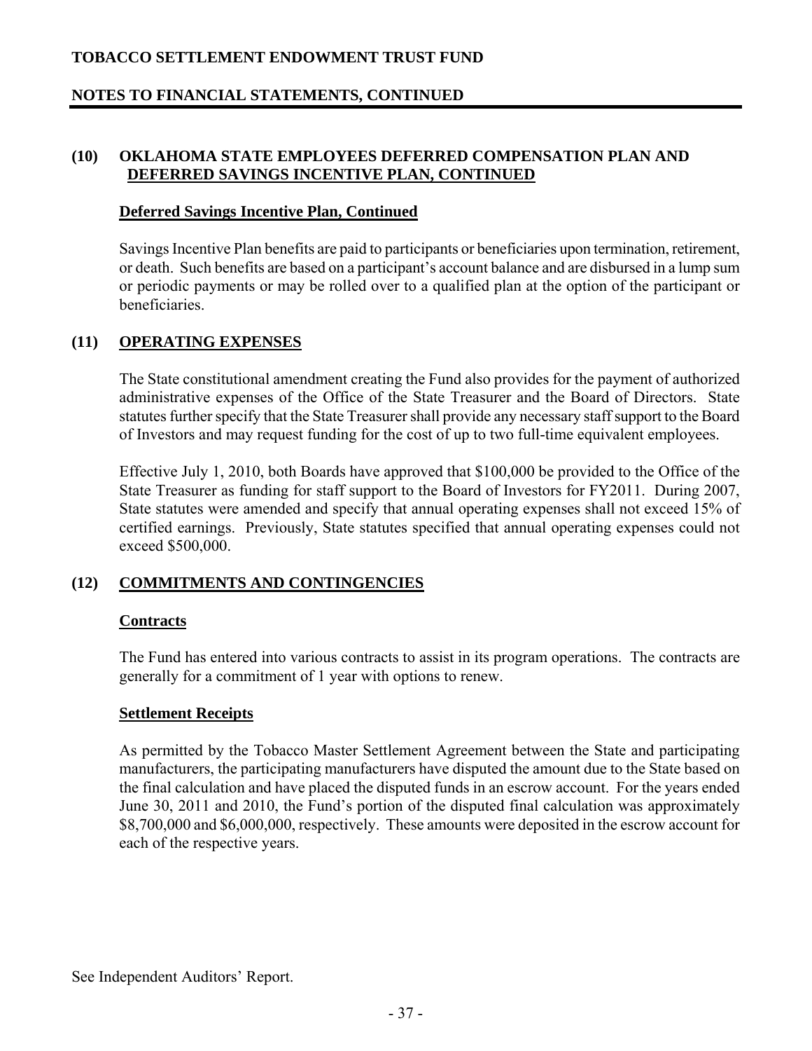## (10) OKLAHOMA STATE EMPLOYEES DEFERRED COMPENSATION PLAN AND DEFERRED SAVINGS INCENTIVE PLAN, CONTINUED

### Deferred Savings Incentive Plan, Continued

Savings Incentive Plan benefits are paid to participants or beneficiaries upon termination, retirement, or death. Such benefits are based on a participant's account balance and are disbursed in a lump sum or periodic payments or may be rolled over to a qualified plan at the option of the participant or beneficiaries.

## (11) OPERATING EXPENSES

The State constitutional amendment creating the Fund also provides for the payment of authorized administrative expenses of the Office of the State Treasurer and the Board of Directors. State statutes further specify that the State Treasurer shall provide any necessary staff support to the Board of Investors and may request funding for the cost of up to two full-time equivalent employees.

Effective July 1, 2010, both Boards have approved that $100,000 be provided to the Office of the State Treasurer as funding for staff support to the Board of Investors for FY2011. During 2007, State statutes were amended and specify that annual operating expenses shall not exceed 15% of certified earnings. Previously, State statutes specified that annual operating expenses could not exceed $500,000.

## (12) COMMITMENTS AND CONTINGENCIES

### Contracts

The Fund has entered into various contracts to assist in its program operations. The contracts are generally for a commitment of 1 year with options to renew.

### Settlement Receipts

As permitted by the Tobacco Master Settlement Agreement between the State and participating manufacturers, the participating manufacturers have disputed the amount due to the State based on the final calculation and have placed the disputed funds in an escrow account. For the years ended June 30, 2011 and 2010, the Fund's portion of the disputed final calculation was approximately $8,700,000 and $6,000,000, respectively. These amounts were deposited in the escrow account for each of the respective years.

See Independent Auditors' Report.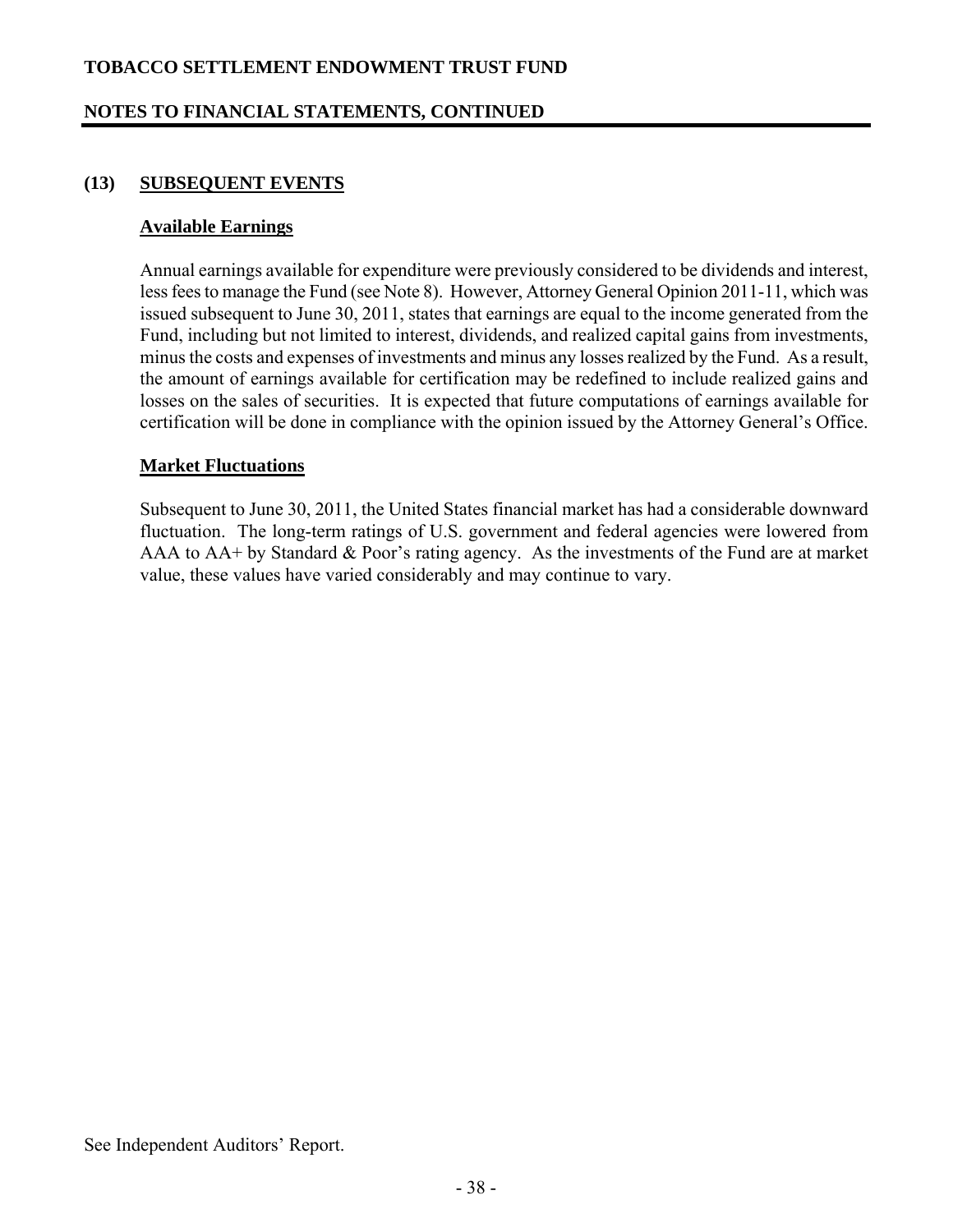## (13) SUBSEQUENT EVENTS

### Available Earnings

Annual earnings available for expenditure were previously considered to be dividends and interest, less fees to manage the Fund (see Note 8). However, Attorney General Opinion 2011-11, which was issued subsequent to June 30, 2011, states that earnings are equal to the income generated from the Fund, including but not limited to interest, dividends, and realized capital gains from investments, minus the costs and expenses of investments and minus any losses realized by the Fund. As a result, the amount of earnings available for certification may be redefined to include realized gains and losses on the sales of securities. It is expected that future computations of earnings available for certification will be done in compliance with the opinion issued by the Attorney General's Office.

### Market Fluctuations

Subsequent to June 30, 2011, the United States financial market has had a considerable downward fluctuation. The long-term ratings of U.S. government and federal agencies were lowered from AAA to AA+ by Standard & Poor's rating agency. As the investments of the Fund are at market value, these values have varied considerably and may continue to vary.

See Independent Auditors' Report.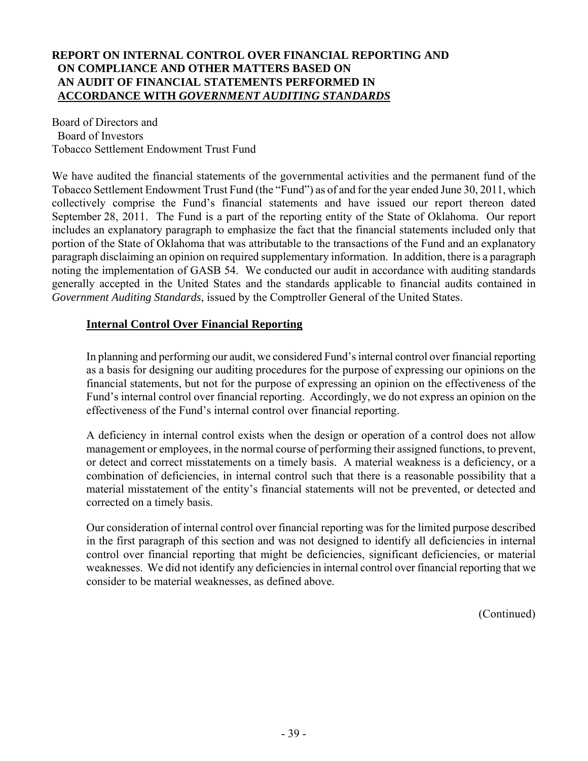# REPORT ON INTERNAL CONTROL OVER FINANCIAL REPORTING AND ON COMPLIANCE AND OTHER MATTERS BASED ON AN AUDIT OF FINANCIAL STATEMENTS PERFORMED IN ACCORDANCE WITH *GOVERNMENT AUDITING STANDARDS*

Board of Directors and
Board of Investors
Tobacco Settlement Endowment Trust Fund

We have audited the financial statements of the governmental activities and the permanent fund of the Tobacco Settlement Endowment Trust Fund (the "Fund") as of and for the year ended June 30, 2011, which collectively comprise the Fund's financial statements and have issued our report thereon dated September 28, 2011. The Fund is a part of the reporting entity of the State of Oklahoma. Our report includes an explanatory paragraph to emphasize the fact that the financial statements included only that portion of the State of Oklahoma that was attributable to the transactions of the Fund and an explanatory paragraph disclaiming an opinion on required supplementary information. In addition, there is a paragraph noting the implementation of GASB 54. We conducted our audit in accordance with auditing standards generally accepted in the United States and the standards applicable to financial audits contained in *Government Auditing Standards*, issued by the Comptroller General of the United States.

## Internal Control Over Financial Reporting

In planning and performing our audit, we considered Fund's internal control over financial reporting as a basis for designing our auditing procedures for the purpose of expressing our opinions on the financial statements, but not for the purpose of expressing an opinion on the effectiveness of the Fund's internal control over financial reporting. Accordingly, we do not express an opinion on the effectiveness of the Fund's internal control over financial reporting.

A deficiency in internal control exists when the design or operation of a control does not allow management or employees, in the normal course of performing their assigned functions, to prevent, or detect and correct misstatements on a timely basis. A material weakness is a deficiency, or a combination of deficiencies, in internal control such that there is a reasonable possibility that a material misstatement of the entity's financial statements will not be prevented, or detected and corrected on a timely basis.

Our consideration of internal control over financial reporting was for the limited purpose described in the first paragraph of this section and was not designed to identify all deficiencies in internal control over financial reporting that might be deficiencies, significant deficiencies, or material weaknesses. We did not identify any deficiencies in internal control over financial reporting that we consider to be material weaknesses, as defined above.

(Continued)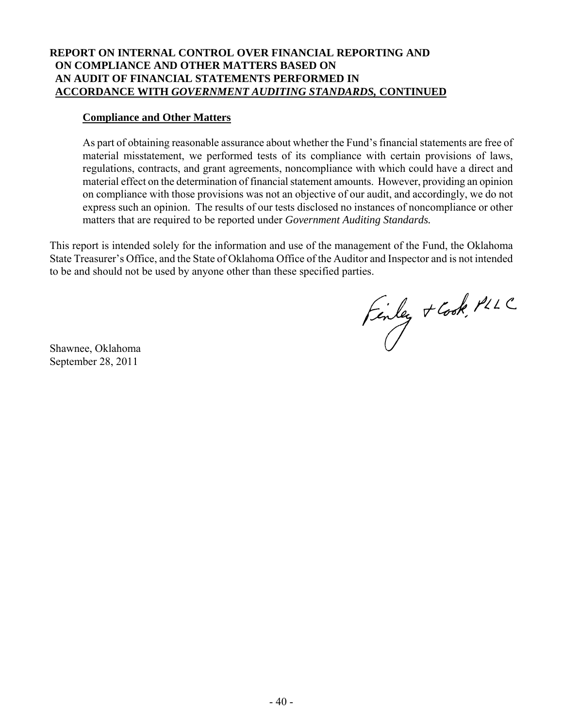**REPORT ON INTERNAL CONTROL OVER FINANCIAL REPORTING AND ON COMPLIANCE AND OTHER MATTERS BASED ON AN AUDIT OF FINANCIAL STATEMENTS PERFORMED IN ACCORDANCE WITH *GOVERNMENT AUDITING STANDARDS,* CONTINUED**

**Compliance and Other Matters**

As part of obtaining reasonable assurance about whether the Fund's financial statements are free of material misstatement, we performed tests of its compliance with certain provisions of laws, regulations, contracts, and grant agreements, noncompliance with which could have a direct and material effect on the determination of financial statement amounts. However, providing an opinion on compliance with those provisions was not an objective of our audit, and accordingly, we do not express such an opinion. The results of our tests disclosed no instances of noncompliance or other matters that are required to be reported under *Government Auditing Standards.*

This report is intended solely for the information and use of the management of the Fund, the Oklahoma State Treasurer's Office, and the State of Oklahoma Office of the Auditor and Inspector and is not intended to be and should not be used by anyone other than these specified parties.

Finley & Cook, PLLC

Shawnee, Oklahoma
September 28, 2011